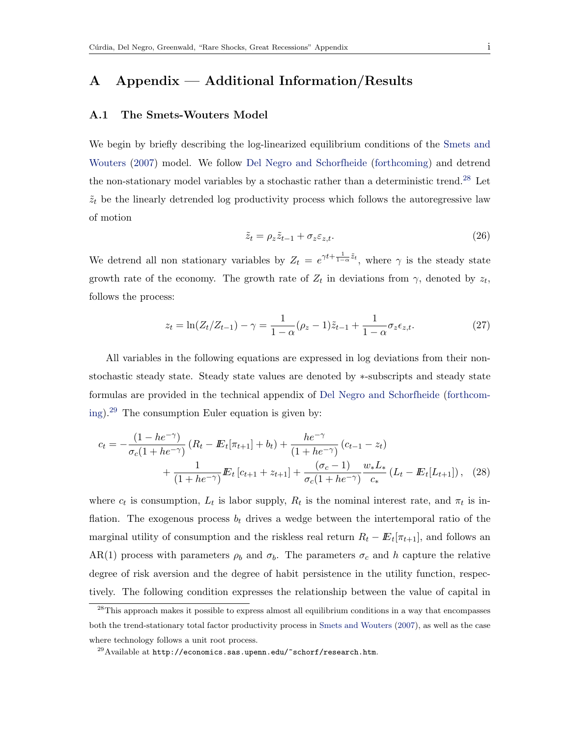# A Appendix — Additional Information/Results

## A.1 The Smets-Wouters Model

We begin by briefly describing the log-linearized equilibrium conditions of the Smets and Wouters (2007) model. We follow Del Negro and Schorfheide (forthcoming) and detrend the non-stationary model variables by a stochastic rather than a deterministic trend.[28] Let $\tilde{z}_t$ be the linearly detrended log productivity process which follows the autoregressive law of motion

$$\tilde{z}_t = \rho_z \tilde{z}_{t-1} + \sigma_z \varepsilon_{z,t}. \tag{26}$$

We detrend all non stationary variables by $Z_t = e^{\gamma t + \frac{1}{1-\alpha}\tilde{z}_t}$, where $\gamma$ is the steady state growth rate of the economy. The growth rate of $Z_t$ in deviations from $\gamma$, denoted by $z_t$, follows the process:

$$z_t = \ln(Z_t/Z_{t-1}) - \gamma = \frac{1}{1-\alpha}(\rho_z - 1)\tilde{z}_{t-1} + \frac{1}{1-\alpha}\sigma_z \epsilon_{z,t}. \tag{27}$$

All variables in the following equations are expressed in log deviations from their non-stochastic steady state. Steady state values are denoted by $*$-subscripts and steady state formulas are provided in the technical appendix of Del Negro and Schorfheide (forthcoming).[29] The consumption Euler equation is given by:

$$\begin{aligned} c_t = &-\frac{(1-he^{-\gamma})}{\sigma_c(1+he^{-\gamma})}\left(R_t - \mathbb{E}_t[\pi_{t+1}] + b_t\right) + \frac{he^{-\gamma}}{(1+he^{-\gamma})}\left(c_{t-1} - z_t\right) \\ &+ \frac{1}{(1+he^{-\gamma})}\mathbb{E}_t\left[c_{t+1} + z_{t+1}\right] + \frac{(\sigma_c - 1)}{\sigma_c(1+he^{-\gamma})}\frac{w_* L_*}{c_*}\left(L_t - \mathbb{E}_t[L_{t+1}]\right), \end{aligned} \tag{28}$$

where $c_t$ is consumption, $L_t$ is labor supply, $R_t$ is the nominal interest rate, and $\pi_t$ is inflation. The exogenous process $b_t$ drives a wedge between the intertemporal ratio of the marginal utility of consumption and the riskless real return $R_t - \mathbb{E}_t[\pi_{t+1}]$, and follows an AR(1) process with parameters $\rho_b$ and $\sigma_b$. The parameters $\sigma_c$ and $h$ capture the relative degree of risk aversion and the degree of habit persistence in the utility function, respectively. The following condition expresses the relationship between the value of capital in

[28] This approach makes it possible to express almost all equilibrium conditions in a way that encompasses both the trend-stationary total factor productivity process in Smets and Wouters (2007), as well as the case where technology follows a unit root process.

[29] Available at http://economics.sas.upenn.edu/~schorf/research.htm.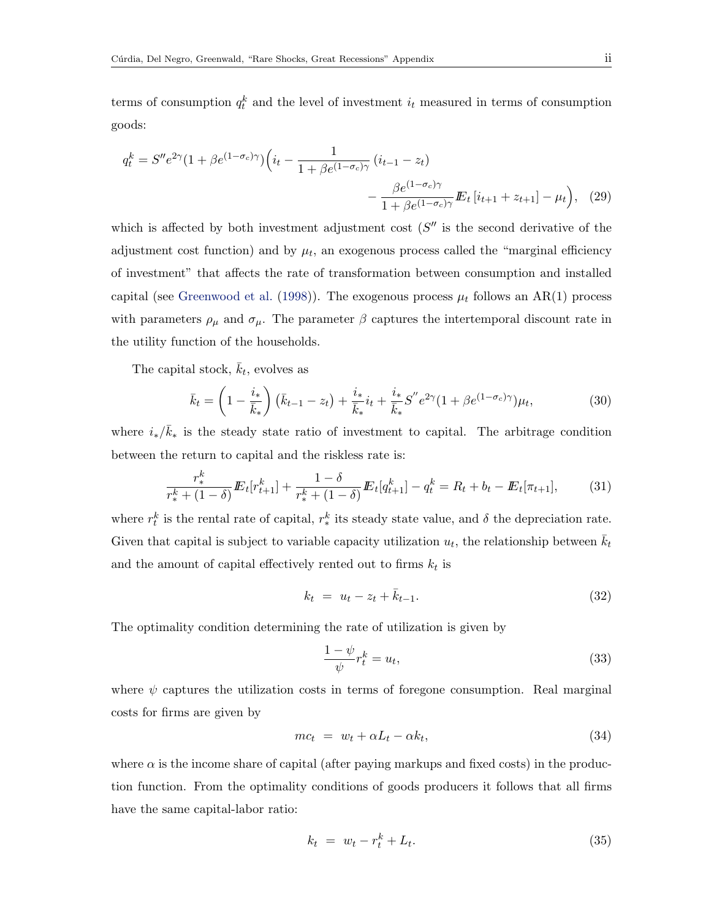terms of consumption $q_t^k$ and the level of investment $i_t$ measured in terms of consumption goods:

$$q_t^k = S'' e^{2\gamma}(1+\beta e^{(1-\sigma_c)\gamma})\Big(i_t - \frac{1}{1+\beta e^{(1-\sigma_c)\gamma}}\left(i_{t-1} - z_t\right) - \frac{\beta e^{(1-\sigma_c)\gamma}}{1+\beta e^{(1-\sigma_c)\gamma}} I\!E_t\left[i_{t+1} + z_{t+1}\right] - \mu_t\Big), \quad (29)$$

which is affected by both investment adjustment cost ($S''$ is the second derivative of the adjustment cost function) and by $\mu_t$, an exogenous process called the "marginal efficiency of investment" that affects the rate of transformation between consumption and installed capital (see Greenwood et al. (1998)). The exogenous process $\mu_t$ follows an AR(1) process with parameters $\rho_\mu$ and $\sigma_\mu$. The parameter $\beta$ captures the intertemporal discount rate in the utility function of the households.

The capital stock, $\bar{k}_t$, evolves as

$$\bar{k}_t = \left(1 - \frac{i_*}{\bar{k}_*}\right)\left(\bar{k}_{t-1} - z_t\right) + \frac{i_*}{\bar{k}_*} i_t + \frac{i_*}{\bar{k}_*} S'' e^{2\gamma}(1+\beta e^{(1-\sigma_c)\gamma})\mu_t, \quad (30)$$

where $i_*/\bar{k}_*$ is the steady state ratio of investment to capital. The arbitrage condition between the return to capital and the riskless rate is:

$$\frac{r_*^k}{r_*^k + (1-\delta)} I\!E_t[r_{t+1}^k] + \frac{1-\delta}{r_*^k + (1-\delta)} I\!E_t[q_{t+1}^k] - q_t^k = R_t + b_t - I\!E_t[\pi_{t+1}], \quad (31)$$

where $r_t^k$ is the rental rate of capital, $r_*^k$ its steady state value, and $\delta$ the depreciation rate. Given that capital is subject to variable capacity utilization $u_t$, the relationship between $\bar{k}_t$ and the amount of capital effectively rented out to firms $k_t$ is

$$k_t \;=\; u_t - z_t + \bar{k}_{t-1}. \quad (32)$$

The optimality condition determining the rate of utilization is given by

$$\frac{1-\psi}{\psi} r_t^k = u_t, \quad (33)$$

where $\psi$ captures the utilization costs in terms of foregone consumption. Real marginal costs for firms are given by

$$mc_t \;=\; w_t + \alpha L_t - \alpha k_t, \quad (34)$$

where $\alpha$ is the income share of capital (after paying markups and fixed costs) in the production function. From the optimality conditions of goods producers it follows that all firms have the same capital-labor ratio:

$$k_t \;=\; w_t - r_t^k + L_t. \quad (35)$$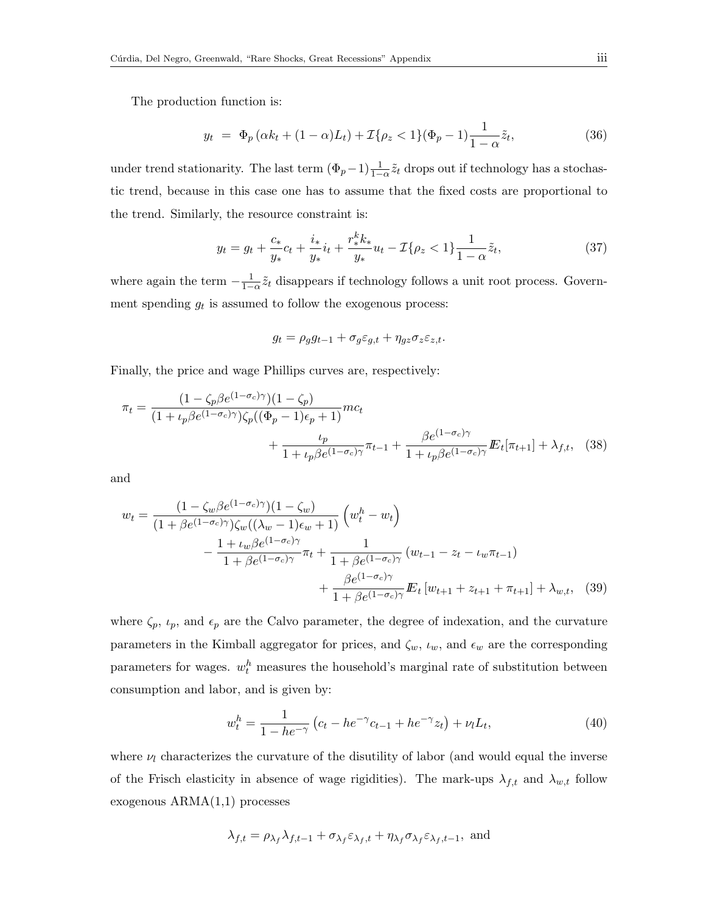The production function is:

$$
y_t \;=\; \Phi_p \left(\alpha k_t + (1-\alpha) L_t\right) + \mathcal{I}\{\rho_z < 1\}(\Phi_p - 1)\frac{1}{1-\alpha}\tilde{z}_t, \tag{36}
$$

under trend stationarity. The last term $(\Phi_p - 1)\frac{1}{1-\alpha}\tilde{z}_t$ drops out if technology has a stochastic trend, because in this case one has to assume that the fixed costs are proportional to the trend. Similarly, the resource constraint is:

$$
y_t = g_t + \frac{c_*}{y_*}c_t + \frac{i_*}{y_*}i_t + \frac{r_*^k k_*}{y_*}u_t - \mathcal{I}\{\rho_z < 1\}\frac{1}{1-\alpha}\tilde{z}_t, \tag{37}
$$

where again the term $-\frac{1}{1-\alpha}\tilde{z}_t$ disappears if technology follows a unit root process. Government spending $g_t$ is assumed to follow the exogenous process:

$$
g_t = \rho_g g_{t-1} + \sigma_g \varepsilon_{g,t} + \eta_{gz}\sigma_z \varepsilon_{z,t}.
$$

Finally, the price and wage Phillips curves are, respectively:

$$
\pi_t = \frac{(1-\zeta_p \beta e^{(1-\sigma_c)\gamma})(1-\zeta_p)}{(1+\iota_p \beta e^{(1-\sigma_c)\gamma})\zeta_p((\Phi_p - 1)\epsilon_p + 1)} mc_t + \frac{\iota_p}{1+\iota_p \beta e^{(1-\sigma_c)\gamma}}\pi_{t-1} + \frac{\beta e^{(1-\sigma_c)\gamma}}{1+\iota_p \beta e^{(1-\sigma_c)\gamma}} \mathbb{E}_t[\pi_{t+1}] + \lambda_{f,t}, \tag{38}
$$

and

$$
\begin{aligned}
w_t = {} & \frac{(1-\zeta_w \beta e^{(1-\sigma_c)\gamma})(1-\zeta_w)}{(1+\beta e^{(1-\sigma_c)\gamma})\zeta_w((\lambda_w - 1)\epsilon_w + 1)}\left(w_t^h - w_t\right) \\
& - \frac{1+\iota_w \beta e^{(1-\sigma_c)\gamma}}{1+\beta e^{(1-\sigma_c)\gamma}}\pi_t + \frac{1}{1+\beta e^{(1-\sigma_c)\gamma}}\left(w_{t-1} - z_t - \iota_w \pi_{t-1}\right) \\
& + \frac{\beta e^{(1-\sigma_c)\gamma}}{1+\beta e^{(1-\sigma_c)\gamma}} \mathbb{E}_t\left[w_{t+1} + z_{t+1} + \pi_{t+1}\right] + \lambda_{w,t},
\end{aligned} \tag{39}
$$

where $\zeta_p$, $\iota_p$, and $\epsilon_p$ are the Calvo parameter, the degree of indexation, and the curvature parameters in the Kimball aggregator for prices, and $\zeta_w$, $\iota_w$, and $\epsilon_w$ are the corresponding parameters for wages. $w_t^h$ measures the household's marginal rate of substitution between consumption and labor, and is given by:

$$
w_t^h = \frac{1}{1-he^{-\gamma}}\left(c_t - he^{-\gamma}c_{t-1} + he^{-\gamma}z_t\right) + \nu_l L_t, \tag{40}
$$

where $\nu_l$ characterizes the curvature of the disutility of labor (and would equal the inverse of the Frisch elasticity in absence of wage rigidities). The mark-ups $\lambda_{f,t}$ and $\lambda_{w,t}$ follow exogenous ARMA(1,1) processes

$$
\lambda_{f,t} = \rho_{\lambda_f}\lambda_{f,t-1} + \sigma_{\lambda_f}\varepsilon_{\lambda_f,t} + \eta_{\lambda_f}\sigma_{\lambda_f}\varepsilon_{\lambda_f,t-1}, \text{ and}
$$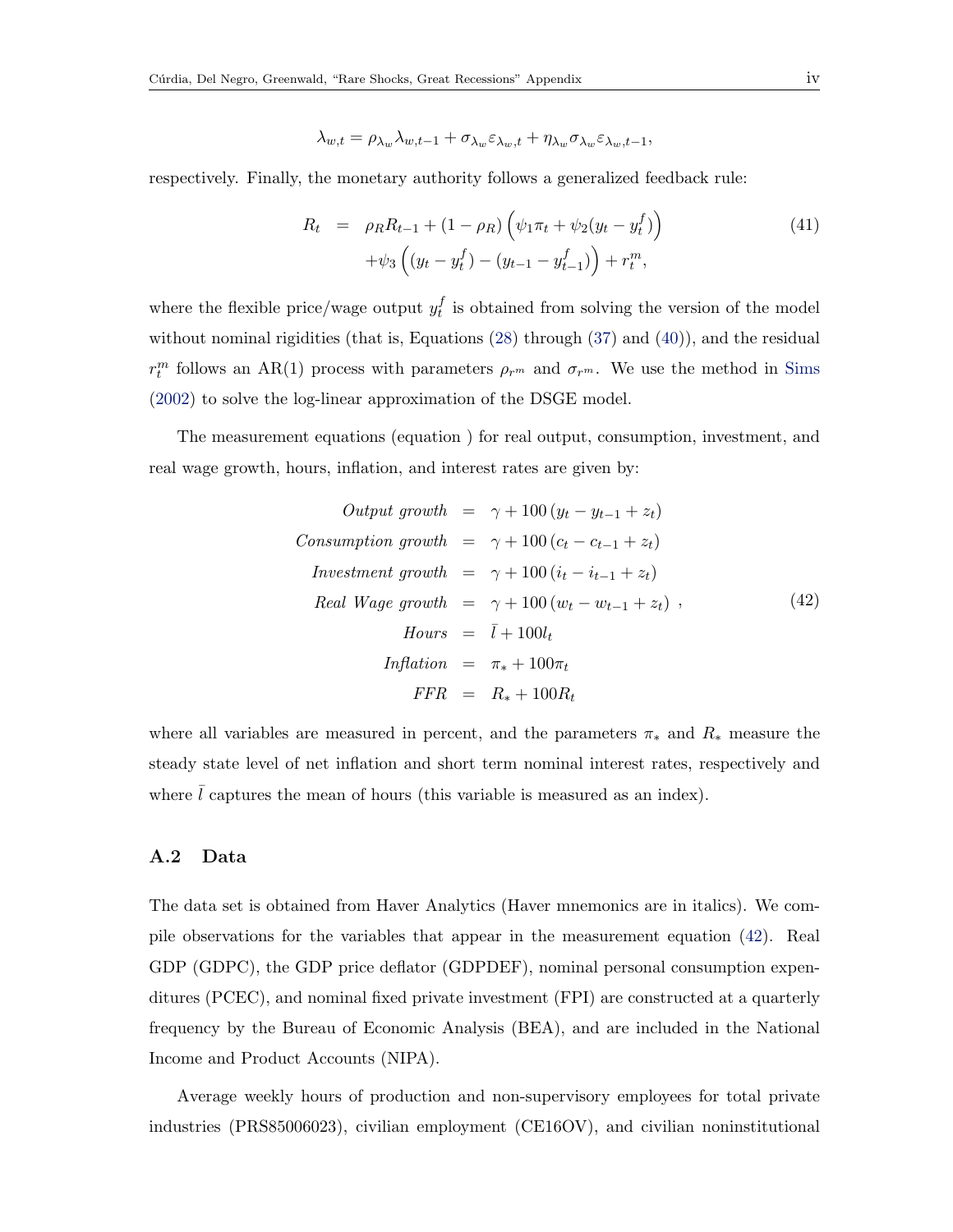$$\lambda_{w,t} = \rho_{\lambda_w} \lambda_{w,t-1} + \sigma_{\lambda_w} \varepsilon_{\lambda_w,t} + \eta_{\lambda_w} \sigma_{\lambda_w} \varepsilon_{\lambda_w,t-1},$$

respectively. Finally, the monetary authority follows a generalized feedback rule:

$$\begin{aligned} R_t &= \rho_R R_{t-1} + (1-\rho_R)\left(\psi_1 \pi_t + \psi_2 (y_t - y_t^f)\right) \\ &\quad + \psi_3 \left((y_t - y_t^f) - (y_{t-1} - y_{t-1}^f)\right) + r_t^m, \end{aligned} \tag{41}$$

where the flexible price/wage output $y_t^f$ is obtained from solving the version of the model without nominal rigidities (that is, Equations (28) through (37) and (40)), and the residual $r_t^m$ follows an AR(1) process with parameters $\rho_{r^m}$ and $\sigma_{r^m}$. We use the method in Sims (2002) to solve the log-linear approximation of the DSGE model.

The measurement equations (equation ) for real output, consumption, investment, and real wage growth, hours, inflation, and interest rates are given by:

$$\begin{aligned} \textit{Output growth} &= \gamma + 100\,(y_t - y_{t-1} + z_t) \\ \textit{Consumption growth} &= \gamma + 100\,(c_t - c_{t-1} + z_t) \\ \textit{Investment growth} &= \gamma + 100\,(i_t - i_{t-1} + z_t) \\ \textit{Real Wage growth} &= \gamma + 100\,(w_t - w_{t-1} + z_t)\ , \\ \textit{Hours} &= \bar{l} + 100 l_t \\ \textit{Inflation} &= \pi_* + 100\pi_t \\ \textit{FFR} &= R_* + 100 R_t \end{aligned} \tag{42}$$

where all variables are measured in percent, and the parameters $\pi_*$ and $R_*$ measure the steady state level of net inflation and short term nominal interest rates, respectively and where $\bar{l}$ captures the mean of hours (this variable is measured as an index).

## A.2 Data

The data set is obtained from Haver Analytics (Haver mnemonics are in italics). We compile observations for the variables that appear in the measurement equation (42). Real GDP (GDPC), the GDP price deflator (GDPDEF), nominal personal consumption expenditures (PCEC), and nominal fixed private investment (FPI) are constructed at a quarterly frequency by the Bureau of Economic Analysis (BEA), and are included in the National Income and Product Accounts (NIPA).

Average weekly hours of production and non-supervisory employees for total private industries (PRS85006023), civilian employment (CE16OV), and civilian noninstitutional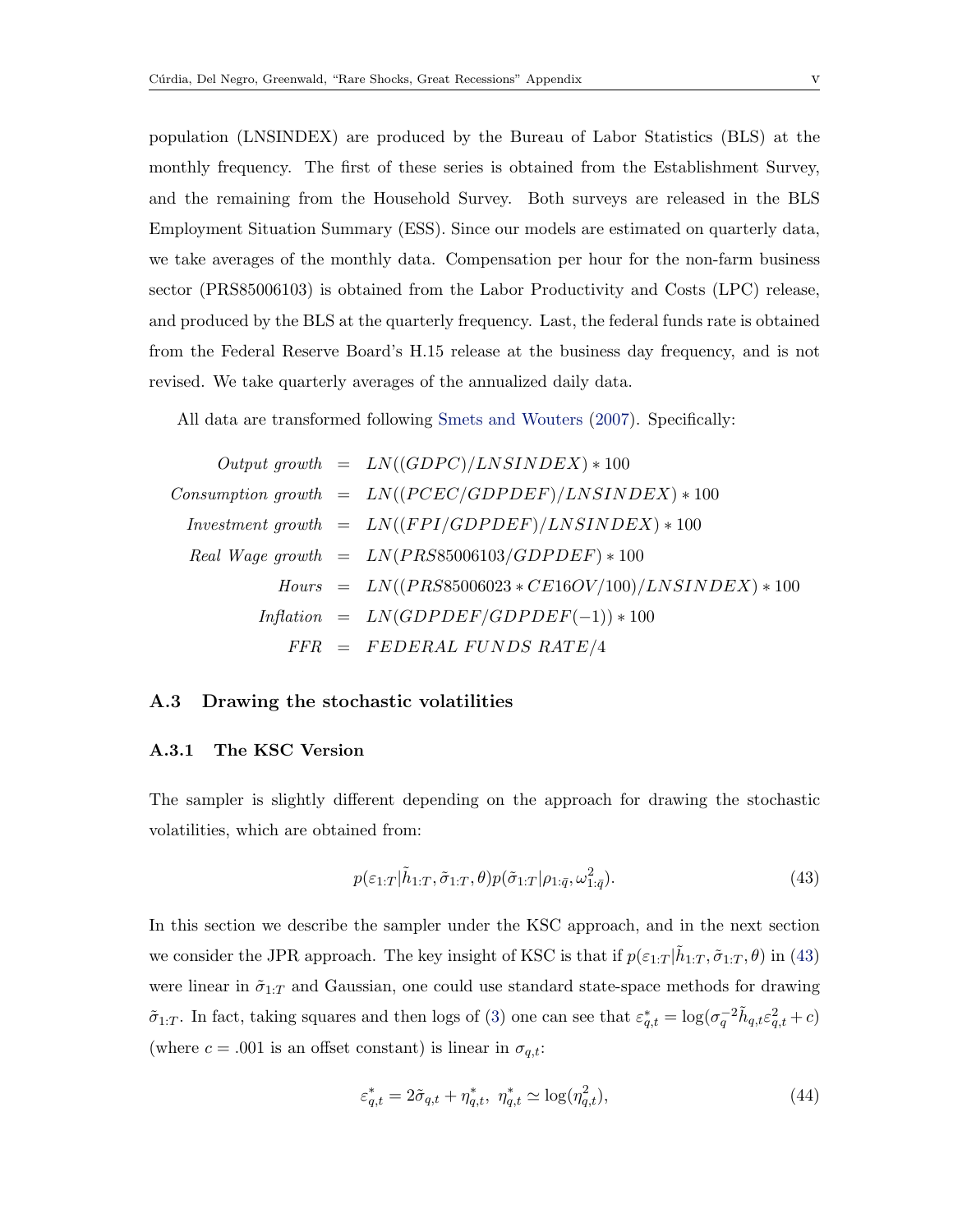population (LNSINDEX) are produced by the Bureau of Labor Statistics (BLS) at the monthly frequency. The first of these series is obtained from the Establishment Survey, and the remaining from the Household Survey. Both surveys are released in the BLS Employment Situation Summary (ESS). Since our models are estimated on quarterly data, we take averages of the monthly data. Compensation per hour for the non-farm business sector (PRS85006103) is obtained from the Labor Productivity and Costs (LPC) release, and produced by the BLS at the quarterly frequency. Last, the federal funds rate is obtained from the Federal Reserve Board's H.15 release at the business day frequency, and is not revised. We take quarterly averages of the annualized daily data.

All data are transformed following Smets and Wouters (2007). Specifically:

$$
\begin{aligned}
\textit{Output growth} &= LN((GDPC)/LNSINDEX) * 100 \\
\textit{Consumption growth} &= LN((PCEC/GDPDEF)/LNSINDEX) * 100 \\
\textit{Investment growth} &= LN((FPI/GDPDEF)/LNSINDEX) * 100 \\
\textit{Real Wage growth} &= LN(PRS85006103/GDPDEF) * 100 \\
\textit{Hours} &= LN((PRS85006023 * CE16OV/100)/LNSINDEX) * 100 \\
\textit{Inflation} &= LN(GDPDEF/GDPDEF(-1)) * 100 \\
\textit{FFR} &= \textit{FEDERAL FUNDS RATE}/4
\end{aligned}
$$

### A.3 Drawing the stochastic volatilities

#### A.3.1 The KSC Version

The sampler is slightly different depending on the approach for drawing the stochastic volatilities, which are obtained from:

$$p(\varepsilon_{1:T}|\tilde{h}_{1:T}, \tilde{\sigma}_{1:T}, \theta)p(\tilde{\sigma}_{1:T}|\rho_{1:\bar{q}}, \omega^2_{1:\bar{q}}). \tag{43}$$

In this section we describe the sampler under the KSC approach, and in the next section we consider the JPR approach. The key insight of KSC is that if $p(\varepsilon_{1:T}|\tilde{h}_{1:T}, \tilde{\sigma}_{1:T}, \theta)$ in (43) were linear in $\tilde{\sigma}_{1:T}$ and Gaussian, one could use standard state-space methods for drawing $\tilde{\sigma}_{1:T}$. In fact, taking squares and then logs of (3) one can see that $\varepsilon^*_{q,t} = \log(\sigma_q^{-2}\tilde{h}_{q,t}\varepsilon^2_{q,t} + c)$ (where $c = .001$ is an offset constant) is linear in $\sigma_{q,t}$:

$$\varepsilon^*_{q,t} = 2\tilde{\sigma}_{q,t} + \eta^*_{q,t}, \;\; \eta^*_{q,t} \simeq \log(\eta^2_{q,t}), \tag{44}$$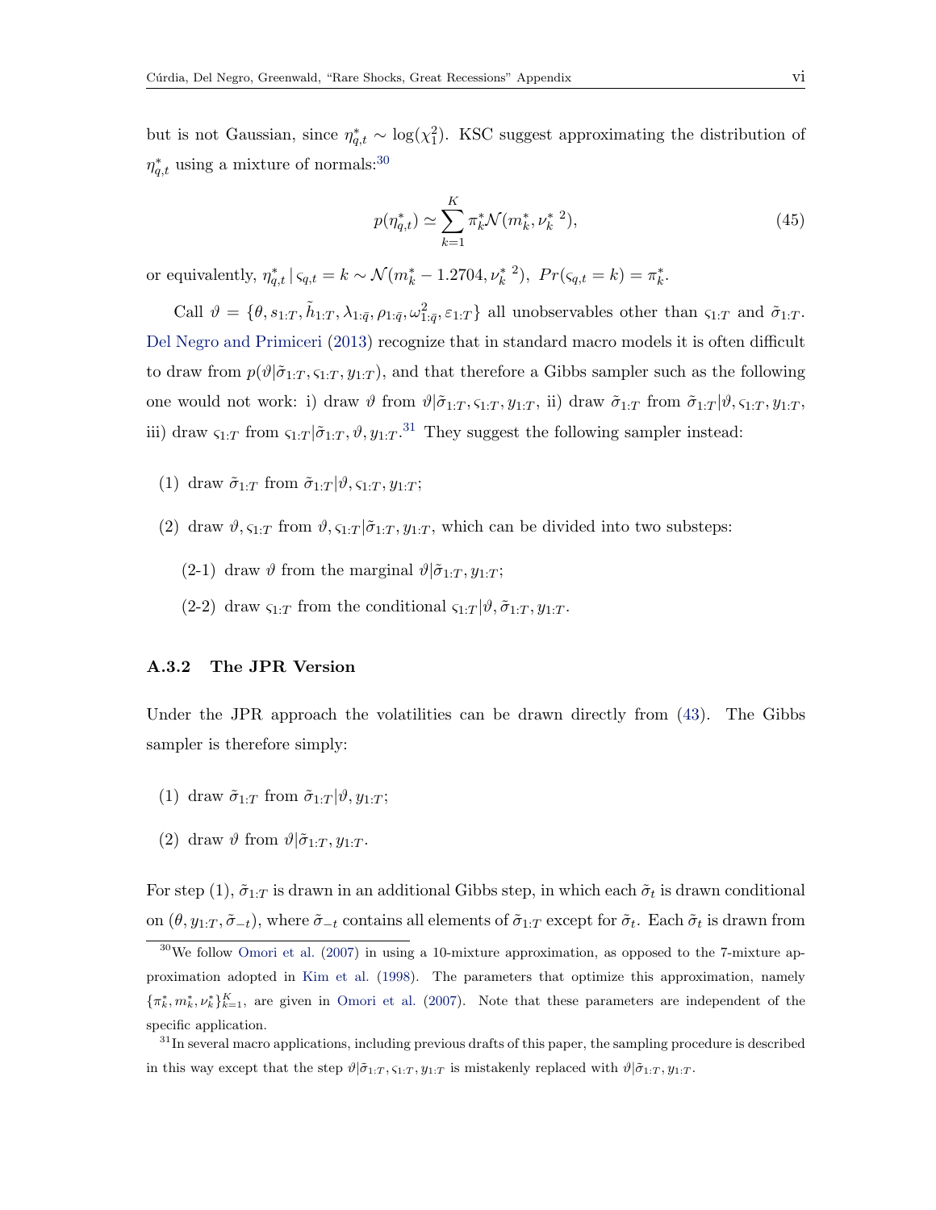but is not Gaussian, since $\eta^*_{q,t} \sim \log(\chi^2_1)$. KSC suggest approximating the distribution of $\eta^*_{q,t}$ using a mixture of normals:[30]

$$p(\eta^*_{q,t}) \simeq \sum_{k=1}^{K} \pi^*_k \mathcal{N}(m^*_k, \nu^{*\,2}_k), \tag{45}$$

or equivalently, $\eta^*_{q,t} \,|\, \varsigma_{q,t} = k \sim \mathcal{N}(m^*_k - 1.2704, \nu^{*\,2}_k)$, $Pr(\varsigma_{q,t} = k) = \pi^*_k$.

Call $\vartheta = \{\theta, s_{1:T}, \tilde{h}_{1:T}, \lambda_{1:\bar{q}}, \rho_{1:\bar{q}}, \omega^2_{1:\bar{q}}, \varepsilon_{1:T}\}$ all unobservables other than $\varsigma_{1:T}$ and $\tilde{\sigma}_{1:T}$. Del Negro and Primiceri (2013) recognize that in standard macro models it is often difficult to draw from $p(\vartheta|\tilde{\sigma}_{1:T}, \varsigma_{1:T}, y_{1:T})$, and that therefore a Gibbs sampler such as the following one would not work: i) draw $\vartheta$ from $\vartheta|\tilde{\sigma}_{1:T}, \varsigma_{1:T}, y_{1:T}$, ii) draw $\tilde{\sigma}_{1:T}$ from $\tilde{\sigma}_{1:T}|\vartheta, \varsigma_{1:T}, y_{1:T}$, iii) draw $\varsigma_{1:T}$ from $\varsigma_{1:T}|\tilde{\sigma}_{1:T}, \vartheta, y_{1:T}$.[31] They suggest the following sampler instead:

(1) draw $\tilde{\sigma}_{1:T}$ from $\tilde{\sigma}_{1:T}|\vartheta, \varsigma_{1:T}, y_{1:T}$;

(2) draw $\vartheta, \varsigma_{1:T}$ from $\vartheta, \varsigma_{1:T}|\tilde{\sigma}_{1:T}, y_{1:T}$, which can be divided into two substeps:

  (2-1) draw $\vartheta$ from the marginal $\vartheta|\tilde{\sigma}_{1:T}, y_{1:T}$;

  (2-2) draw $\varsigma_{1:T}$ from the conditional $\varsigma_{1:T}|\vartheta, \tilde{\sigma}_{1:T}, y_{1:T}$.

### A.3.2 The JPR Version

Under the JPR approach the volatilities can be drawn directly from (43). The Gibbs sampler is therefore simply:

(1) draw $\tilde{\sigma}_{1:T}$ from $\tilde{\sigma}_{1:T}|\vartheta, y_{1:T}$;

(2) draw $\vartheta$ from $\vartheta|\tilde{\sigma}_{1:T}, y_{1:T}$.

For step (1), $\tilde{\sigma}_{1:T}$ is drawn in an additional Gibbs step, in which each $\tilde{\sigma}_t$ is drawn conditional on $(\theta, y_{1:T}, \tilde{\sigma}_{-t})$, where $\tilde{\sigma}_{-t}$ contains all elements of $\tilde{\sigma}_{1:T}$ except for $\tilde{\sigma}_t$. Each $\tilde{\sigma}_t$ is drawn from

---

[30] We follow Omori et al. (2007) in using a 10-mixture approximation, as opposed to the 7-mixture approximation adopted in Kim et al. (1998). The parameters that optimize this approximation, namely $\{\pi^*_k, m^*_k, \nu^*_k\}_{k=1}^K$, are given in Omori et al. (2007). Note that these parameters are independent of the specific application.

[31] In several macro applications, including previous drafts of this paper, the sampling procedure is described in this way except that the step $\vartheta|\tilde{\sigma}_{1:T}, \varsigma_{1:T}, y_{1:T}$ is mistakenly replaced with $\vartheta|\tilde{\sigma}_{1:T}, y_{1:T}$.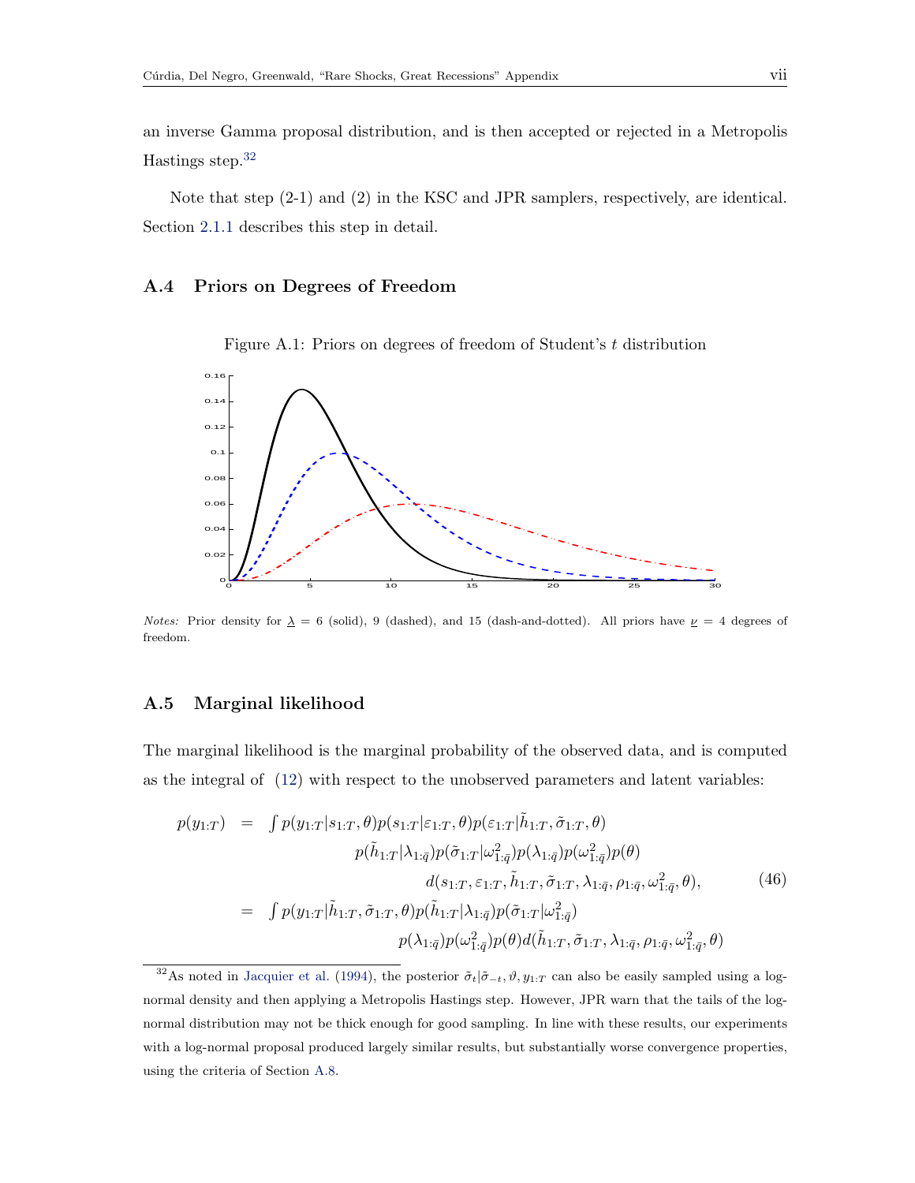an inverse Gamma proposal distribution, and is then accepted or rejected in a Metropolis Hastings step.[32]

Note that step (2-1) and (2) in the KSC and JPR samplers, respectively, are identical. Section 2.1.1 describes this step in detail.

## A.4 Priors on Degrees of Freedom

Figure A.1: Priors on degrees of freedom of Student's $t$ distribution

*Notes:* Prior density for $\underline{\lambda} = 6$ (solid), 9 (dashed), and 15 (dash-and-dotted). All priors have $\underline{\nu} = 4$ degrees of freedom.

## A.5 Marginal likelihood

The marginal likelihood is the marginal probability of the observed data, and is computed as the integral of (12) with respect to the unobserved parameters and latent variables:

$$
\begin{aligned}
p(y_{1:T}) &= \int p(y_{1:T}|s_{1:T},\theta)p(s_{1:T}|\varepsilon_{1:T},\theta)p(\varepsilon_{1:T}|\tilde{h}_{1:T},\tilde{\sigma}_{1:T},\theta) \\
&\qquad p(\tilde{h}_{1:T}|\lambda_{1:\bar{q}})p(\tilde{\sigma}_{1:T}|\omega^2_{1:\bar{q}})p(\lambda_{1:\bar{q}})p(\omega^2_{1:\bar{q}})p(\theta) \\
&\qquad\qquad d(s_{1:T},\varepsilon_{1:T},\tilde{h}_{1:T},\tilde{\sigma}_{1:T},\lambda_{1:\bar{q}},\rho_{1:\bar{q}},\omega^2_{1:\bar{q}},\theta), \qquad (46)\\
&= \int p(y_{1:T}|\tilde{h}_{1:T},\tilde{\sigma}_{1:T},\theta)p(\tilde{h}_{1:T}|\lambda_{1:\bar{q}})p(\tilde{\sigma}_{1:T}|\omega^2_{1:\bar{q}}) \\
&\qquad p(\lambda_{1:\bar{q}})p(\omega^2_{1:\bar{q}})p(\theta)d(\tilde{h}_{1:T},\tilde{\sigma}_{1:T},\lambda_{1:\bar{q}},\rho_{1:\bar{q}},\omega^2_{1:\bar{q}},\theta)
\end{aligned}
$$

[32] As noted in Jacquier et al. (1994), the posterior $\tilde{\sigma}_t|\tilde{\sigma}_{-t},\vartheta,y_{1:T}$ can also be easily sampled using a log-normal density and then applying a Metropolis Hastings step. However, JPR warn that the tails of the log-normal distribution may not be thick enough for good sampling. In line with these results, our experiments with a log-normal proposal produced largely similar results, but substantially worse convergence properties, using the criteria of Section A.8.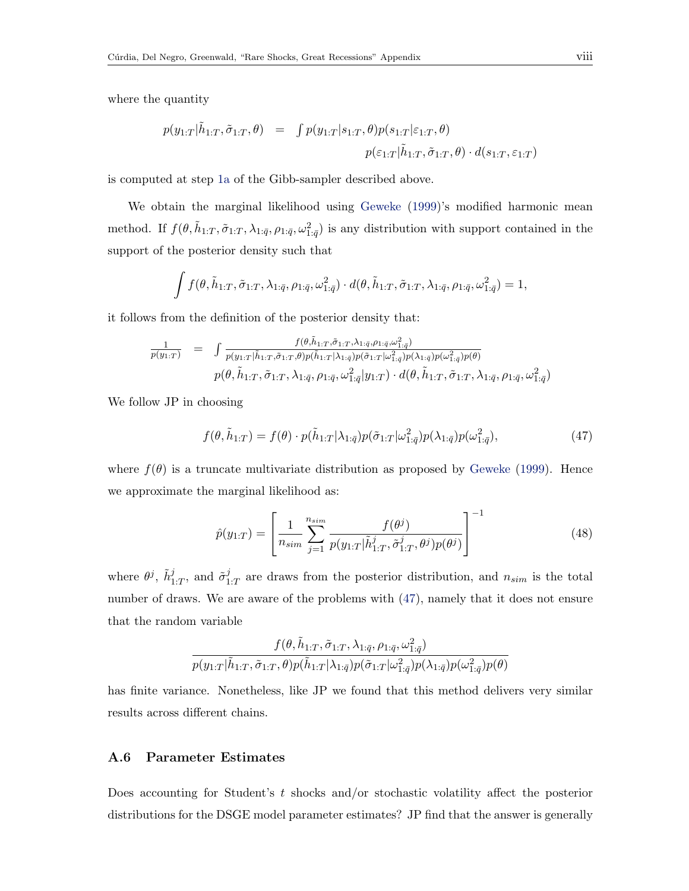where the quantity

$$
\begin{aligned}
p(y_{1:T}|\tilde{h}_{1:T}, \tilde{\sigma}_{1:T}, \theta) \quad = \quad & \int p(y_{1:T}|s_{1:T}, \theta) p(s_{1:T}|\varepsilon_{1:T}, \theta) \\
& \qquad p(\varepsilon_{1:T}|\tilde{h}_{1:T}, \tilde{\sigma}_{1:T}, \theta) \cdot d(s_{1:T}, \varepsilon_{1:T})
\end{aligned}
$$

is computed at step 1a of the Gibb-sampler described above.

We obtain the marginal likelihood using Geweke (1999)'s modified harmonic mean method. If $f(\theta, \tilde{h}_{1:T}, \tilde{\sigma}_{1:T}, \lambda_{1:\bar{q}}, \rho_{1:\bar{q}}, \omega^2_{1:\bar{q}})$ is any distribution with support contained in the support of the posterior density such that

$$
\int f(\theta, \tilde{h}_{1:T}, \tilde{\sigma}_{1:T}, \lambda_{1:\bar{q}}, \rho_{1:\bar{q}}, \omega^2_{1:\bar{q}}) \cdot d(\theta, \tilde{h}_{1:T}, \tilde{\sigma}_{1:T}, \lambda_{1:\bar{q}}, \rho_{1:\bar{q}}, \omega^2_{1:\bar{q}}) = 1,
$$

it follows from the definition of the posterior density that:

$$
\begin{aligned}
\frac{1}{p(y_{1:T})} \quad = \quad & \int \frac{f(\theta, \tilde{h}_{1:T}, \tilde{\sigma}_{1:T}, \lambda_{1:\bar{q}}, \rho_{1:\bar{q}}, \omega^2_{1:\bar{q}})}{p(y_{1:T}|\tilde{h}_{1:T}, \tilde{\sigma}_{1:T}, \theta) p(\tilde{h}_{1:T}|\lambda_{1:\bar{q}}) p(\tilde{\sigma}_{1:T}|\omega^2_{1:\bar{q}}) p(\lambda_{1:\bar{q}}) p(\omega^2_{1:\bar{q}}) p(\theta)} \\
& p(\theta, \tilde{h}_{1:T}, \tilde{\sigma}_{1:T}, \lambda_{1:\bar{q}}, \rho_{1:\bar{q}}, \omega^2_{1:\bar{q}}|y_{1:T}) \cdot d(\theta, \tilde{h}_{1:T}, \tilde{\sigma}_{1:T}, \lambda_{1:\bar{q}}, \rho_{1:\bar{q}}, \omega^2_{1:\bar{q}})
\end{aligned}
$$

We follow JP in choosing

$$
f(\theta, \tilde{h}_{1:T}) = f(\theta) \cdot p(\tilde{h}_{1:T}|\lambda_{1:\bar{q}}) p(\tilde{\sigma}_{1:T}|\omega^2_{1:\bar{q}}) p(\lambda_{1:\bar{q}}) p(\omega^2_{1:\bar{q}}), \tag{47}
$$

where $f(\theta)$ is a truncate multivariate distribution as proposed by Geweke (1999). Hence we approximate the marginal likelihood as:

$$
\hat{p}(y_{1:T}) = \left[ \frac{1}{n_{sim}} \sum_{j=1}^{n_{sim}} \frac{f(\theta^j)}{p(y_{1:T}|\tilde{h}^j_{1:T}, \tilde{\sigma}^j_{1:T}, \theta^j) p(\theta^j)} \right]^{-1} \tag{48}
$$

where $\theta^j$, $\tilde{h}^j_{1:T}$, and $\tilde{\sigma}^j_{1:T}$ are draws from the posterior distribution, and $n_{sim}$ is the total number of draws. We are aware of the problems with (47), namely that it does not ensure that the random variable

$$
\frac{f(\theta, \tilde{h}_{1:T}, \tilde{\sigma}_{1:T}, \lambda_{1:\bar{q}}, \rho_{1:\bar{q}}, \omega^2_{1:\bar{q}})}{p(y_{1:T}|\tilde{h}_{1:T}, \tilde{\sigma}_{1:T}, \theta) p(\tilde{h}_{1:T}|\lambda_{1:\bar{q}}) p(\tilde{\sigma}_{1:T}|\omega^2_{1:\bar{q}}) p(\lambda_{1:\bar{q}}) p(\omega^2_{1:\bar{q}}) p(\theta)}
$$

has finite variance. Nonetheless, like JP we found that this method delivers very similar results across different chains.

## A.6 Parameter Estimates

Does accounting for Student's $t$ shocks and/or stochastic volatility affect the posterior distributions for the DSGE model parameter estimates? JP find that the answer is generally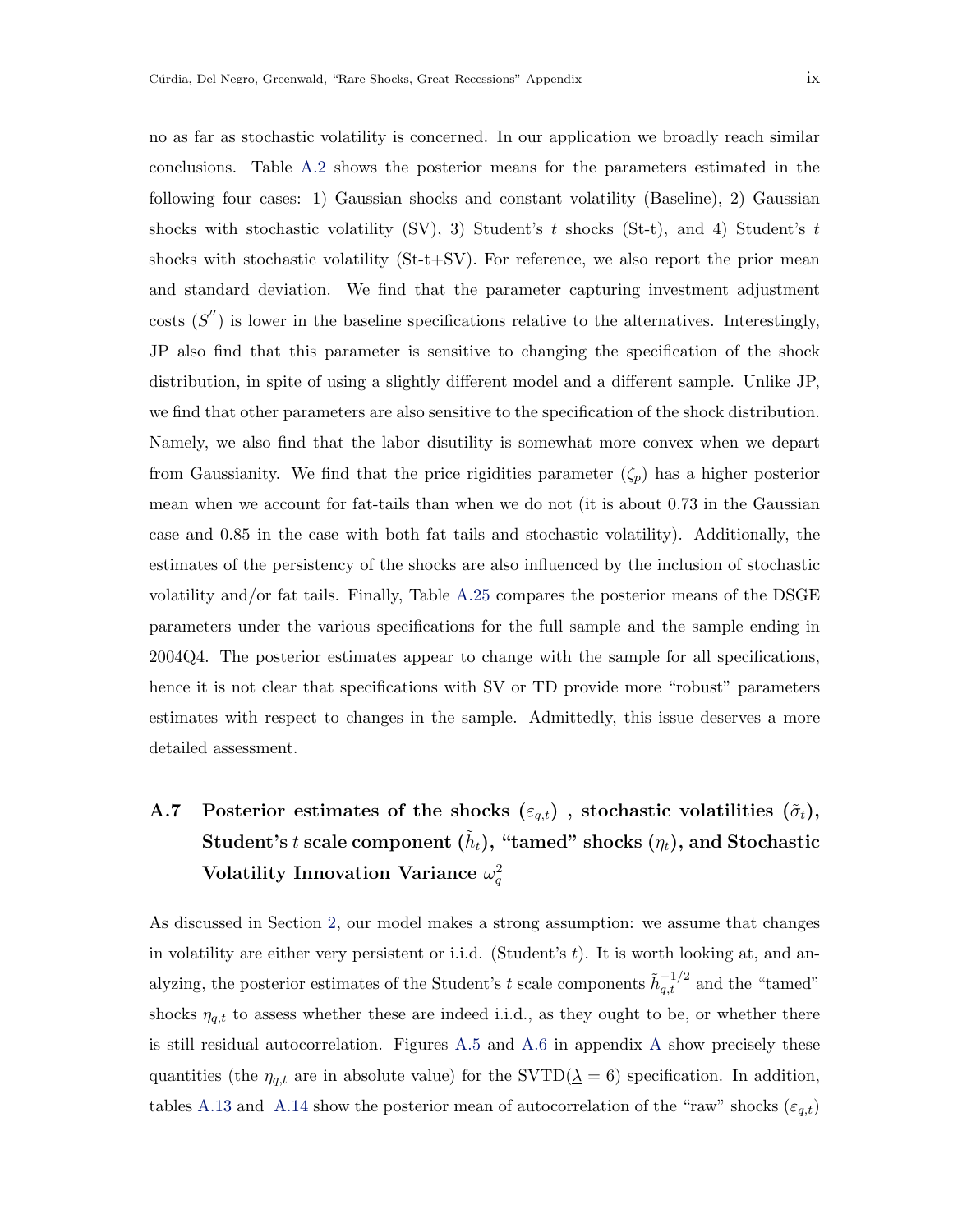no as far as stochastic volatility is concerned. In our application we broadly reach similar conclusions. Table A.2 shows the posterior means for the parameters estimated in the following four cases: 1) Gaussian shocks and constant volatility (Baseline), 2) Gaussian shocks with stochastic volatility (SV), 3) Student's $t$ shocks (St-t), and 4) Student's $t$ shocks with stochastic volatility (St-t+SV). For reference, we also report the prior mean and standard deviation. We find that the parameter capturing investment adjustment costs ($S^{''}$) is lower in the baseline specifications relative to the alternatives. Interestingly, JP also find that this parameter is sensitive to changing the specification of the shock distribution, in spite of using a slightly different model and a different sample. Unlike JP, we find that other parameters are also sensitive to the specification of the shock distribution. Namely, we also find that the labor disutility is somewhat more convex when we depart from Gaussianity. We find that the price rigidities parameter ($\zeta_p$) has a higher posterior mean when we account for fat-tails than when we do not (it is about 0.73 in the Gaussian case and 0.85 in the case with both fat tails and stochastic volatility). Additionally, the estimates of the persistency of the shocks are also influenced by the inclusion of stochastic volatility and/or fat tails. Finally, Table A.25 compares the posterior means of the DSGE parameters under the various specifications for the full sample and the sample ending in 2004Q4. The posterior estimates appear to change with the sample for all specifications, hence it is not clear that specifications with SV or TD provide more "robust" parameters estimates with respect to changes in the sample. Admittedly, this issue deserves a more detailed assessment.

## A.7 Posterior estimates of the shocks ($\varepsilon_{q,t}$) , stochastic volatilities ($\tilde{\sigma}_t$), Student's $t$ scale component ($\tilde{h}_t$), "tamed" shocks ($\eta_t$), and Stochastic Volatility Innovation Variance $\omega_q^2$

As discussed in Section 2, our model makes a strong assumption: we assume that changes in volatility are either very persistent or i.i.d. (Student's $t$). It is worth looking at, and analyzing, the posterior estimates of the Student's $t$ scale components $\tilde{h}_{q,t}^{-1/2}$ and the "tamed" shocks $\eta_{q,t}$ to assess whether these are indeed i.i.d., as they ought to be, or whether there is still residual autocorrelation. Figures A.5 and A.6 in appendix A show precisely these quantities (the $\eta_{q,t}$ are in absolute value) for the SVTD($\underline{\lambda} = 6$) specification. In addition, tables A.13 and A.14 show the posterior mean of autocorrelation of the "raw" shocks ($\varepsilon_{q,t}$)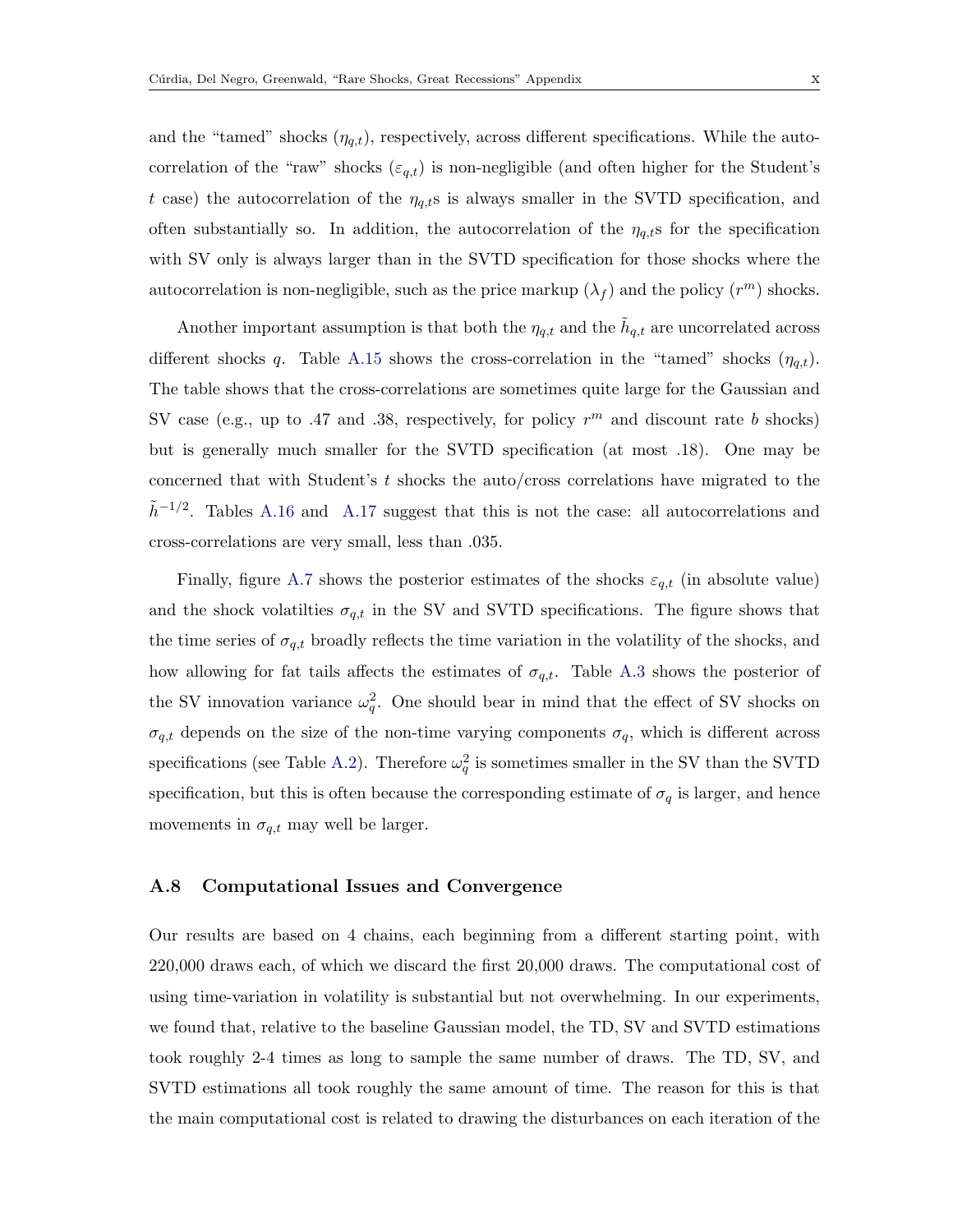and the "tamed" shocks ($\eta_{q,t}$), respectively, across different specifications. While the autocorrelation of the "raw" shocks ($\varepsilon_{q,t}$) is non-negligible (and often higher for the Student's $t$ case) the autocorrelation of the $\eta_{q,t}$s is always smaller in the SVTD specification, and often substantially so. In addition, the autocorrelation of the $\eta_{q,t}$s for the specification with SV only is always larger than in the SVTD specification for those shocks where the autocorrelation is non-negligible, such as the price markup ($\lambda_f$) and the policy ($r^m$) shocks.

Another important assumption is that both the $\eta_{q,t}$ and the $\tilde{h}_{q,t}$ are uncorrelated across different shocks $q$. Table A.15 shows the cross-correlation in the "tamed" shocks ($\eta_{q,t}$). The table shows that the cross-correlations are sometimes quite large for the Gaussian and SV case (e.g., up to .47 and .38, respectively, for policy $r^m$ and discount rate $b$ shocks) but is generally much smaller for the SVTD specification (at most .18). One may be concerned that with Student's $t$ shocks the auto/cross correlations have migrated to the $\tilde{h}^{-1/2}$. Tables A.16 and A.17 suggest that this is not the case: all autocorrelations and cross-correlations are very small, less than .035.

Finally, figure A.7 shows the posterior estimates of the shocks $\varepsilon_{q,t}$ (in absolute value) and the shock volatilties $\sigma_{q,t}$ in the SV and SVTD specifications. The figure shows that the time series of $\sigma_{q,t}$ broadly reflects the time variation in the volatility of the shocks, and how allowing for fat tails affects the estimates of $\sigma_{q,t}$. Table A.3 shows the posterior of the SV innovation variance $\omega_q^2$. One should bear in mind that the effect of SV shocks on $\sigma_{q,t}$ depends on the size of the non-time varying components $\sigma_q$, which is different across specifications (see Table A.2). Therefore $\omega_q^2$ is sometimes smaller in the SV than the SVTD specification, but this is often because the corresponding estimate of $\sigma_q$ is larger, and hence movements in $\sigma_{q,t}$ may well be larger.

### A.8 Computational Issues and Convergence

Our results are based on 4 chains, each beginning from a different starting point, with 220,000 draws each, of which we discard the first 20,000 draws. The computational cost of using time-variation in volatility is substantial but not overwhelming. In our experiments, we found that, relative to the baseline Gaussian model, the TD, SV and SVTD estimations took roughly 2-4 times as long to sample the same number of draws. The TD, SV, and SVTD estimations all took roughly the same amount of time. The reason for this is that the main computational cost is related to drawing the disturbances on each iteration of the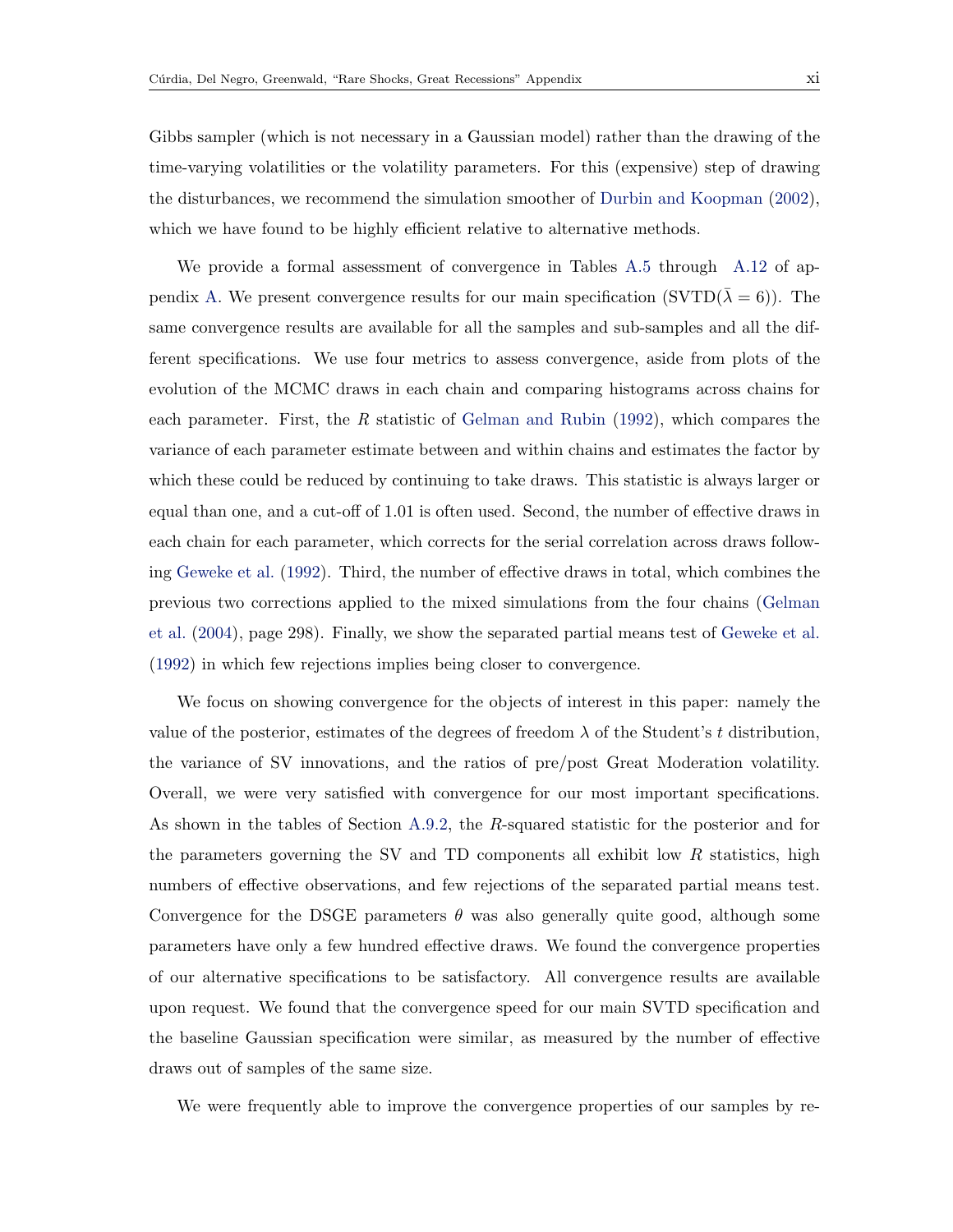Gibbs sampler (which is not necessary in a Gaussian model) rather than the drawing of the time-varying volatilities or the volatility parameters. For this (expensive) step of drawing the disturbances, we recommend the simulation smoother of Durbin and Koopman (2002), which we have found to be highly efficient relative to alternative methods.

We provide a formal assessment of convergence in Tables A.5 through A.12 of appendix A. We present convergence results for our main specification (SVTD($\bar{\lambda} = 6$)). The same convergence results are available for all the samples and sub-samples and all the different specifications. We use four metrics to assess convergence, aside from plots of the evolution of the MCMC draws in each chain and comparing histograms across chains for each parameter. First, the $R$ statistic of Gelman and Rubin (1992), which compares the variance of each parameter estimate between and within chains and estimates the factor by which these could be reduced by continuing to take draws. This statistic is always larger or equal than one, and a cut-off of 1.01 is often used. Second, the number of effective draws in each chain for each parameter, which corrects for the serial correlation across draws following Geweke et al. (1992). Third, the number of effective draws in total, which combines the previous two corrections applied to the mixed simulations from the four chains (Gelman et al. (2004), page 298). Finally, we show the separated partial means test of Geweke et al. (1992) in which few rejections implies being closer to convergence.

We focus on showing convergence for the objects of interest in this paper: namely the value of the posterior, estimates of the degrees of freedom $\lambda$ of the Student's $t$ distribution, the variance of SV innovations, and the ratios of pre/post Great Moderation volatility. Overall, we were very satisfied with convergence for our most important specifications. As shown in the tables of Section A.9.2, the $R$-squared statistic for the posterior and for the parameters governing the SV and TD components all exhibit low $R$ statistics, high numbers of effective observations, and few rejections of the separated partial means test. Convergence for the DSGE parameters $\theta$ was also generally quite good, although some parameters have only a few hundred effective draws. We found the convergence properties of our alternative specifications to be satisfactory. All convergence results are available upon request. We found that the convergence speed for our main SVTD specification and the baseline Gaussian specification were similar, as measured by the number of effective draws out of samples of the same size.

We were frequently able to improve the convergence properties of our samples by re-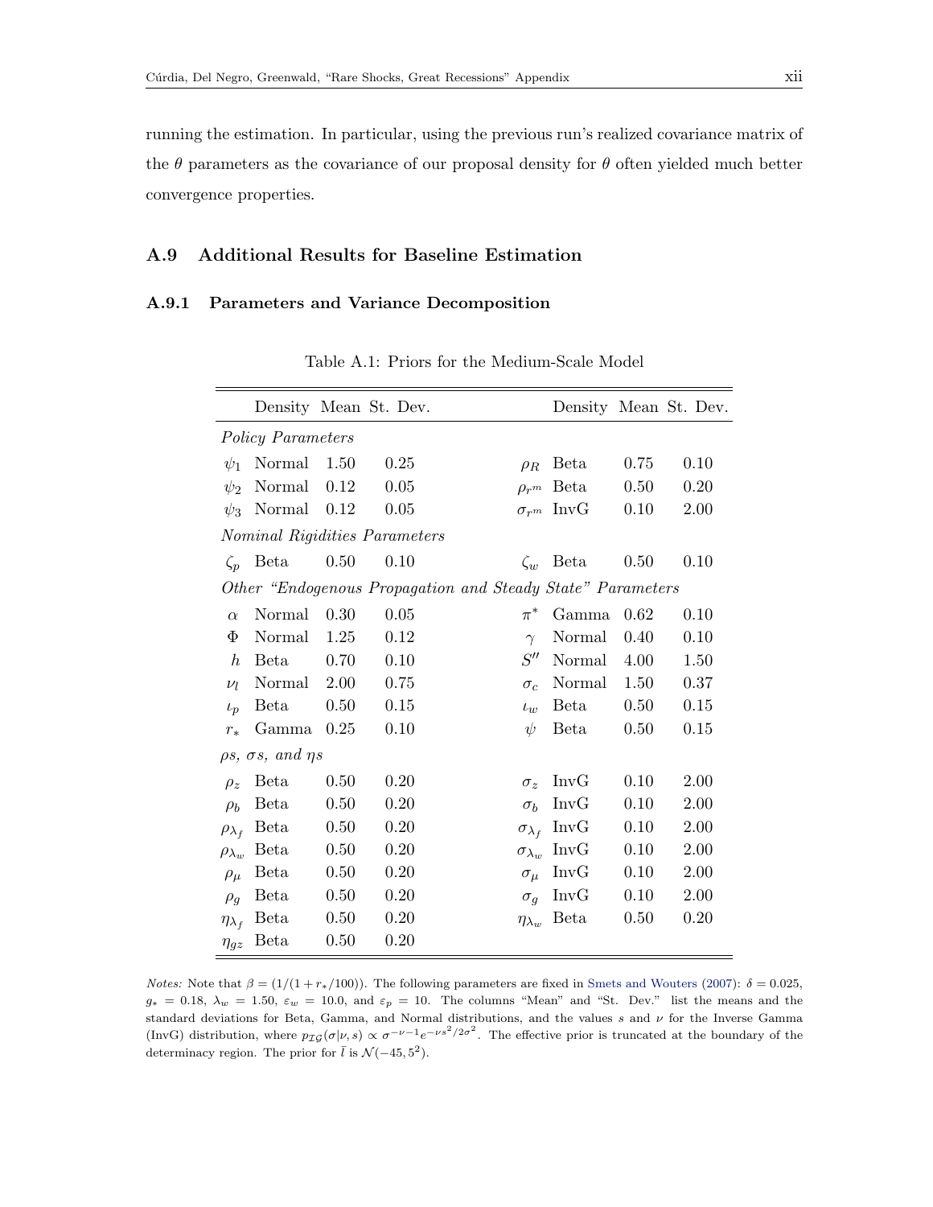running the estimation. In particular, using the previous run's realized covariance matrix of the $\theta$ parameters as the covariance of our proposal density for $\theta$ often yielded much better convergence properties.

## A.9 Additional Results for Baseline Estimation

### A.9.1 Parameters and Variance Decomposition

Table A.1: Priors for the Medium-Scale Model

| | Density | Mean | St. Dev. | | Density | Mean | St. Dev. |
|---|---|---|---|---|---|---|---|
| *Policy Parameters* | | | | | | | |
| $\psi_1$ | Normal | 1.50 | 0.25 | $\rho_R$ | Beta | 0.75 | 0.10 |
| $\psi_2$ | Normal | 0.12 | 0.05 | $\rho_{r^m}$ | Beta | 0.50 | 0.20 |
| $\psi_3$ | Normal | 0.12 | 0.05 | $\sigma_{r^m}$ | InvG | 0.10 | 2.00 |
| *Nominal Rigidities Parameters* | | | | | | | |
| $\zeta_p$ | Beta | 0.50 | 0.10 | $\zeta_w$ | Beta | 0.50 | 0.10 |
| *Other "Endogenous Propagation and Steady State" Parameters* | | | | | | | |
| $\alpha$ | Normal | 0.30 | 0.05 | $\pi^*$ | Gamma | 0.62 | 0.10 |
| $\Phi$ | Normal | 1.25 | 0.12 | $\gamma$ | Normal | 0.40 | 0.10 |
| $h$ | Beta | 0.70 | 0.10 | $S''$ | Normal | 4.00 | 1.50 |
| $\nu_l$ | Normal | 2.00 | 0.75 | $\sigma_c$ | Normal | 1.50 | 0.37 |
| $\iota_p$ | Beta | 0.50 | 0.15 | $\iota_w$ | Beta | 0.50 | 0.15 |
| $r_*$ | Gamma | 0.25 | 0.10 | $\psi$ | Beta | 0.50 | 0.15 |
| *$\rho$s, $\sigma$s, and $\eta$s* | | | | | | | |
| $\rho_z$ | Beta | 0.50 | 0.20 | $\sigma_z$ | InvG | 0.10 | 2.00 |
| $\rho_b$ | Beta | 0.50 | 0.20 | $\sigma_b$ | InvG | 0.10 | 2.00 |
| $\rho_{\lambda_f}$ | Beta | 0.50 | 0.20 | $\sigma_{\lambda_f}$ | InvG | 0.10 | 2.00 |
| $\rho_{\lambda_w}$ | Beta | 0.50 | 0.20 | $\sigma_{\lambda_w}$ | InvG | 0.10 | 2.00 |
| $\rho_\mu$ | Beta | 0.50 | 0.20 | $\sigma_\mu$ | InvG | 0.10 | 2.00 |
| $\rho_g$ | Beta | 0.50 | 0.20 | $\sigma_g$ | InvG | 0.10 | 2.00 |
| $\eta_{\lambda_f}$ | Beta | 0.50 | 0.20 | $\eta_{\lambda_w}$ | Beta | 0.50 | 0.20 |
| $\eta_{gz}$ | Beta | 0.50 | 0.20 | | | | |

*Notes:* Note that $\beta = (1/(1 + r_*/100))$. The following parameters are fixed in Smets and Wouters (2007): $\delta = 0.025$, $g_* = 0.18$, $\lambda_w = 1.50$, $\varepsilon_w = 10.0$, and $\varepsilon_p = 10$. The columns "Mean" and "St. Dev." list the means and the standard deviations for Beta, Gamma, and Normal distributions, and the values $s$ and $\nu$ for the Inverse Gamma (InvG) distribution, where $p_{\mathcal{IG}}(\sigma|\nu, s) \propto \sigma^{-\nu-1}e^{-\nu s^2/2\sigma^2}$. The effective prior is truncated at the boundary of the determinacy region. The prior for $\bar{l}$ is $\mathcal{N}(-45, 5^2)$.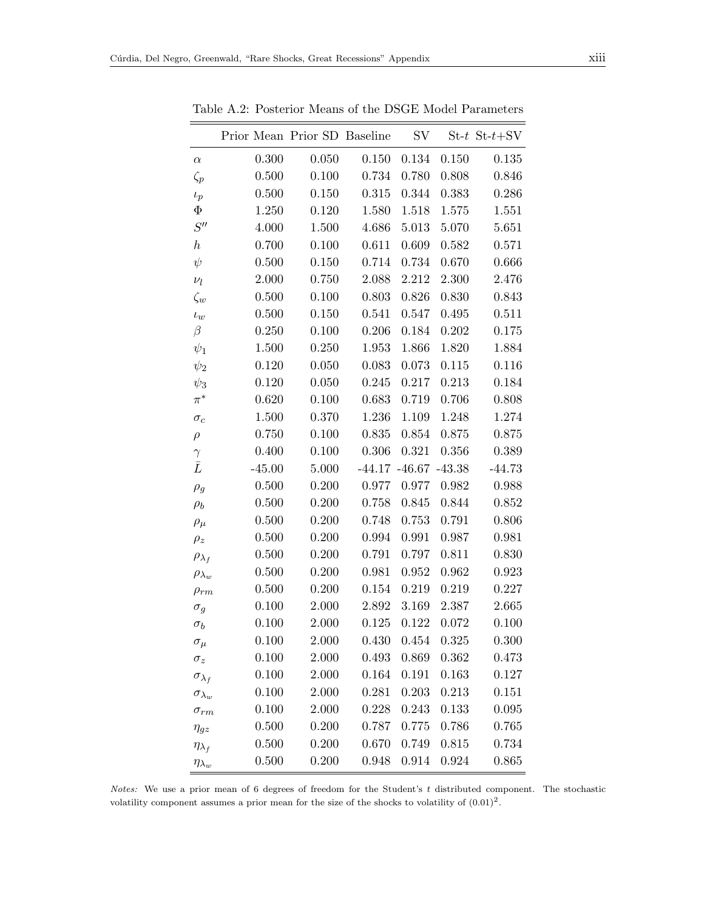Table A.2: Posterior Means of the DSGE Model Parameters

| | Prior Mean | Prior SD | Baseline | SV | St-$t$ | St-$t$+SV |
|---|---|---|---|---|---|---|
| $\alpha$ | 0.300 | 0.050 | 0.150 | 0.134 | 0.150 | 0.135 |
| $\zeta_p$ | 0.500 | 0.100 | 0.734 | 0.780 | 0.808 | 0.846 |
| $\iota_p$ | 0.500 | 0.150 | 0.315 | 0.344 | 0.383 | 0.286 |
| $\Phi$ | 1.250 | 0.120 | 1.580 | 1.518 | 1.575 | 1.551 |
| $S''$ | 4.000 | 1.500 | 4.686 | 5.013 | 5.070 | 5.651 |
| $h$ | 0.700 | 0.100 | 0.611 | 0.609 | 0.582 | 0.571 |
| $\psi$ | 0.500 | 0.150 | 0.714 | 0.734 | 0.670 | 0.666 |
| $\nu_l$ | 2.000 | 0.750 | 2.088 | 2.212 | 2.300 | 2.476 |
| $\zeta_w$ | 0.500 | 0.100 | 0.803 | 0.826 | 0.830 | 0.843 |
| $\iota_w$ | 0.500 | 0.150 | 0.541 | 0.547 | 0.495 | 0.511 |
| $\beta$ | 0.250 | 0.100 | 0.206 | 0.184 | 0.202 | 0.175 |
| $\psi_1$ | 1.500 | 0.250 | 1.953 | 1.866 | 1.820 | 1.884 |
| $\psi_2$ | 0.120 | 0.050 | 0.083 | 0.073 | 0.115 | 0.116 |
| $\psi_3$ | 0.120 | 0.050 | 0.245 | 0.217 | 0.213 | 0.184 |
| $\pi^*$ | 0.620 | 0.100 | 0.683 | 0.719 | 0.706 | 0.808 |
| $\sigma_c$ | 1.500 | 0.370 | 1.236 | 1.109 | 1.248 | 1.274 |
| $\rho$ | 0.750 | 0.100 | 0.835 | 0.854 | 0.875 | 0.875 |
| $\gamma$ | 0.400 | 0.100 | 0.306 | 0.321 | 0.356 | 0.389 |
| $\bar{L}$ | -45.00 | 5.000 | -44.17 | -46.67 | -43.38 | -44.73 |
| $\rho_g$ | 0.500 | 0.200 | 0.977 | 0.977 | 0.982 | 0.988 |
| $\rho_b$ | 0.500 | 0.200 | 0.758 | 0.845 | 0.844 | 0.852 |
| $\rho_\mu$ | 0.500 | 0.200 | 0.748 | 0.753 | 0.791 | 0.806 |
| $\rho_z$ | 0.500 | 0.200 | 0.994 | 0.991 | 0.987 | 0.981 |
| $\rho_{\lambda_f}$ | 0.500 | 0.200 | 0.791 | 0.797 | 0.811 | 0.830 |
| $\rho_{\lambda_w}$ | 0.500 | 0.200 | 0.981 | 0.952 | 0.962 | 0.923 |
| $\rho_{rm}$ | 0.500 | 0.200 | 0.154 | 0.219 | 0.219 | 0.227 |
| $\sigma_g$ | 0.100 | 2.000 | 2.892 | 3.169 | 2.387 | 2.665 |
| $\sigma_b$ | 0.100 | 2.000 | 0.125 | 0.122 | 0.072 | 0.100 |
| $\sigma_\mu$ | 0.100 | 2.000 | 0.430 | 0.454 | 0.325 | 0.300 |
| $\sigma_z$ | 0.100 | 2.000 | 0.493 | 0.869 | 0.362 | 0.473 |
| $\sigma_{\lambda_f}$ | 0.100 | 2.000 | 0.164 | 0.191 | 0.163 | 0.127 |
| $\sigma_{\lambda_w}$ | 0.100 | 2.000 | 0.281 | 0.203 | 0.213 | 0.151 |
| $\sigma_{rm}$ | 0.100 | 2.000 | 0.228 | 0.243 | 0.133 | 0.095 |
| $\eta_{gz}$ | 0.500 | 0.200 | 0.787 | 0.775 | 0.786 | 0.765 |
| $\eta_{\lambda_f}$ | 0.500 | 0.200 | 0.670 | 0.749 | 0.815 | 0.734 |
| $\eta_{\lambda_w}$ | 0.500 | 0.200 | 0.948 | 0.914 | 0.924 | 0.865 |

*Notes:* We use a prior mean of 6 degrees of freedom for the Student's $t$ distributed component. The stochastic volatility component assumes a prior mean for the size of the shocks to volatility of $(0.01)^2$.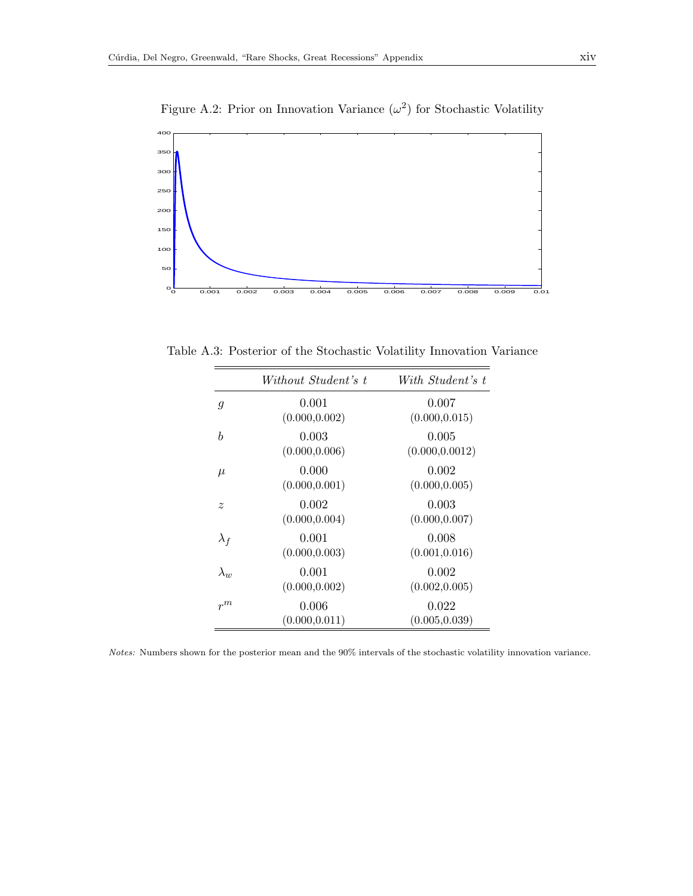Figure A.2: Prior on Innovation Variance ($\omega^2$) for Stochastic Volatility

Table A.3: Posterior of the Stochastic Volatility Innovation Variance

| | *Without Student's t* | *With Student's t* |
|---|---|---|
| $g$ | 0.001<br>(0.000,0.002) | 0.007<br>(0.000,0.015) |
| $b$ | 0.003<br>(0.000,0.006) | 0.005<br>(0.000,0.0012) |
| $\mu$ | 0.000<br>(0.000,0.001) | 0.002<br>(0.000,0.005) |
| $z$ | 0.002<br>(0.000,0.004) | 0.003<br>(0.000,0.007) |
| $\lambda_f$ | 0.001<br>(0.000,0.003) | 0.008<br>(0.001,0.016) |
| $\lambda_w$ | 0.001<br>(0.000,0.002) | 0.002<br>(0.002,0.005) |
| $r^m$ | 0.006<br>(0.000,0.011) | 0.022<br>(0.005,0.039) |

*Notes:* Numbers shown for the posterior mean and the 90% intervals of the stochastic volatility innovation variance.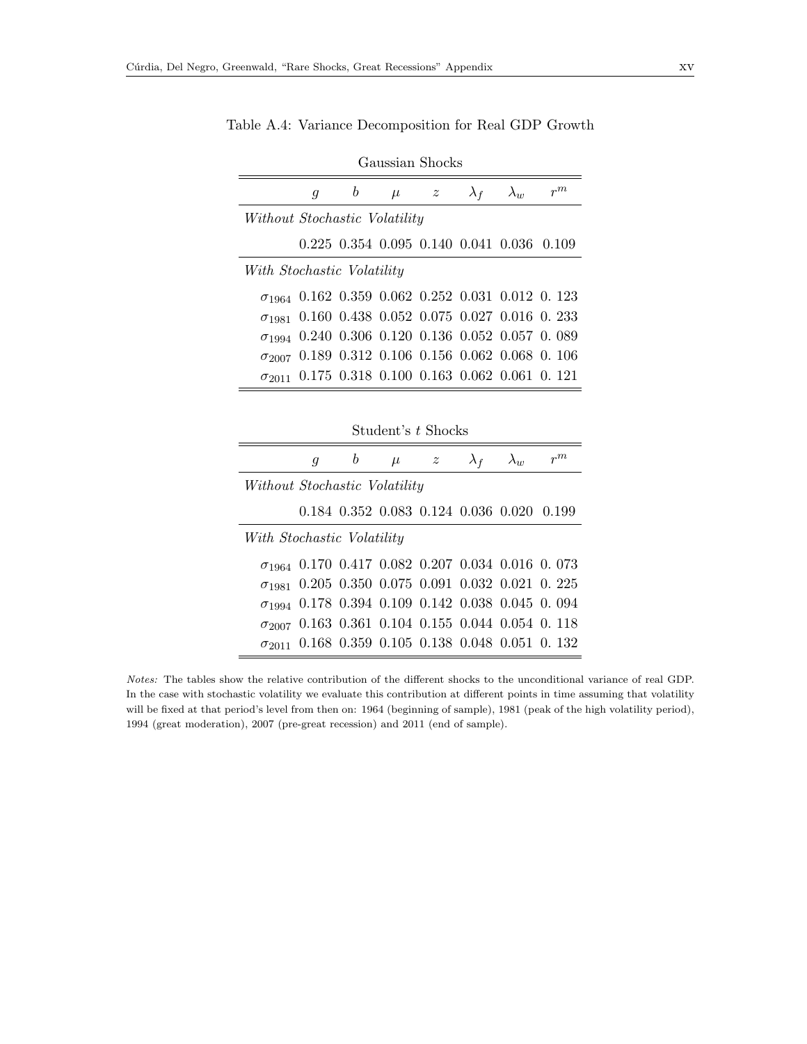Table A.4: Variance Decomposition for Real GDP Growth

Gaussian Shocks

| | $g$ | $b$ | $\mu$ | $z$ | $\lambda_f$ | $\lambda_w$ | $r^m$ |
|---|---|---|---|---|---|---|---|
| *Without Stochastic Volatility* | | | | | | | |
| | 0.225 | 0.354 | 0.095 | 0.140 | 0.041 | 0.036 | 0.109 |
| *With Stochastic Volatility* | | | | | | | |
| $\sigma_{1964}$ | 0.162 | 0.359 | 0.062 | 0.252 | 0.031 | 0.012 | 0. 123 |
| $\sigma_{1981}$ | 0.160 | 0.438 | 0.052 | 0.075 | 0.027 | 0.016 | 0. 233 |
| $\sigma_{1994}$ | 0.240 | 0.306 | 0.120 | 0.136 | 0.052 | 0.057 | 0. 089 |
| $\sigma_{2007}$ | 0.189 | 0.312 | 0.106 | 0.156 | 0.062 | 0.068 | 0. 106 |
| $\sigma_{2011}$ | 0.175 | 0.318 | 0.100 | 0.163 | 0.062 | 0.061 | 0. 121 |

Student's $t$ Shocks

| | $g$ | $b$ | $\mu$ | $z$ | $\lambda_f$ | $\lambda_w$ | $r^m$ |
|---|---|---|---|---|---|---|---|
| *Without Stochastic Volatility* | | | | | | | |
| | 0.184 | 0.352 | 0.083 | 0.124 | 0.036 | 0.020 | 0.199 |
| *With Stochastic Volatility* | | | | | | | |
| $\sigma_{1964}$ | 0.170 | 0.417 | 0.082 | 0.207 | 0.034 | 0.016 | 0. 073 |
| $\sigma_{1981}$ | 0.205 | 0.350 | 0.075 | 0.091 | 0.032 | 0.021 | 0. 225 |
| $\sigma_{1994}$ | 0.178 | 0.394 | 0.109 | 0.142 | 0.038 | 0.045 | 0. 094 |
| $\sigma_{2007}$ | 0.163 | 0.361 | 0.104 | 0.155 | 0.044 | 0.054 | 0. 118 |
| $\sigma_{2011}$ | 0.168 | 0.359 | 0.105 | 0.138 | 0.048 | 0.051 | 0. 132 |

*Notes:* The tables show the relative contribution of the different shocks to the unconditional variance of real GDP. In the case with stochastic volatility we evaluate this contribution at different points in time assuming that volatility will be fixed at that period's level from then on: 1964 (beginning of sample), 1981 (peak of the high volatility period), 1994 (great moderation), 2007 (pre-great recession) and 2011 (end of sample).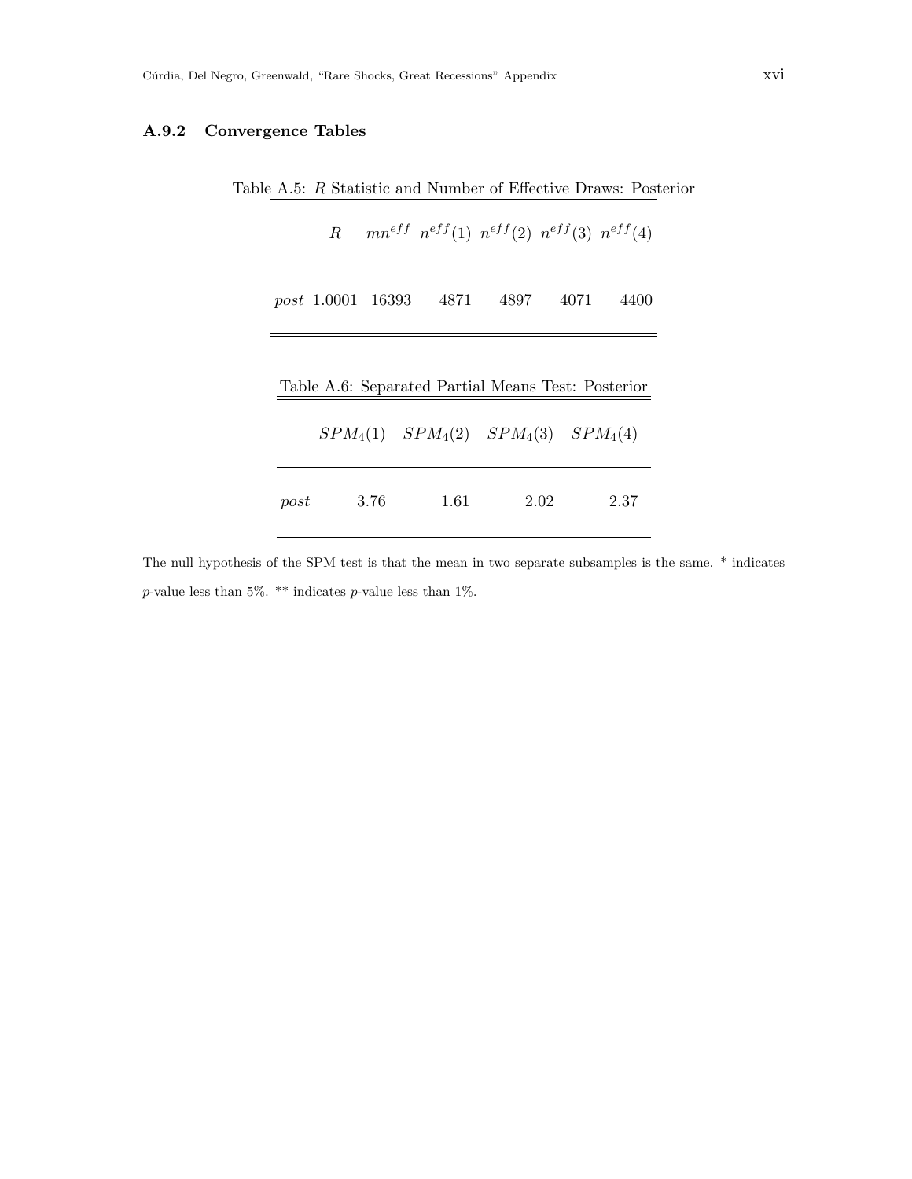### A.9.2 Convergence Tables

Table A.5: $R$ Statistic and Number of Effective Draws: Posterior

| | $R$ | $mn^{eff}$ | $n^{eff}(1)$ | $n^{eff}(2)$ | $n^{eff}(3)$ | $n^{eff}(4)$ |
|---|---|---|---|---|---|---|
| *post* | 1.0001 | 16393 | 4871 | 4897 | 4071 | 4400 |

Table A.6: Separated Partial Means Test: Posterior

| | $SPM_4(1)$ | $SPM_4(2)$ | $SPM_4(3)$ | $SPM_4(4)$ |
|---|---|---|---|---|
| *post* | 3.76 | 1.61 | 2.02 | 2.37 |

The null hypothesis of the SPM test is that the mean in two separate subsamples is the same. * indicates $p$-value less than 5%. ** indicates $p$-value less than 1%.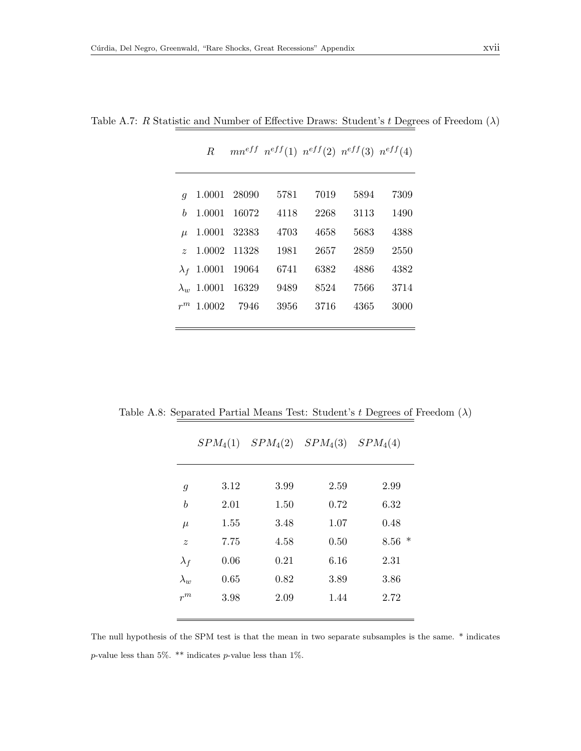Table A.7: $R$ Statistic and Number of Effective Draws: Student's $t$ Degrees of Freedom ($\lambda$)

| | $R$ | $mn^{eff}$ | $n^{eff}(1)$ | $n^{eff}(2)$ | $n^{eff}(3)$ | $n^{eff}(4)$ |
|---|---|---|---|---|---|---|
| $g$ | 1.0001 | 28090 | 5781 | 7019 | 5894 | 7309 |
| $b$ | 1.0001 | 16072 | 4118 | 2268 | 3113 | 1490 |
| $\mu$ | 1.0001 | 32383 | 4703 | 4658 | 5683 | 4388 |
| $z$ | 1.0002 | 11328 | 1981 | 2657 | 2859 | 2550 |
| $\lambda_f$ | 1.0001 | 19064 | 6741 | 6382 | 4886 | 4382 |
| $\lambda_w$ | 1.0001 | 16329 | 9489 | 8524 | 7566 | 3714 |
| $r^m$ | 1.0002 | 7946 | 3956 | 3716 | 4365 | 3000 |

Table A.8: Separated Partial Means Test: Student's $t$ Degrees of Freedom ($\lambda$)

| | $SPM_4(1)$ | $SPM_4(2)$ | $SPM_4(3)$ | $SPM_4(4)$ |
|---|---|---|---|---|
| $g$ | 3.12 | 3.99 | 2.59 | 2.99 |
| $b$ | 2.01 | 1.50 | 0.72 | 6.32 |
| $\mu$ | 1.55 | 3.48 | 1.07 | 0.48 |
| $z$ | 7.75 | 4.58 | 0.50 | 8.56 * |
| $\lambda_f$ | 0.06 | 0.21 | 6.16 | 2.31 |
| $\lambda_w$ | 0.65 | 0.82 | 3.89 | 3.86 |
| $r^m$ | 3.98 | 2.09 | 1.44 | 2.72 |

The null hypothesis of the SPM test is that the mean in two separate subsamples is the same. * indicates $p$-value less than 5%. ** indicates $p$-value less than 1%.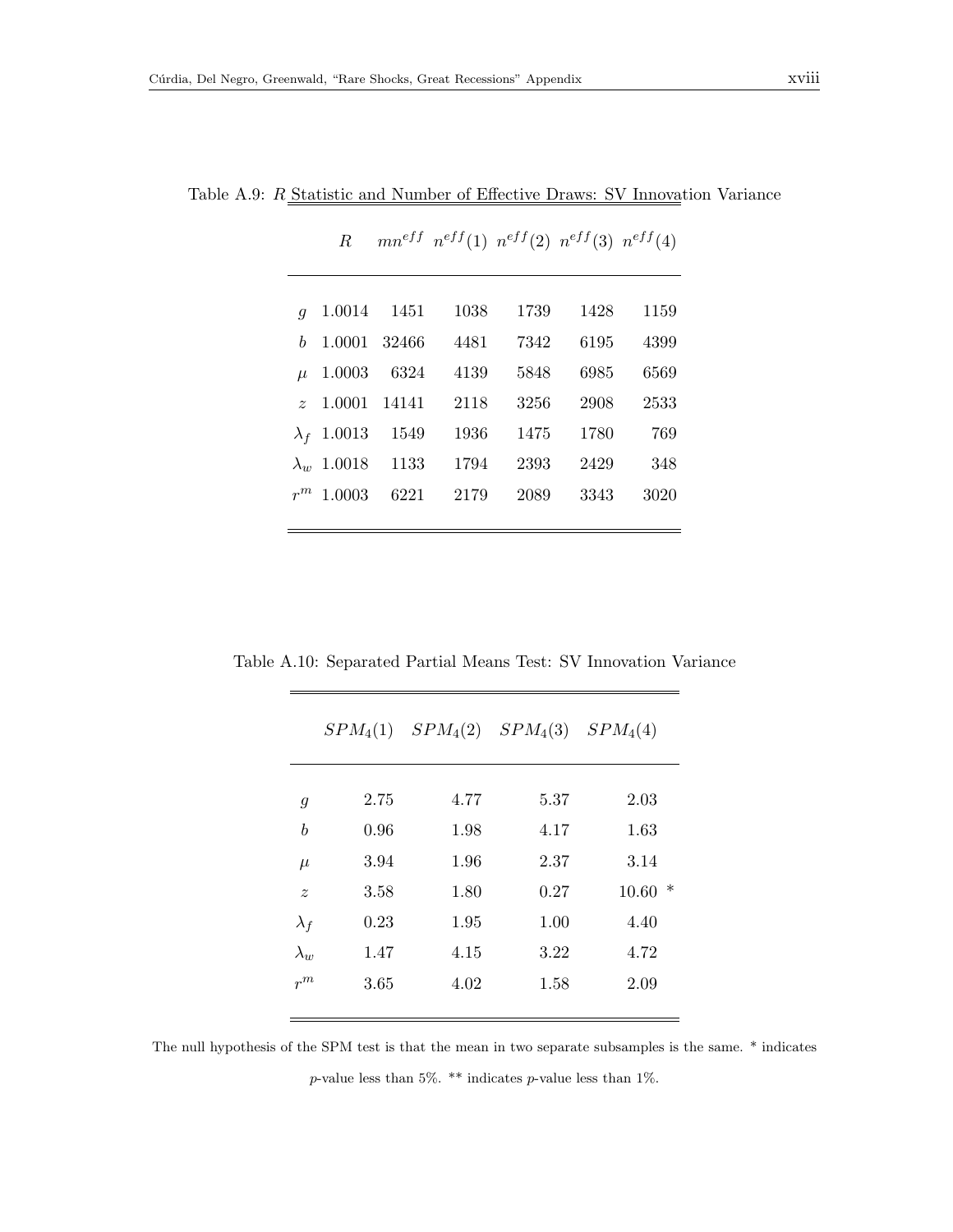Table A.9: $R$ Statistic and Number of Effective Draws: SV Innovation Variance

| | $R$ | $mn^{eff}$ | $n^{eff}(1)$ | $n^{eff}(2)$ | $n^{eff}(3)$ | $n^{eff}(4)$ |
|---|---|---|---|---|---|---|
| $g$ | 1.0014 | 1451 | 1038 | 1739 | 1428 | 1159 |
| $b$ | 1.0001 | 32466 | 4481 | 7342 | 6195 | 4399 |
| $\mu$ | 1.0003 | 6324 | 4139 | 5848 | 6985 | 6569 |
| $z$ | 1.0001 | 14141 | 2118 | 3256 | 2908 | 2533 |
| $\lambda_f$ | 1.0013 | 1549 | 1936 | 1475 | 1780 | 769 |
| $\lambda_w$ | 1.0018 | 1133 | 1794 | 2393 | 2429 | 348 |
| $r^m$ | 1.0003 | 6221 | 2179 | 2089 | 3343 | 3020 |

Table A.10: Separated Partial Means Test: SV Innovation Variance

| | $SPM_4(1)$ | $SPM_4(2)$ | $SPM_4(3)$ | $SPM_4(4)$ |
|---|---|---|---|---|
| $g$ | 2.75 | 4.77 | 5.37 | 2.03 |
| $b$ | 0.96 | 1.98 | 4.17 | 1.63 |
| $\mu$ | 3.94 | 1.96 | 2.37 | 3.14 |
| $z$ | 3.58 | 1.80 | 0.27 | 10.60 * |
| $\lambda_f$ | 0.23 | 1.95 | 1.00 | 4.40 |
| $\lambda_w$ | 1.47 | 4.15 | 3.22 | 4.72 |
| $r^m$ | 3.65 | 4.02 | 1.58 | 2.09 |

The null hypothesis of the SPM test is that the mean in two separate subsamples is the same. * indicates $p$-value less than 5%. ** indicates $p$-value less than 1%.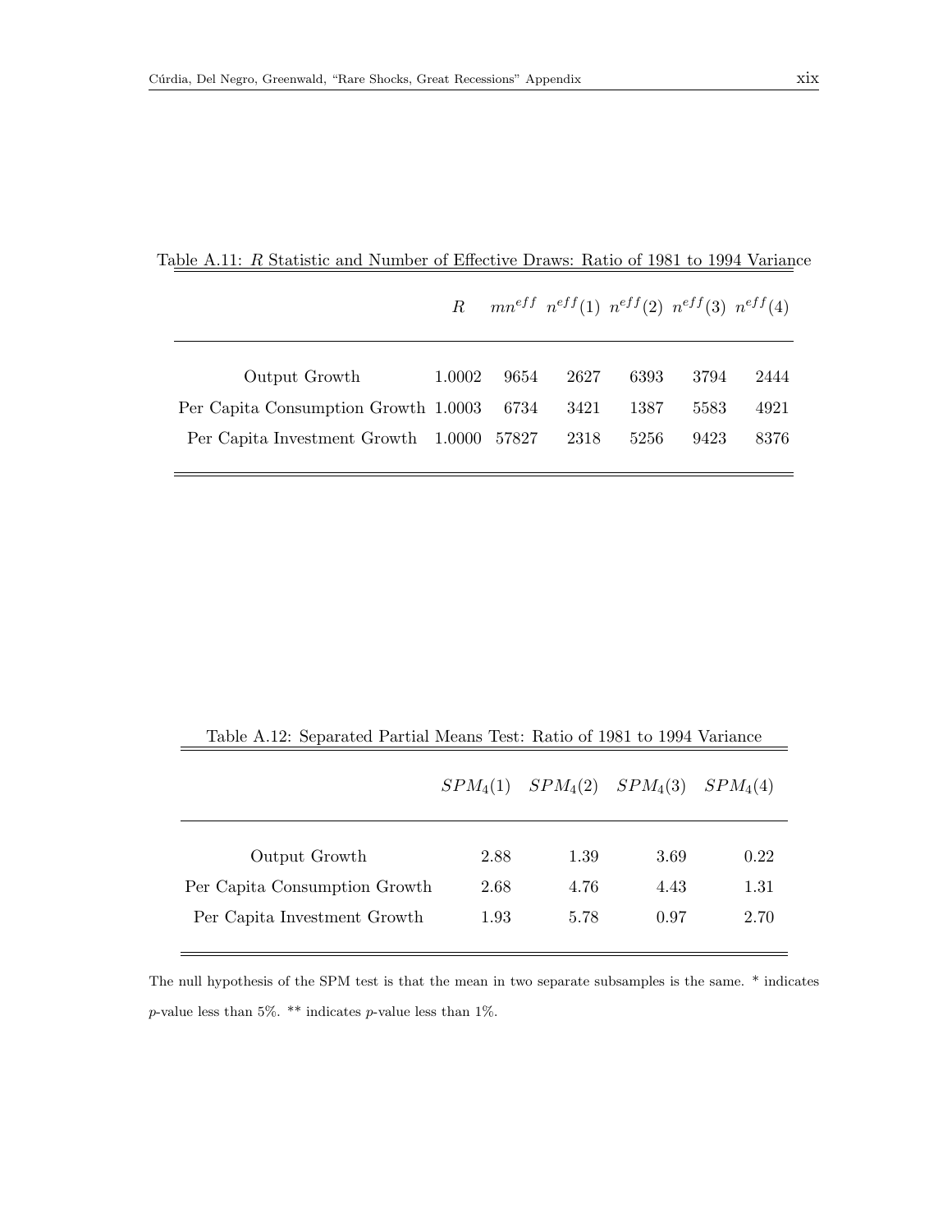Table A.11: $R$ Statistic and Number of Effective Draws: Ratio of 1981 to 1994 Variance

| | $R$ | $mn^{eff}$ | $n^{eff}(1)$ | $n^{eff}(2)$ | $n^{eff}(3)$ | $n^{eff}(4)$ |
|---|---|---|---|---|---|---|
| Output Growth | 1.0002 | 9654 | 2627 | 6393 | 3794 | 2444 |
| Per Capita Consumption Growth | 1.0003 | 6734 | 3421 | 1387 | 5583 | 4921 |
| Per Capita Investment Growth | 1.0000 | 57827 | 2318 | 5256 | 9423 | 8376 |

Table A.12: Separated Partial Means Test: Ratio of 1981 to 1994 Variance

| | $SPM_4(1)$ | $SPM_4(2)$ | $SPM_4(3)$ | $SPM_4(4)$ |
|---|---|---|---|---|
| Output Growth | 2.88 | 1.39 | 3.69 | 0.22 |
| Per Capita Consumption Growth | 2.68 | 4.76 | 4.43 | 1.31 |
| Per Capita Investment Growth | 1.93 | 5.78 | 0.97 | 2.70 |

The null hypothesis of the SPM test is that the mean in two separate subsamples is the same. * indicates $p$-value less than 5%. ** indicates $p$-value less than 1%.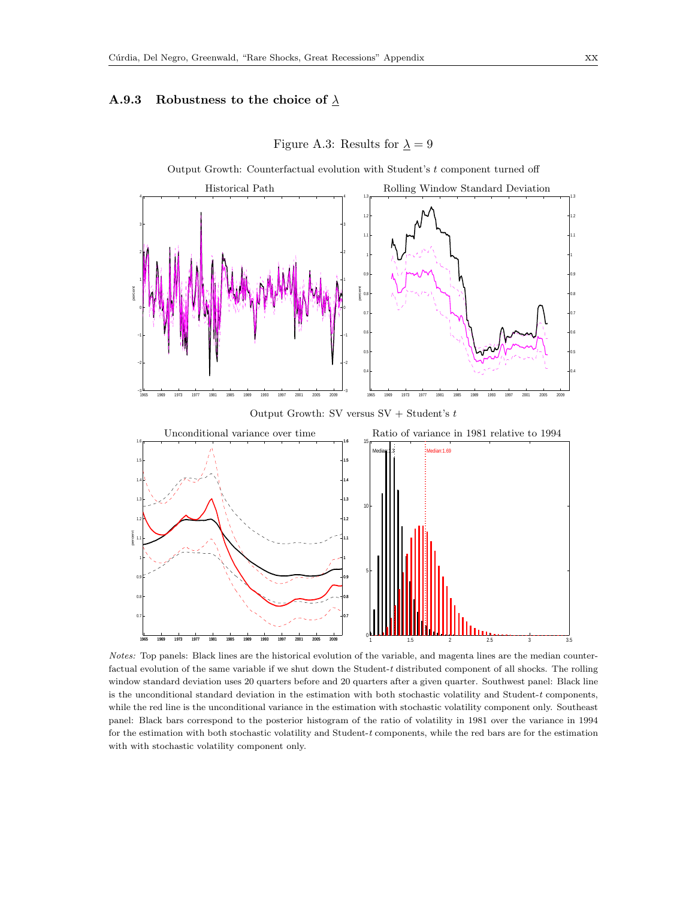### A.9.3 Robustness to the choice of $\underline{\lambda}$

Figure A.3: Results for $\underline{\lambda} = 9$

Output Growth: Counterfactual evolution with Student's $t$ component turned off

Historical Path

Rolling Window Standard Deviation

Output Growth: SV versus SV + Student's $t$

Unconditional variance over time

Ratio of variance in 1981 relative to 1994

*Notes:* Top panels: Black lines are the historical evolution of the variable, and magenta lines are the median counterfactual evolution of the same variable if we shut down the Student-$t$ distributed component of all shocks. The rolling window standard deviation uses 20 quarters before and 20 quarters after a given quarter. Southwest panel: Black line is the unconditional standard deviation in the estimation with both stochastic volatility and Student-$t$ components, while the red line is the unconditional variance in the estimation with stochastic volatility component only. Southeast panel: Black bars correspond to the posterior histogram of the ratio of volatility in 1981 over the variance in 1994 for the estimation with both stochastic volatility and Student-$t$ components, while the red bars are for the estimation with with stochastic volatility component only.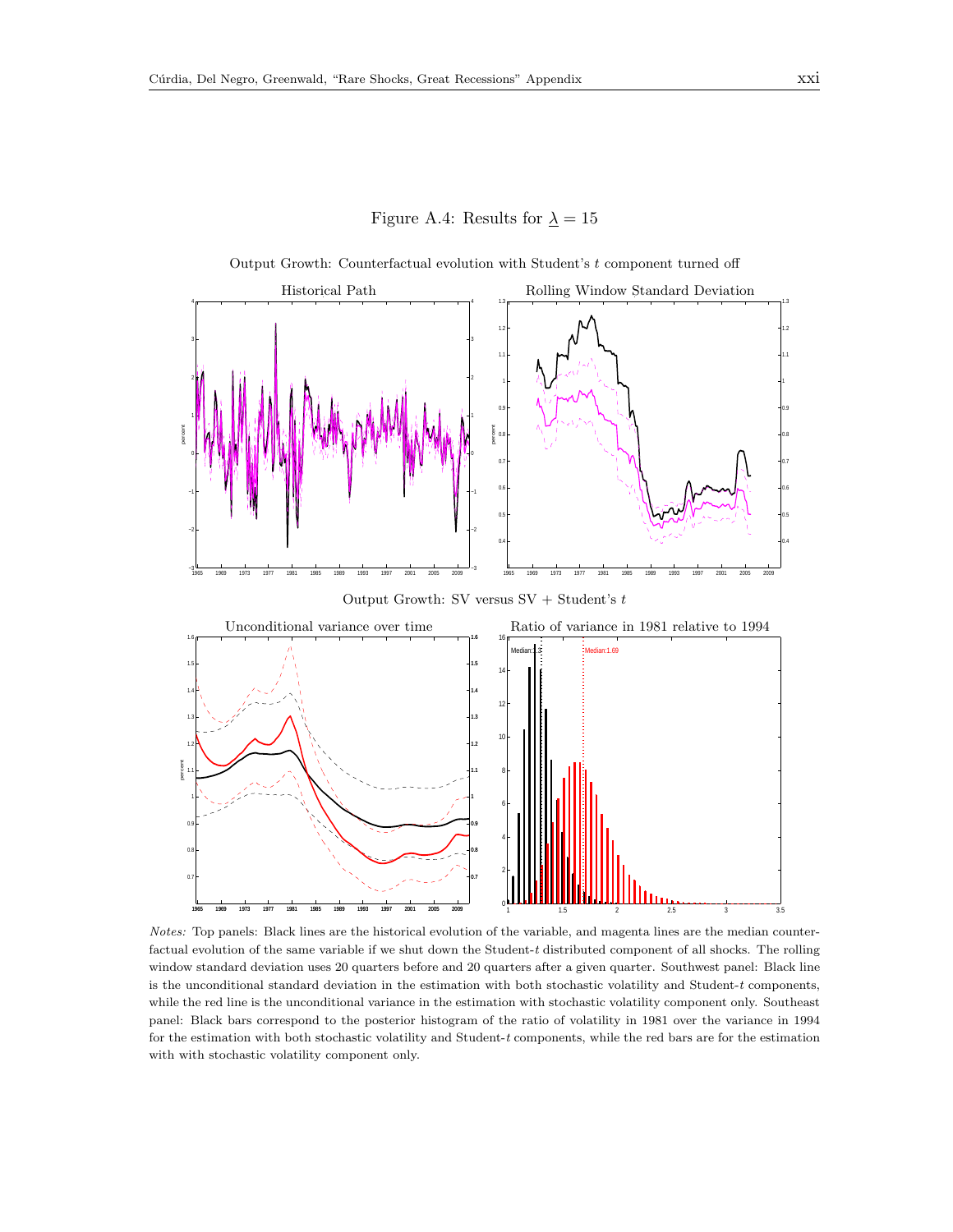Figure A.4: Results for $\underline{\lambda} = 15$

Output Growth: Counterfactual evolution with Student's $t$ component turned off

Historical Path

Rolling Window Standard Deviation

Output Growth: SV versus SV + Student's $t$

Unconditional variance over time

Ratio of variance in 1981 relative to 1994

*Notes:* Top panels: Black lines are the historical evolution of the variable, and magenta lines are the median counterfactual evolution of the same variable if we shut down the Student-$t$ distributed component of all shocks. The rolling window standard deviation uses 20 quarters before and 20 quarters after a given quarter. Southwest panel: Black line is the unconditional standard deviation in the estimation with both stochastic volatility and Student-$t$ components, while the red line is the unconditional variance in the estimation with stochastic volatility component only. Southeast panel: Black bars correspond to the posterior histogram of the ratio of volatility in 1981 over the variance in 1994 for the estimation with both stochastic volatility and Student-$t$ components, while the red bars are for the estimation with with stochastic volatility component only.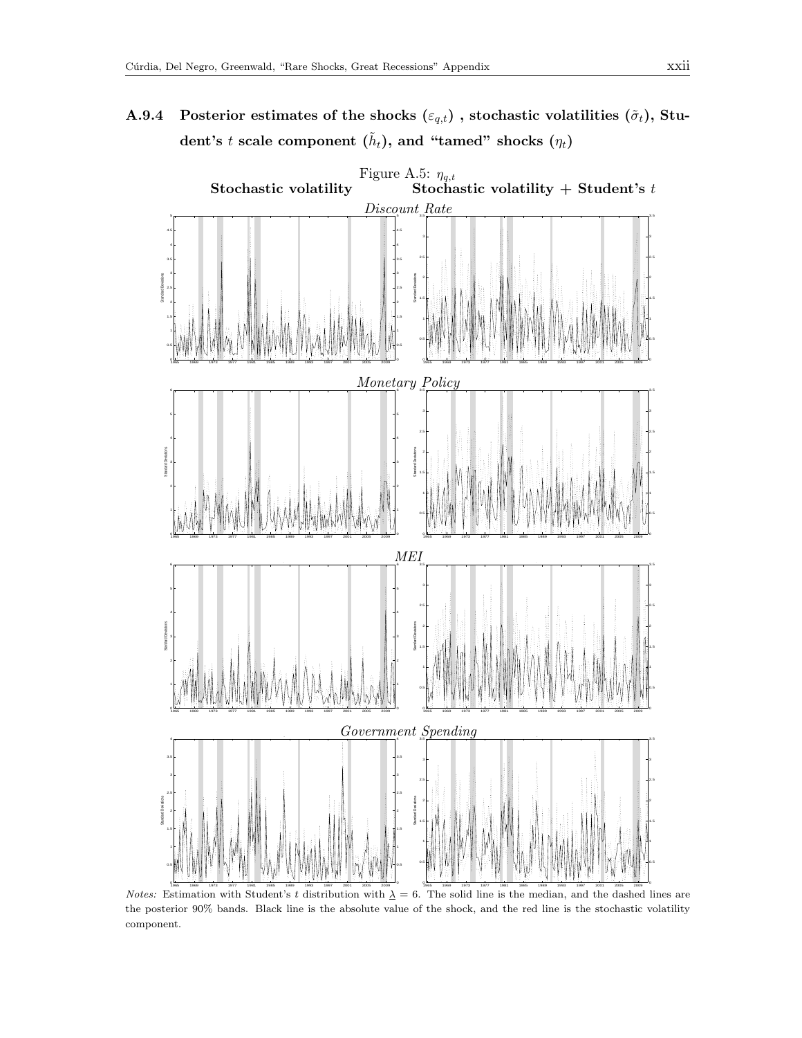### A.9.4 Posterior estimates of the shocks ($\varepsilon_{q,t}$), stochastic volatilities ($\tilde{\sigma}_t$), Student's $t$ scale component ($\tilde{h}_t$), and "tamed" shocks ($\eta_t$)

Figure A.5: $\eta_{q,t}$

**Stochastic volatility** | **Stochastic volatility + Student's $t$**

*Discount Rate*

*Monetary Policy*

*MEI*

*Government Spending*

*Notes:* Estimation with Student's $t$ distribution with $\underline{\lambda} = 6$. The solid line is the median, and the dashed lines are the posterior 90% bands. Black line is the absolute value of the shock, and the red line is the stochastic volatility component.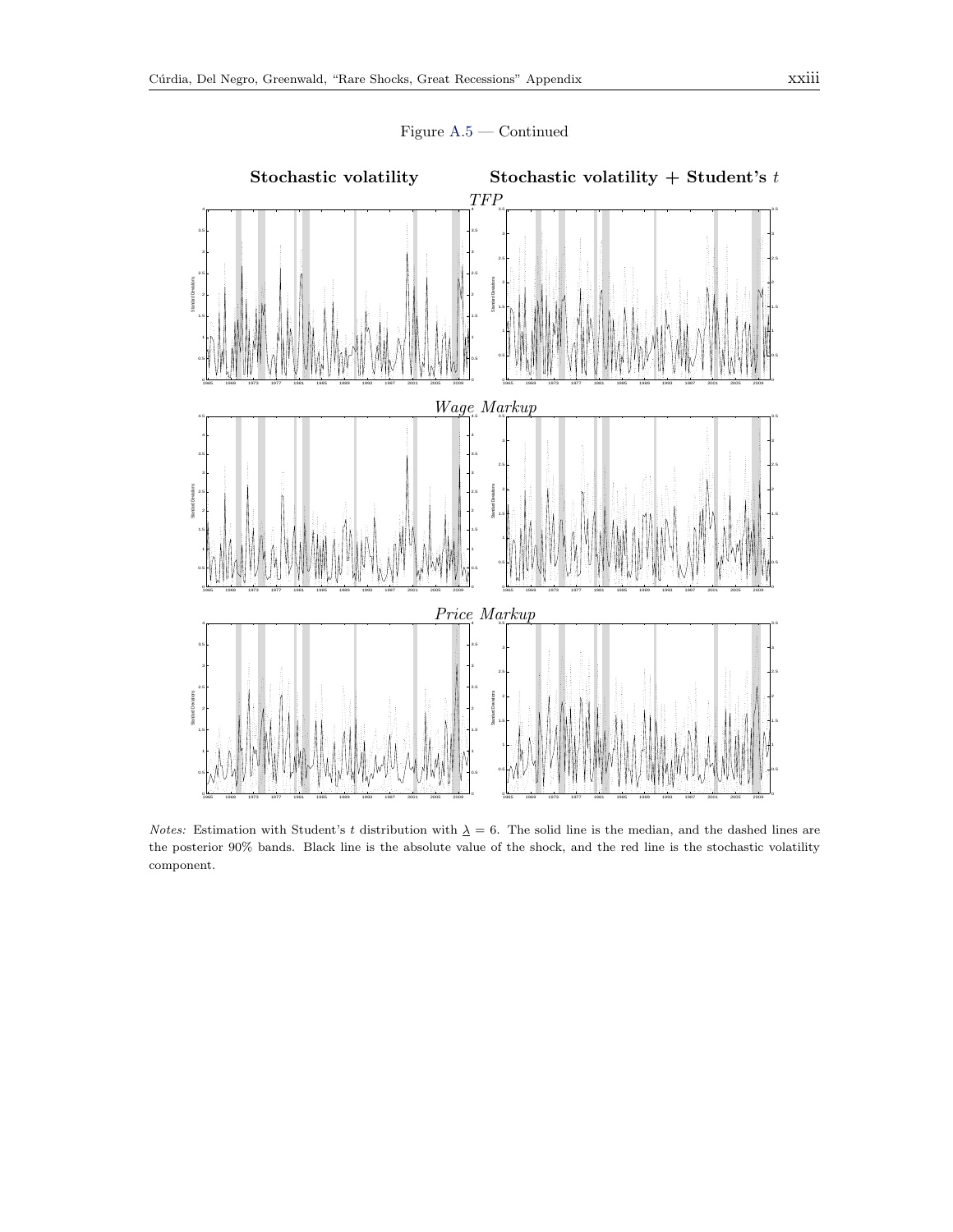Figure A.5 — Continued

**Stochastic volatility** | **Stochastic volatility + Student's $t$**

*TFP*

*Wage Markup*

*Price Markup*

*Notes:* Estimation with Student's $t$ distribution with $\underline{\lambda} = 6$. The solid line is the median, and the dashed lines are the posterior 90% bands. Black line is the absolute value of the shock, and the red line is the stochastic volatility component.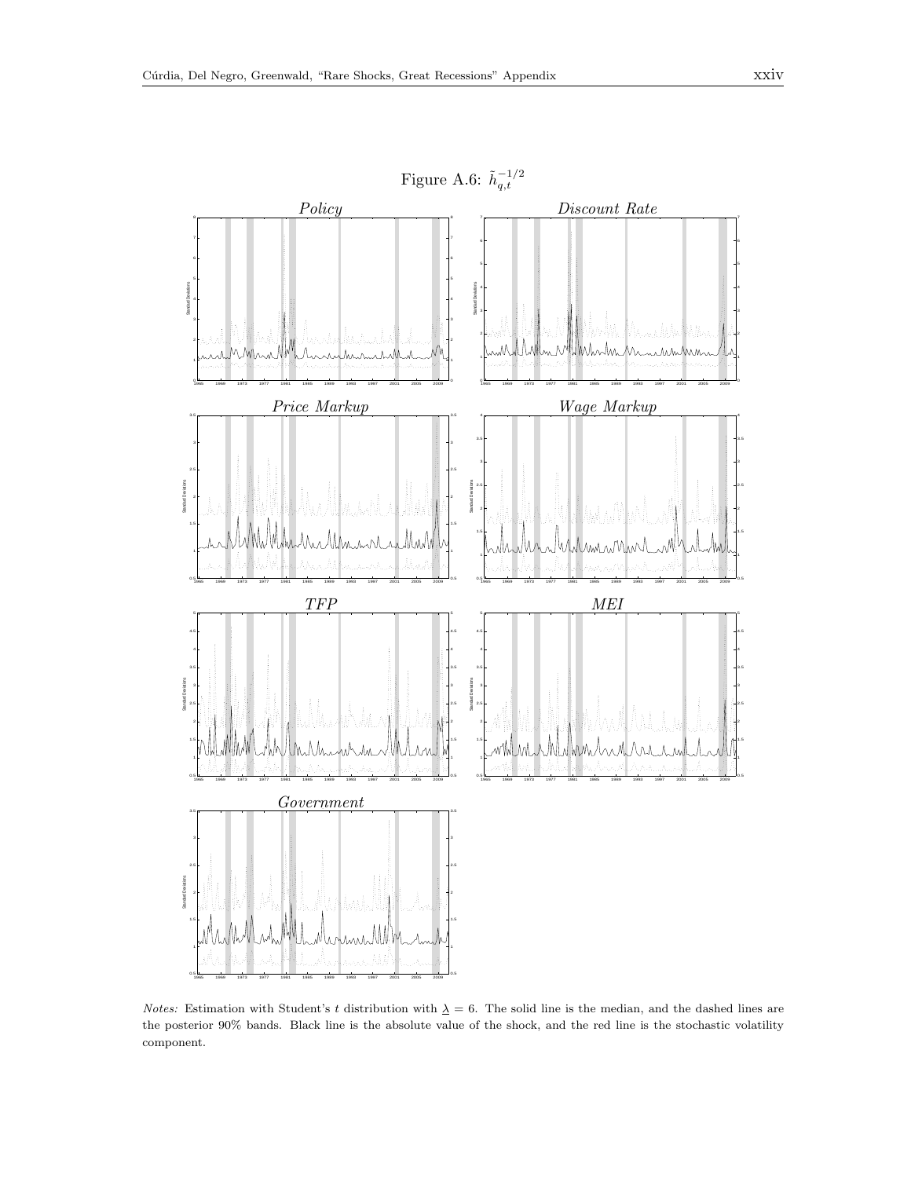Figure A.6: $\tilde{h}_{q,t}^{-1/2}$

*Notes:* Estimation with Student's $t$ distribution with $\underline{\lambda} = 6$. The solid line is the median, and the dashed lines are the posterior 90% bands. Black line is the absolute value of the shock, and the red line is the stochastic volatility component.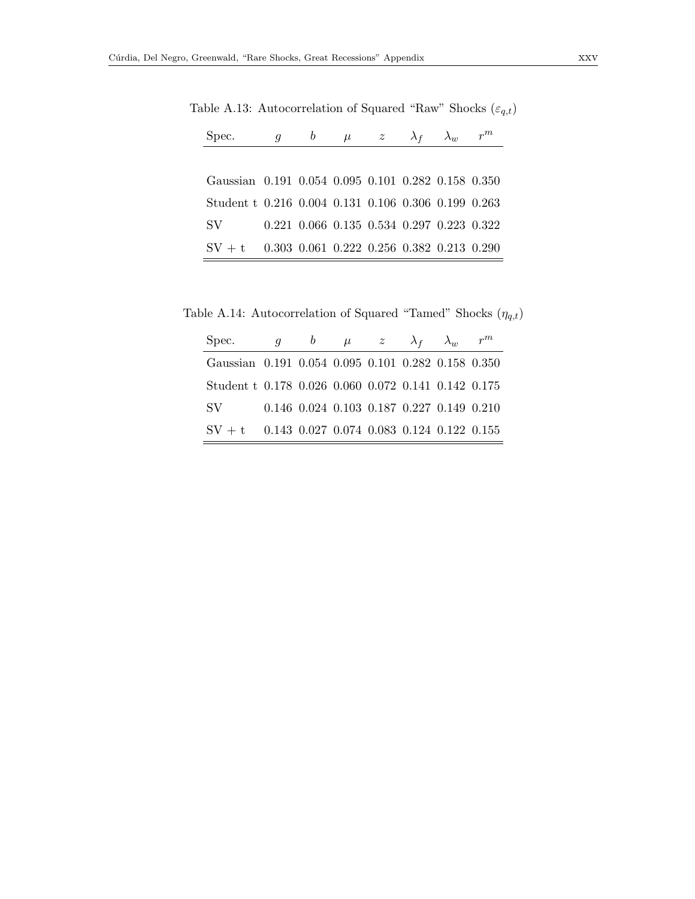Table A.13: Autocorrelation of Squared "Raw" Shocks ($\varepsilon_{q,t}$)

| Spec. | $g$ | $b$ | $\mu$ | $z$ | $\lambda_f$ | $\lambda_w$ | $r^m$ |
|---|---|---|---|---|---|---|---|
| Gaussian | 0.191 | 0.054 | 0.095 | 0.101 | 0.282 | 0.158 | 0.350 |
| Student t | 0.216 | 0.004 | 0.131 | 0.106 | 0.306 | 0.199 | 0.263 |
| SV | 0.221 | 0.066 | 0.135 | 0.534 | 0.297 | 0.223 | 0.322 |
| SV + t | 0.303 | 0.061 | 0.222 | 0.256 | 0.382 | 0.213 | 0.290 |

Table A.14: Autocorrelation of Squared "Tamed" Shocks ($\eta_{q,t}$)

| Spec. | $g$ | $b$ | $\mu$ | $z$ | $\lambda_f$ | $\lambda_w$ | $r^m$ |
|---|---|---|---|---|---|---|---|
| Gaussian | 0.191 | 0.054 | 0.095 | 0.101 | 0.282 | 0.158 | 0.350 |
| Student t | 0.178 | 0.026 | 0.060 | 0.072 | 0.141 | 0.142 | 0.175 |
| SV | 0.146 | 0.024 | 0.103 | 0.187 | 0.227 | 0.149 | 0.210 |
| SV + t | 0.143 | 0.027 | 0.074 | 0.083 | 0.124 | 0.122 | 0.155 |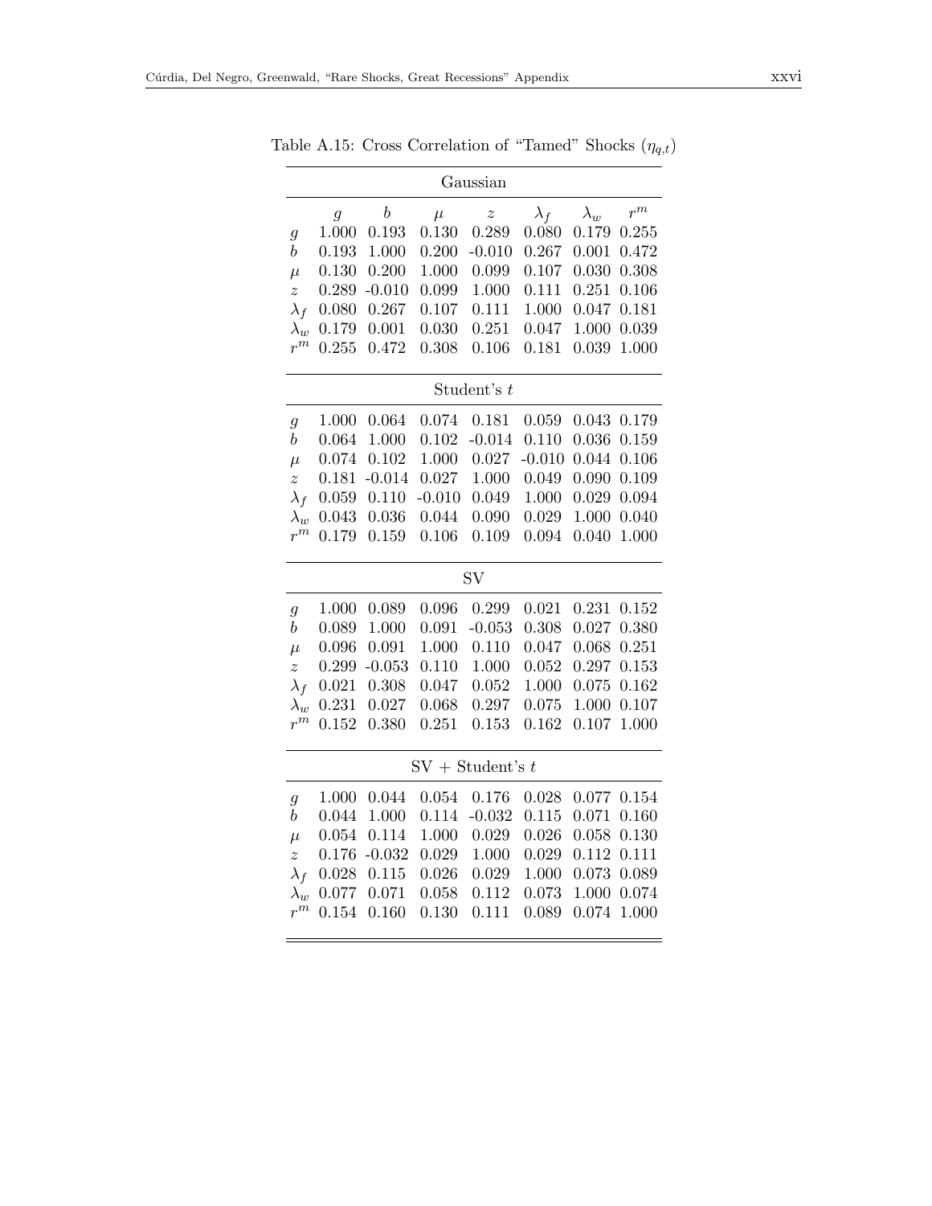Table A.15: Cross Correlation of "Tamed" Shocks ($\eta_{q,t}$)

| Gaussian | | | | | | | |
|---|---|---|---|---|---|---|---|
| | $g$ | $b$ | $\mu$ | $z$ | $\lambda_f$ | $\lambda_w$ | $r^m$ |
| $g$ | 1.000 | 0.193 | 0.130 | 0.289 | 0.080 | 0.179 | 0.255 |
| $b$ | 0.193 | 1.000 | 0.200 | -0.010 | 0.267 | 0.001 | 0.472 |
| $\mu$ | 0.130 | 0.200 | 1.000 | 0.099 | 0.107 | 0.030 | 0.308 |
| $z$ | 0.289 | -0.010 | 0.099 | 1.000 | 0.111 | 0.251 | 0.106 |
| $\lambda_f$ | 0.080 | 0.267 | 0.107 | 0.111 | 1.000 | 0.047 | 0.181 |
| $\lambda_w$ | 0.179 | 0.001 | 0.030 | 0.251 | 0.047 | 1.000 | 0.039 |
| $r^m$ | 0.255 | 0.472 | 0.308 | 0.106 | 0.181 | 0.039 | 1.000 |
| **Student's $t$** | | | | | | | |
| $g$ | 1.000 | 0.064 | 0.074 | 0.181 | 0.059 | 0.043 | 0.179 |
| $b$ | 0.064 | 1.000 | 0.102 | -0.014 | 0.110 | 0.036 | 0.159 |
| $\mu$ | 0.074 | 0.102 | 1.000 | 0.027 | -0.010 | 0.044 | 0.106 |
| $z$ | 0.181 | -0.014 | 0.027 | 1.000 | 0.049 | 0.090 | 0.109 |
| $\lambda_f$ | 0.059 | 0.110 | -0.010 | 0.049 | 1.000 | 0.029 | 0.094 |
| $\lambda_w$ | 0.043 | 0.036 | 0.044 | 0.090 | 0.029 | 1.000 | 0.040 |
| $r^m$ | 0.179 | 0.159 | 0.106 | 0.109 | 0.094 | 0.040 | 1.000 |
| **SV** | | | | | | | |
| $g$ | 1.000 | 0.089 | 0.096 | 0.299 | 0.021 | 0.231 | 0.152 |
| $b$ | 0.089 | 1.000 | 0.091 | -0.053 | 0.308 | 0.027 | 0.380 |
| $\mu$ | 0.096 | 0.091 | 1.000 | 0.110 | 0.047 | 0.068 | 0.251 |
| $z$ | 0.299 | -0.053 | 0.110 | 1.000 | 0.052 | 0.297 | 0.153 |
| $\lambda_f$ | 0.021 | 0.308 | 0.047 | 0.052 | 1.000 | 0.075 | 0.162 |
| $\lambda_w$ | 0.231 | 0.027 | 0.068 | 0.297 | 0.075 | 1.000 | 0.107 |
| $r^m$ | 0.152 | 0.380 | 0.251 | 0.153 | 0.162 | 0.107 | 1.000 |
| **SV + Student's $t$** | | | | | | | |
| $g$ | 1.000 | 0.044 | 0.054 | 0.176 | 0.028 | 0.077 | 0.154 |
| $b$ | 0.044 | 1.000 | 0.114 | -0.032 | 0.115 | 0.071 | 0.160 |
| $\mu$ | 0.054 | 0.114 | 1.000 | 0.029 | 0.026 | 0.058 | 0.130 |
| $z$ | 0.176 | -0.032 | 0.029 | 1.000 | 0.029 | 0.112 | 0.111 |
| $\lambda_f$ | 0.028 | 0.115 | 0.026 | 0.029 | 1.000 | 0.073 | 0.089 |
| $\lambda_w$ | 0.077 | 0.071 | 0.058 | 0.112 | 0.073 | 1.000 | 0.074 |
| $r^m$ | 0.154 | 0.160 | 0.130 | 0.111 | 0.089 | 0.074 | 1.000 |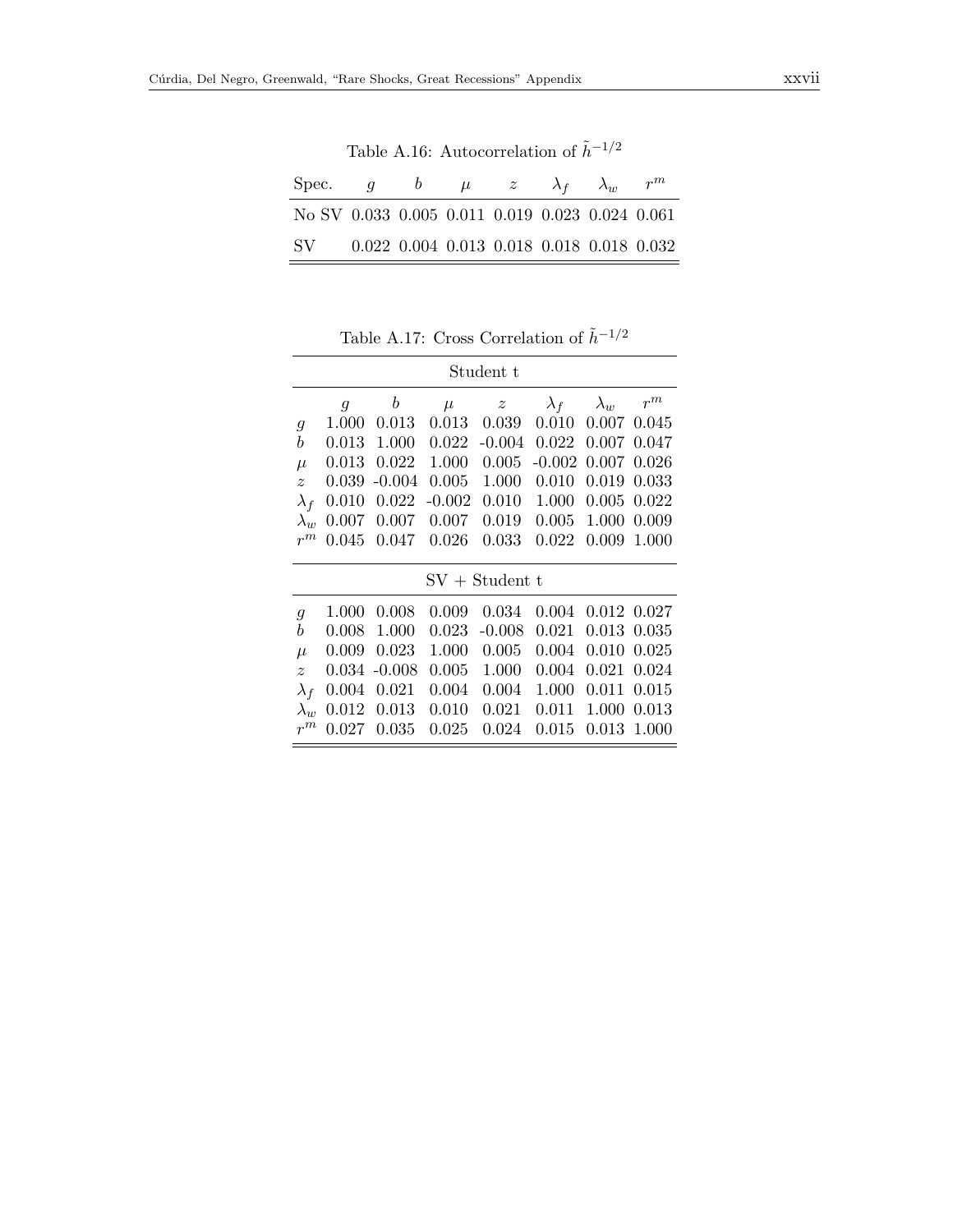Table A.16: Autocorrelation of $\tilde{h}^{-1/2}$

| Spec. | $g$ | $b$ | $\mu$ | $z$ | $\lambda_f$ | $\lambda_w$ | $r^m$ |
|---|---|---|---|---|---|---|---|
| No SV | 0.033 | 0.005 | 0.011 | 0.019 | 0.023 | 0.024 | 0.061 |
| SV | 0.022 | 0.004 | 0.013 | 0.018 | 0.018 | 0.018 | 0.032 |

Table A.17: Cross Correlation of $\tilde{h}^{-1/2}$

| Student t | | | | | | | |
|---|---|---|---|---|---|---|---|
| | $g$ | $b$ | $\mu$ | $z$ | $\lambda_f$ | $\lambda_w$ | $r^m$ |
| $g$ | 1.000 | 0.013 | 0.013 | 0.039 | 0.010 | 0.007 | 0.045 |
| $b$ | 0.013 | 1.000 | 0.022 | -0.004 | 0.022 | 0.007 | 0.047 |
| $\mu$ | 0.013 | 0.022 | 1.000 | 0.005 | -0.002 | 0.007 | 0.026 |
| $z$ | 0.039 | -0.004 | 0.005 | 1.000 | 0.010 | 0.019 | 0.033 |
| $\lambda_f$ | 0.010 | 0.022 | -0.002 | 0.010 | 1.000 | 0.005 | 0.022 |
| $\lambda_w$ | 0.007 | 0.007 | 0.007 | 0.019 | 0.005 | 1.000 | 0.009 |
| $r^m$ | 0.045 | 0.047 | 0.026 | 0.033 | 0.022 | 0.009 | 1.000 |
| SV + Student t | | | | | | | |
| $g$ | 1.000 | 0.008 | 0.009 | 0.034 | 0.004 | 0.012 | 0.027 |
| $b$ | 0.008 | 1.000 | 0.023 | -0.008 | 0.021 | 0.013 | 0.035 |
| $\mu$ | 0.009 | 0.023 | 1.000 | 0.005 | 0.004 | 0.010 | 0.025 |
| $z$ | 0.034 | -0.008 | 0.005 | 1.000 | 0.004 | 0.021 | 0.024 |
| $\lambda_f$ | 0.004 | 0.021 | 0.004 | 0.004 | 1.000 | 0.011 | 0.015 |
| $\lambda_w$ | 0.012 | 0.013 | 0.010 | 0.021 | 0.011 | 1.000 | 0.013 |
| $r^m$ | 0.027 | 0.035 | 0.025 | 0.024 | 0.015 | 0.013 | 1.000 |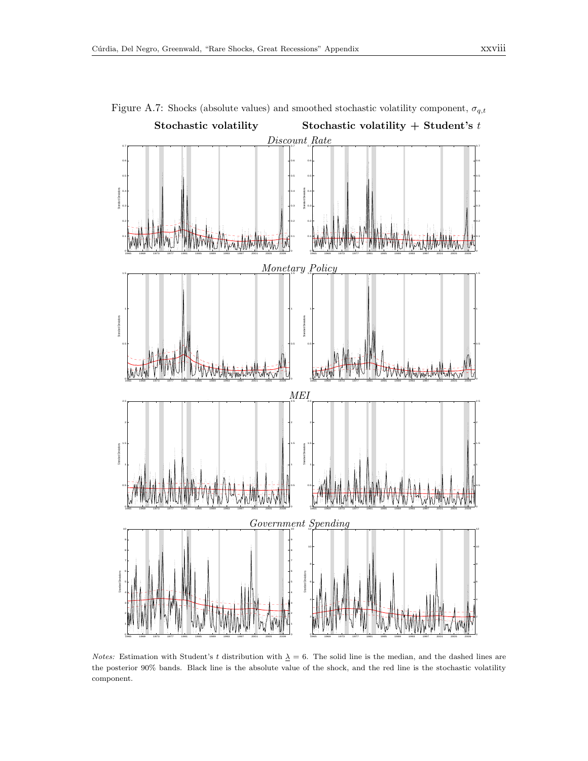Figure A.7: Shocks (absolute values) and smoothed stochastic volatility component, $\sigma_{q,t}$

**Stochastic volatility** | **Stochastic volatility + Student's** $t$

*Discount Rate*

*Monetary Policy*

*MEI*

*Government Spending*

*Notes:* Estimation with Student's $t$ distribution with $\underline{\lambda} = 6$. The solid line is the median, and the dashed lines are the posterior 90% bands. Black line is the absolute value of the shock, and the red line is the stochastic volatility component.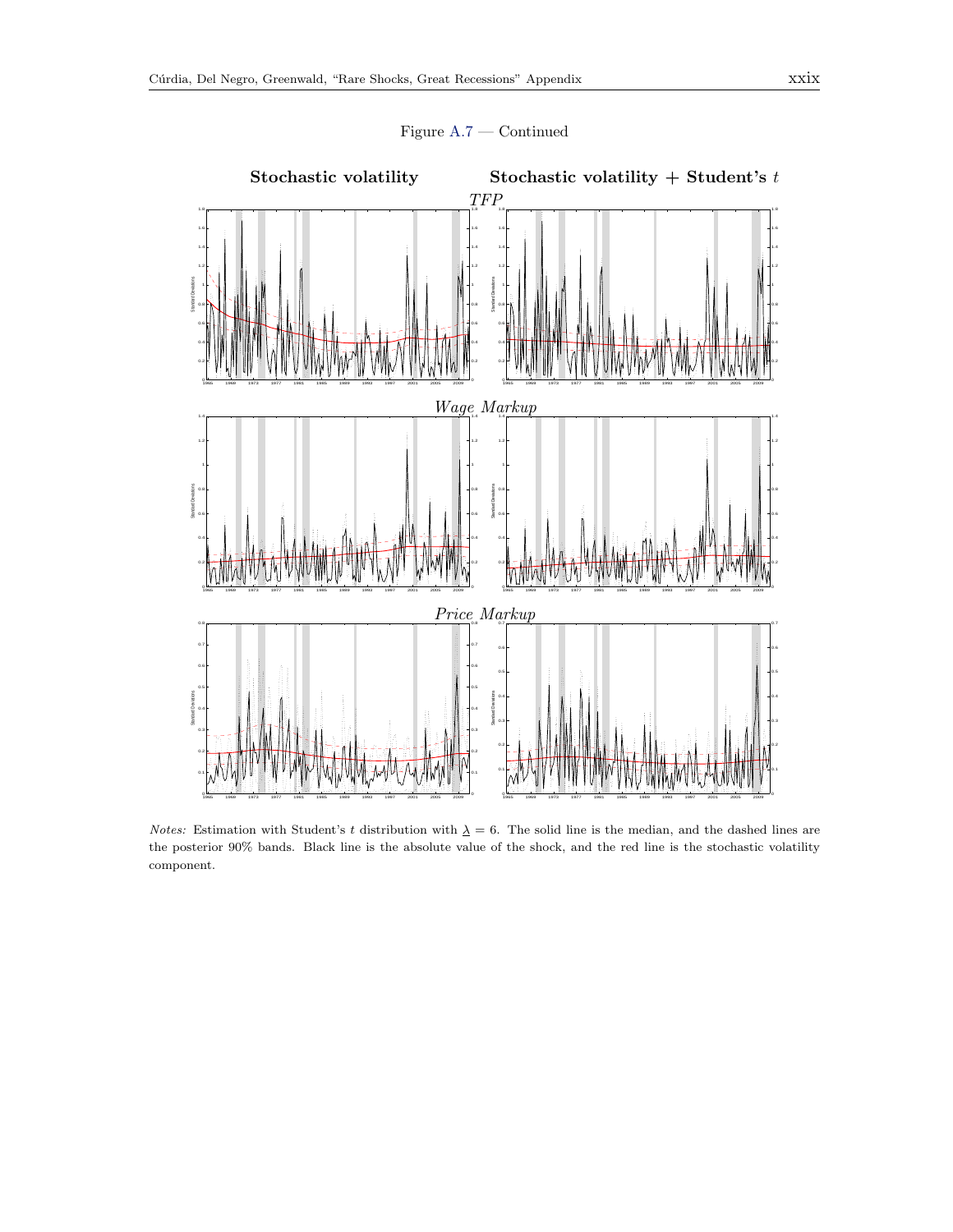Figure A.7 — Continued

**Stochastic volatility** | **Stochastic volatility + Student's $t$**

*TFP*

*Wage Markup*

*Price Markup*

*Notes:* Estimation with Student's $t$ distribution with $\underline{\lambda} = 6$. The solid line is the median, and the dashed lines are the posterior 90% bands. Black line is the absolute value of the shock, and the red line is the stochastic volatility component.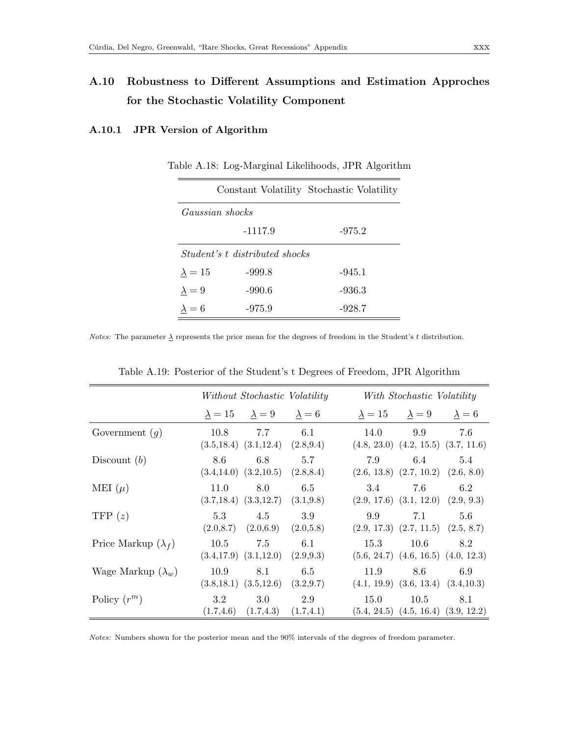## A.10 Robustness to Different Assumptions and Estimation Approches for the Stochastic Volatility Component

### A.10.1 JPR Version of Algorithm

Table A.18: Log-Marginal Likelihoods, JPR Algorithm

| | Constant Volatility | Stochastic Volatility |
|---|---|---|
| *Gaussian shocks* | | |
| | -1117.9 | -975.2 |
| *Student's t distributed shocks* | | |
| $\underline{\lambda} = 15$ | -999.8 | -945.1 |
| $\underline{\lambda} = 9$ | -990.6 | -936.3 |
| $\underline{\lambda} = 6$ | -975.9 | -928.7 |

*Notes:* The parameter $\underline{\lambda}$ represents the prior mean for the degrees of freedom in the Student's $t$ distribution.

Table A.19: Posterior of the Student's t Degrees of Freedom, JPR Algorithm

| | *Without Stochastic Volatility* | | | *With Stochastic Volatility* | | |
|---|---|---|---|---|---|---|
| | $\underline{\lambda} = 15$ | $\underline{\lambda} = 9$ | $\underline{\lambda} = 6$ | $\underline{\lambda} = 15$ | $\underline{\lambda} = 9$ | $\underline{\lambda} = 6$ |
| Government ($g$) | 10.8 (3.5,18.4) | 7.7 (3.1,12.4) | 6.1 (2.8,9.4) | 14.0 (4.8, 23.0) | 9.9 (4.2, 15.5) | 7.6 (3.7, 11.6) |
| Discount ($b$) | 8.6 (3.4,14.0) | 6.8 (3.2,10.5) | 5.7 (2.8,8.4) | 7.9 (2.6, 13.8) | 6.4 (2.7, 10.2) | 5.4 (2.6, 8.0) |
| MEI ($\mu$) | 11.0 (3.7,18.4) | 8.0 (3.3,12.7) | 6.5 (3.1,9.8) | 3.4 (2.9, 17.6) | 7.6 (3.1, 12.0) | 6.2 (2.9, 9.3) |
| TFP ($z$) | 5.3 (2.0,8.7) | 4.5 (2.0,6.9) | 3.9 (2.0,5.8) | 9.9 (2.9, 17.3) | 7.1 (2.7, 11.5) | 5.6 (2.5, 8.7) |
| Price Markup ($\lambda_f$) | 10.5 (3.4,17.9) | 7.5 (3.1,12.0) | 6.1 (2.9,9.3) | 15.3 (5.6, 24.7) | 10.6 (4.6, 16.5) | 8.2 (4.0, 12.3) |
| Wage Markup ($\lambda_w$) | 10.9 (3.8,18.1) | 8.1 (3.5,12.6) | 6.5 (3.2,9.7) | 11.9 (4.1, 19.9) | 8.6 (3.6, 13.4) | 6.9 (3.4,10.3) |
| Policy ($r^m$) | 3.2 (1.7,4.6) | 3.0 (1.7,4.3) | 2.9 (1.7,4.1) | 15.0 (5.4, 24.5) | 10.5 (4.5, 16.4) | 8.1 (3.9, 12.2) |

*Notes:* Numbers shown for the posterior mean and the 90% intervals of the degrees of freedom parameter.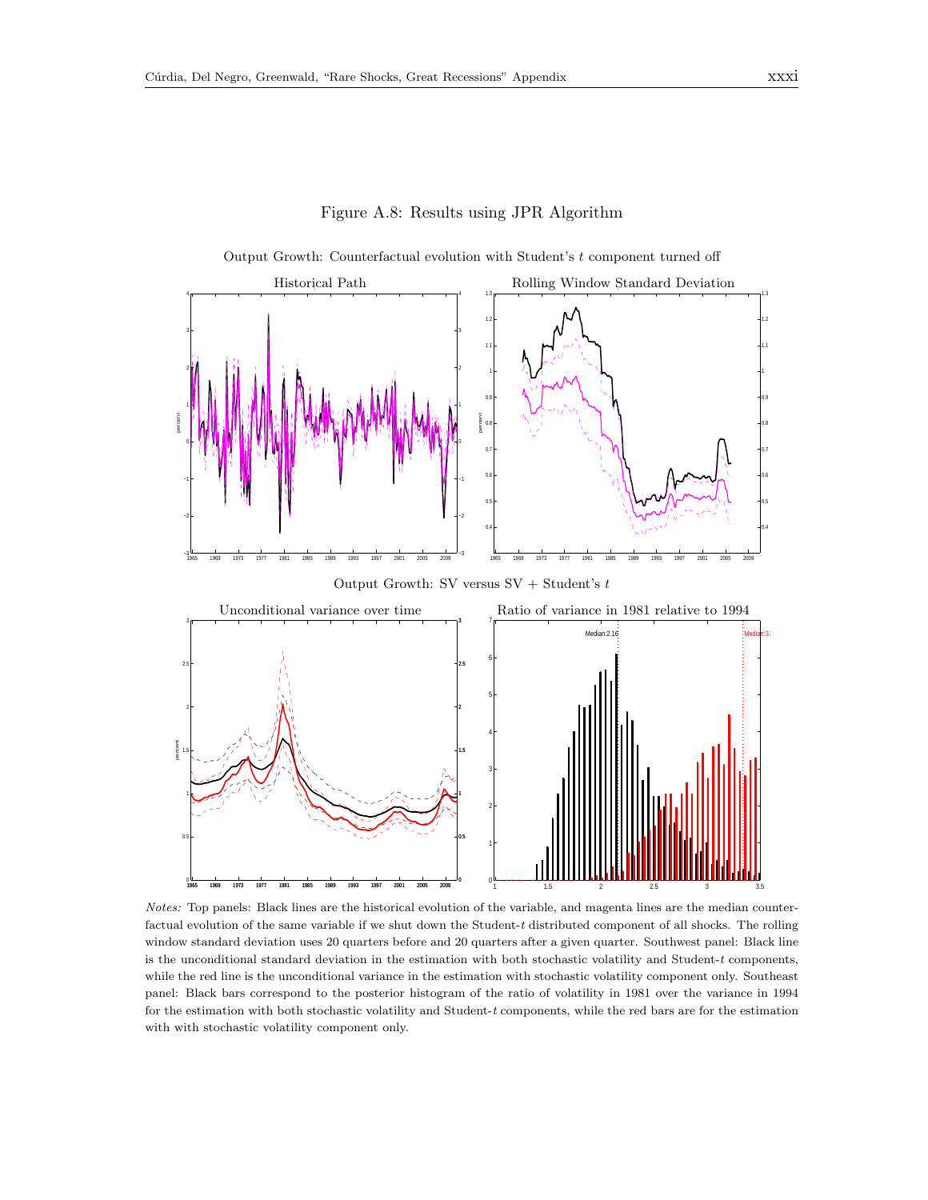# Figure A.8: Results using JPR Algorithm

Output Growth: Counterfactual evolution with Student's $t$ component turned off

Historical Path

Rolling Window Standard Deviation

Output Growth: SV versus SV + Student's $t$

Unconditional variance over time

Ratio of variance in 1981 relative to 1994

*Notes:* Top panels: Black lines are the historical evolution of the variable, and magenta lines are the median counterfactual evolution of the same variable if we shut down the Student-$t$ distributed component of all shocks. The rolling window standard deviation uses 20 quarters before and 20 quarters after a given quarter. Southwest panel: Black line is the unconditional standard deviation in the estimation with both stochastic volatility and Student-$t$ components, while the red line is the unconditional variance in the estimation with stochastic volatility component only. Southeast panel: Black bars correspond to the posterior histogram of the ratio of volatility in 1981 over the variance in 1994 for the estimation with both stochastic volatility and Student-$t$ components, while the red bars are for the estimation with with stochastic volatility component only.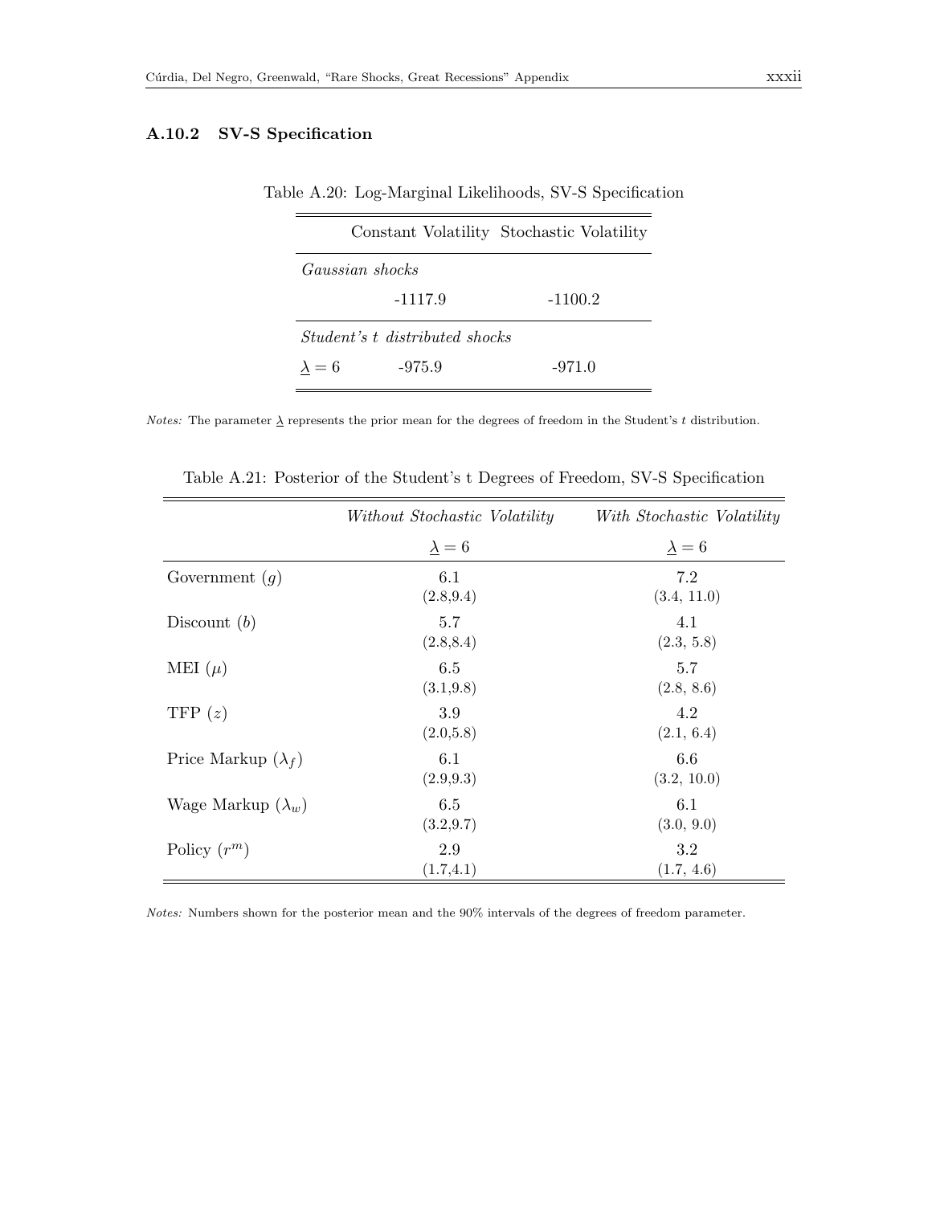### A.10.2 SV-S Specification

Table A.20: Log-Marginal Likelihoods, SV-S Specification

| | Constant Volatility | Stochastic Volatility |
|---|---|---|
| *Gaussian shocks* | | |
| | -1117.9 | -1100.2 |
| *Student's t distributed shocks* | | |
| $\underline{\lambda} = 6$ | -975.9 | -971.0 |

*Notes:* The parameter $\underline{\lambda}$ represents the prior mean for the degrees of freedom in the Student's $t$ distribution.

Table A.21: Posterior of the Student's t Degrees of Freedom, SV-S Specification

| | *Without Stochastic Volatility* | *With Stochastic Volatility* |
|---|---|---|
| | $\underline{\lambda} = 6$ | $\underline{\lambda} = 6$ |
| Government ($g$) | 6.1 (2.8,9.4) | 7.2 (3.4, 11.0) |
| Discount ($b$) | 5.7 (2.8,8.4) | 4.1 (2.3, 5.8) |
| MEI ($\mu$) | 6.5 (3.1,9.8) | 5.7 (2.8, 8.6) |
| TFP ($z$) | 3.9 (2.0,5.8) | 4.2 (2.1, 6.4) |
| Price Markup ($\lambda_f$) | 6.1 (2.9,9.3) | 6.6 (3.2, 10.0) |
| Wage Markup ($\lambda_w$) | 6.5 (3.2,9.7) | 6.1 (3.0, 9.0) |
| Policy ($r^m$) | 2.9 (1.7,4.1) | 3.2 (1.7, 4.6) |

*Notes:* Numbers shown for the posterior mean and the 90% intervals of the degrees of freedom parameter.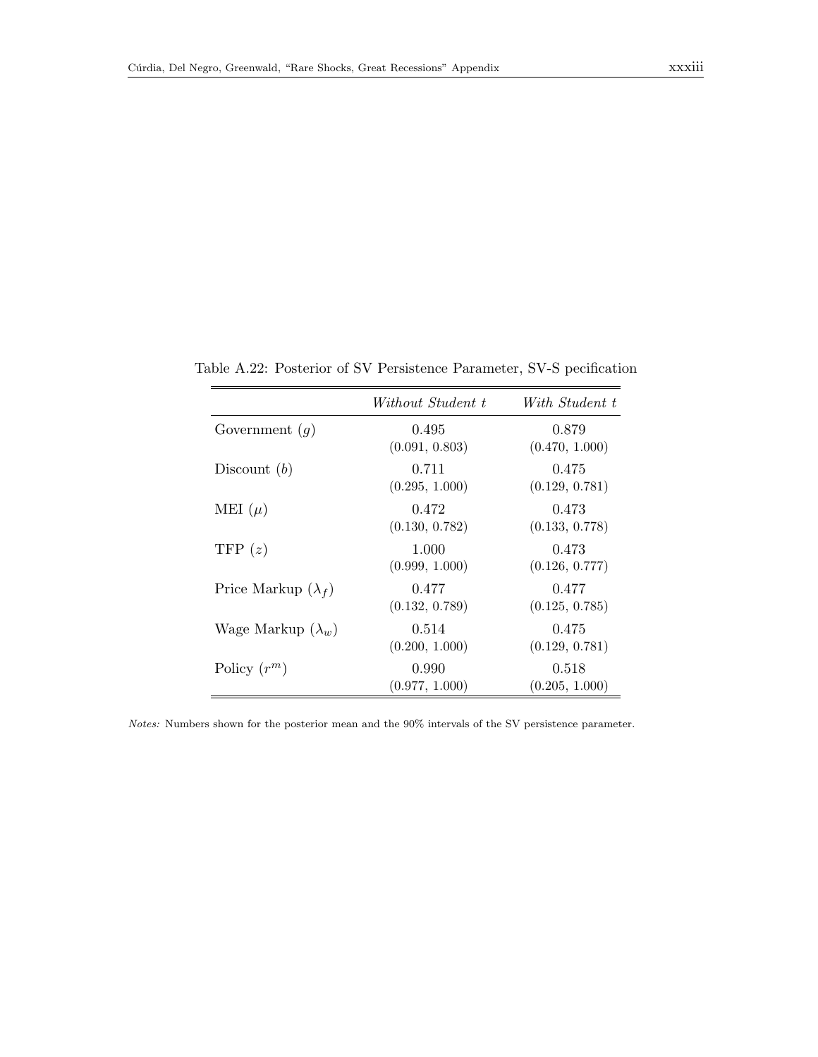Table A.22: Posterior of SV Persistence Parameter, SV-S pecification

| | *Without Student t* | *With Student t* |
|---|---|---|
| Government ($g$) | 0.495<br>(0.091, 0.803) | 0.879<br>(0.470, 1.000) |
| Discount ($b$) | 0.711<br>(0.295, 1.000) | 0.475<br>(0.129, 0.781) |
| MEI ($\mu$) | 0.472<br>(0.130, 0.782) | 0.473<br>(0.133, 0.778) |
| TFP ($z$) | 1.000<br>(0.999, 1.000) | 0.473<br>(0.126, 0.777) |
| Price Markup ($\lambda_f$) | 0.477<br>(0.132, 0.789) | 0.477<br>(0.125, 0.785) |
| Wage Markup ($\lambda_w$) | 0.514<br>(0.200, 1.000) | 0.475<br>(0.129, 0.781) |
| Policy ($r^m$) | 0.990<br>(0.977, 1.000) | 0.518<br>(0.205, 1.000) |

*Notes:* Numbers shown for the posterior mean and the 90% intervals of the SV persistence parameter.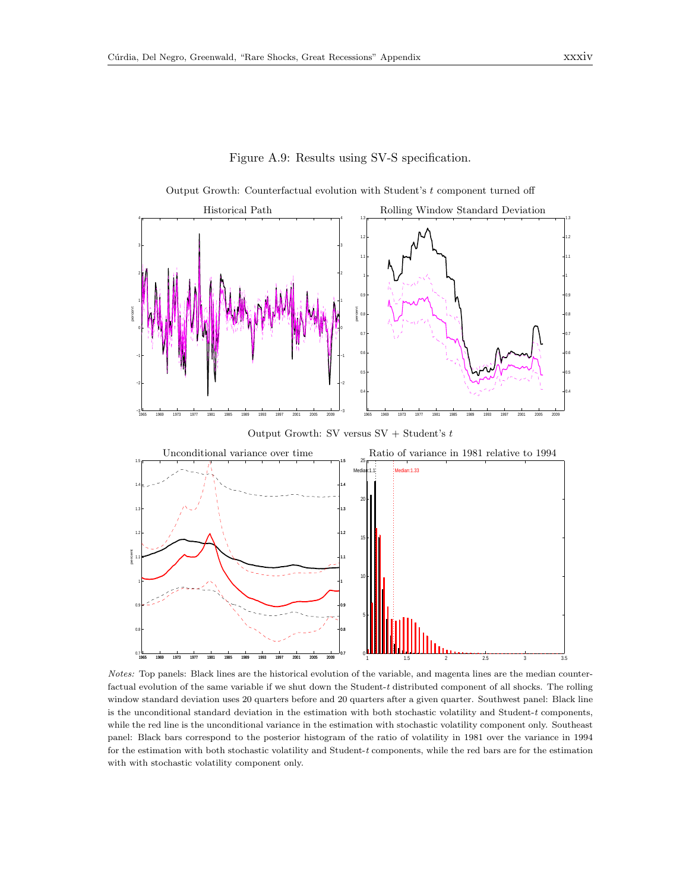Figure A.9: Results using SV-S specification.

Output Growth: Counterfactual evolution with Student's $t$ component turned off

Historical Path

Rolling Window Standard Deviation

Output Growth: SV versus SV + Student's $t$

Unconditional variance over time

Ratio of variance in 1981 relative to 1994

*Notes:* Top panels: Black lines are the historical evolution of the variable, and magenta lines are the median counterfactual evolution of the same variable if we shut down the Student-$t$ distributed component of all shocks. The rolling window standard deviation uses 20 quarters before and 20 quarters after a given quarter. Southwest panel: Black line is the unconditional standard deviation in the estimation with both stochastic volatility and Student-$t$ components, while the red line is the unconditional variance in the estimation with stochastic volatility component only. Southeast panel: Black bars correspond to the posterior histogram of the ratio of volatility in 1981 over the variance in 1994 for the estimation with both stochastic volatility and Student-$t$ components, while the red bars are for the estimation with with stochastic volatility component only.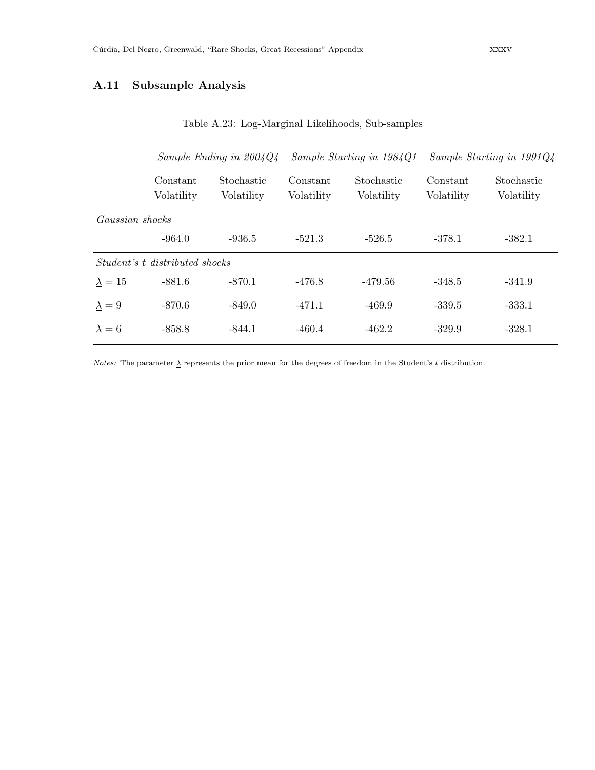## A.11 Subsample Analysis

Table A.23: Log-Marginal Likelihoods, Sub-samples

| | *Sample Ending in 2004Q4* | | *Sample Starting in 1984Q1* | | *Sample Starting in 1991Q4* | |
|---|---|---|---|---|---|---|
| | Constant Volatility | Stochastic Volatility | Constant Volatility | Stochastic Volatility | Constant Volatility | Stochastic Volatility |
| *Gaussian shocks* | | | | | | |
| | -964.0 | -936.5 | -521.3 | -526.5 | -378.1 | -382.1 |
| *Student's t distributed shocks* | | | | | | |
| $\underline{\lambda} = 15$ | -881.6 | -870.1 | -476.8 | -479.56 | -348.5 | -341.9 |
| $\underline{\lambda} = 9$ | -870.6 | -849.0 | -471.1 | -469.9 | -339.5 | -333.1 |
| $\underline{\lambda} = 6$ | -858.8 | -844.1 | -460.4 | -462.2 | -329.9 | -328.1 |

*Notes:* The parameter $\underline{\lambda}$ represents the prior mean for the degrees of freedom in the Student's $t$ distribution.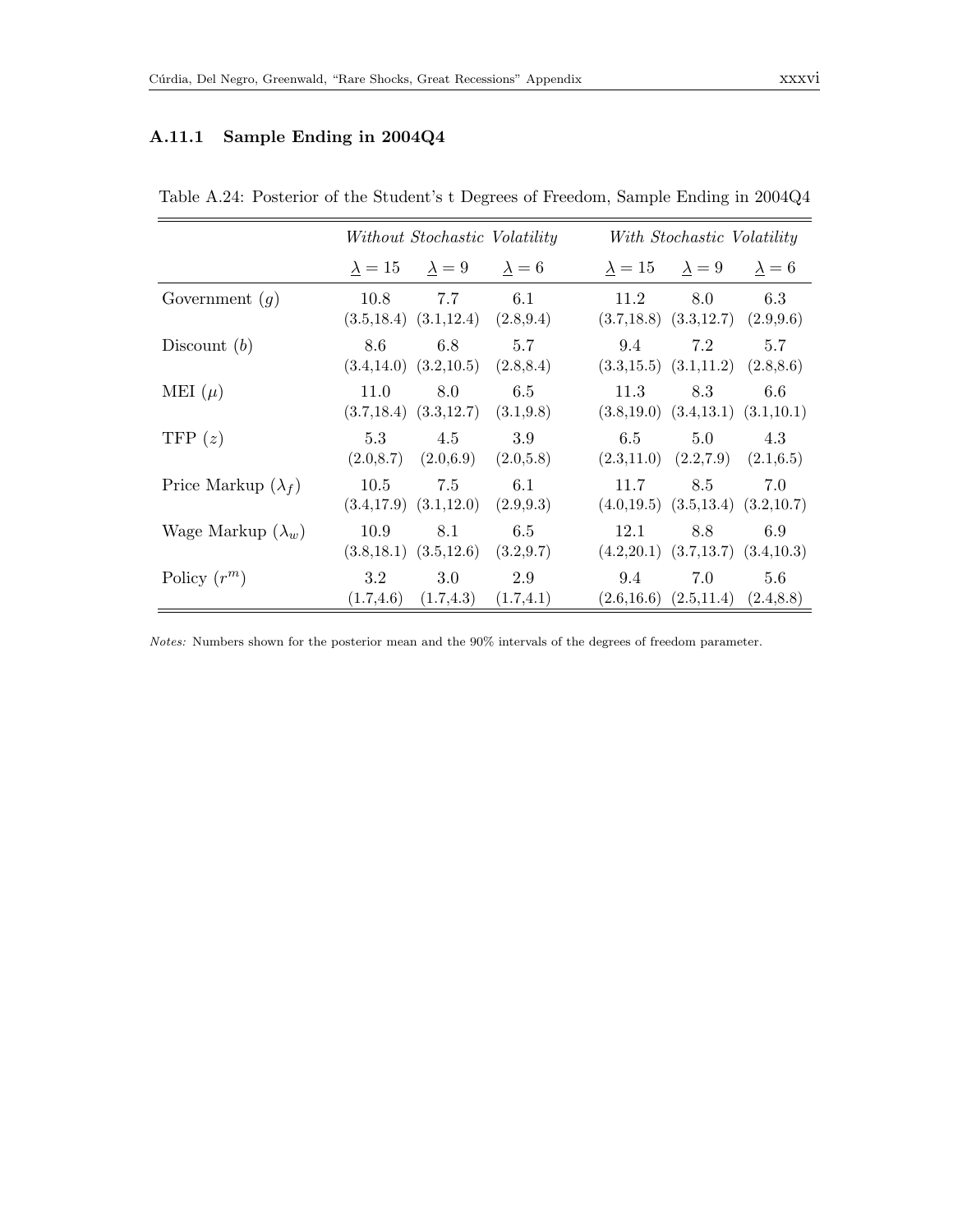### A.11.1 Sample Ending in 2004Q4

Table A.24: Posterior of the Student's t Degrees of Freedom, Sample Ending in 2004Q4

| | *Without Stochastic Volatility* | | | *With Stochastic Volatility* | | |
|---|---|---|---|---|---|---|
| | $\underline{\lambda} = 15$ | $\underline{\lambda} = 9$ | $\underline{\lambda} = 6$ | $\underline{\lambda} = 15$ | $\underline{\lambda} = 9$ | $\underline{\lambda} = 6$ |
| Government ($g$) | 10.8 (3.5,18.4) | 7.7 (3.1,12.4) | 6.1 (2.8,9.4) | 11.2 (3.7,18.8) | 8.0 (3.3,12.7) | 6.3 (2.9,9.6) |
| Discount ($b$) | 8.6 (3.4,14.0) | 6.8 (3.2,10.5) | 5.7 (2.8,8.4) | 9.4 (3.3,15.5) | 7.2 (3.1,11.2) | 5.7 (2.8,8.6) |
| MEI ($\mu$) | 11.0 (3.7,18.4) | 8.0 (3.3,12.7) | 6.5 (3.1,9.8) | 11.3 (3.8,19.0) | 8.3 (3.4,13.1) | 6.6 (3.1,10.1) |
| TFP ($z$) | 5.3 (2.0,8.7) | 4.5 (2.0,6.9) | 3.9 (2.0,5.8) | 6.5 (2.3,11.0) | 5.0 (2.2,7.9) | 4.3 (2.1,6.5) |
| Price Markup ($\lambda_f$) | 10.5 (3.4,17.9) | 7.5 (3.1,12.0) | 6.1 (2.9,9.3) | 11.7 (4.0,19.5) | 8.5 (3.5,13.4) | 7.0 (3.2,10.7) |
| Wage Markup ($\lambda_w$) | 10.9 (3.8,18.1) | 8.1 (3.5,12.6) | 6.5 (3.2,9.7) | 12.1 (4.2,20.1) | 8.8 (3.7,13.7) | 6.9 (3.4,10.3) |
| Policy ($r^m$) | 3.2 (1.7,4.6) | 3.0 (1.7,4.3) | 2.9 (1.7,4.1) | 9.4 (2.6,16.6) | 7.0 (2.5,11.4) | 5.6 (2.4,8.8) |

*Notes:* Numbers shown for the posterior mean and the 90% intervals of the degrees of freedom parameter.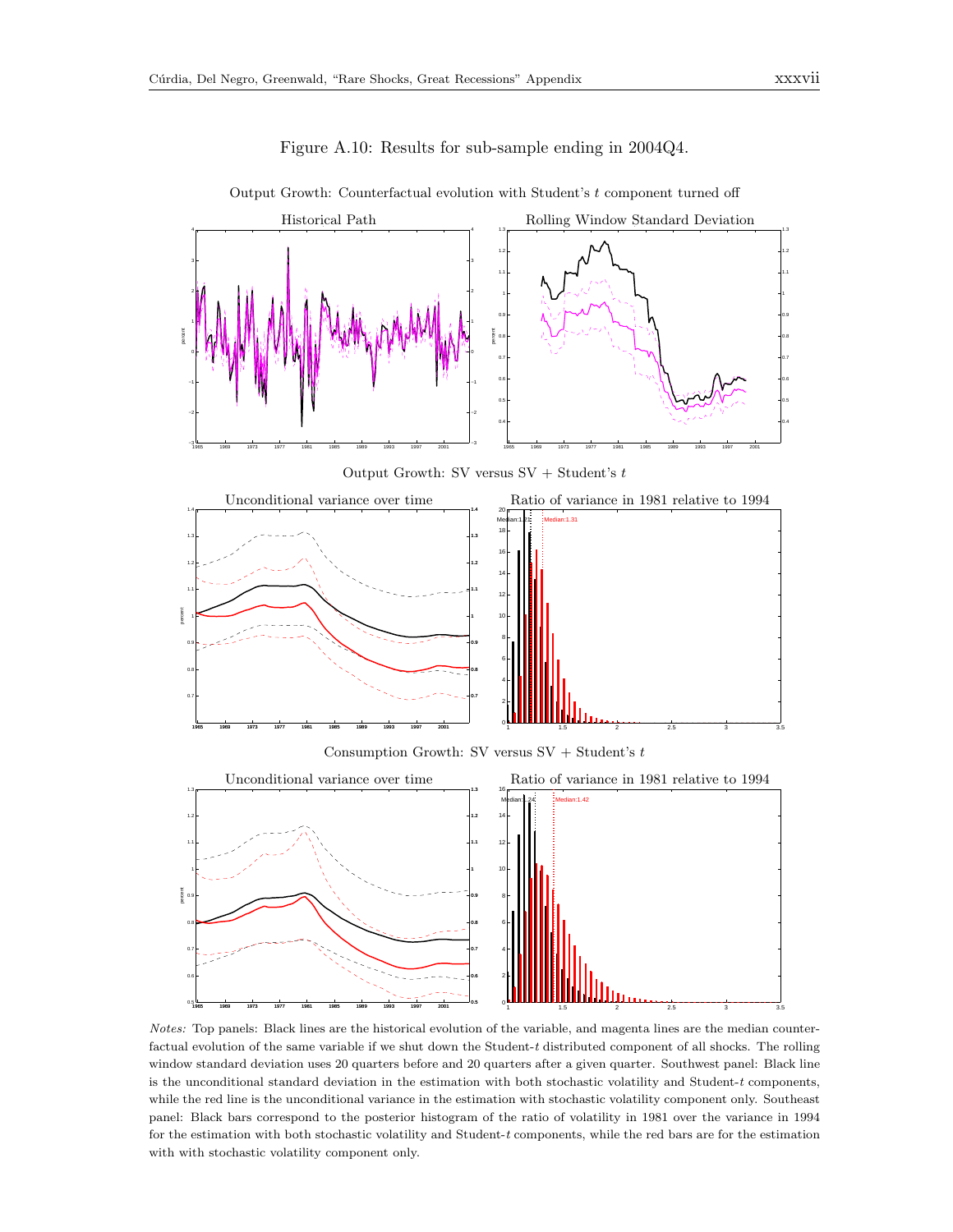Figure A.10: Results for sub-sample ending in 2004Q4.

Output Growth: Counterfactual evolution with Student's $t$ component turned off

Historical Path

Rolling Window Standard Deviation

Output Growth: SV versus SV + Student's $t$

Unconditional variance over time

Ratio of variance in 1981 relative to 1994

Consumption Growth: SV versus SV + Student's $t$

Unconditional variance over time

Ratio of variance in 1981 relative to 1994

*Notes:* Top panels: Black lines are the historical evolution of the variable, and magenta lines are the median counterfactual evolution of the same variable if we shut down the Student-$t$ distributed component of all shocks. The rolling window standard deviation uses 20 quarters before and 20 quarters after a given quarter. Southwest panel: Black line is the unconditional standard deviation in the estimation with both stochastic volatility and Student-$t$ components, while the red line is the unconditional variance in the estimation with stochastic volatility component only. Southeast panel: Black bars correspond to the posterior histogram of the ratio of volatility in 1981 over the variance in 1994 for the estimation with both stochastic volatility and Student-$t$ components, while the red bars are for the estimation with with stochastic volatility component only.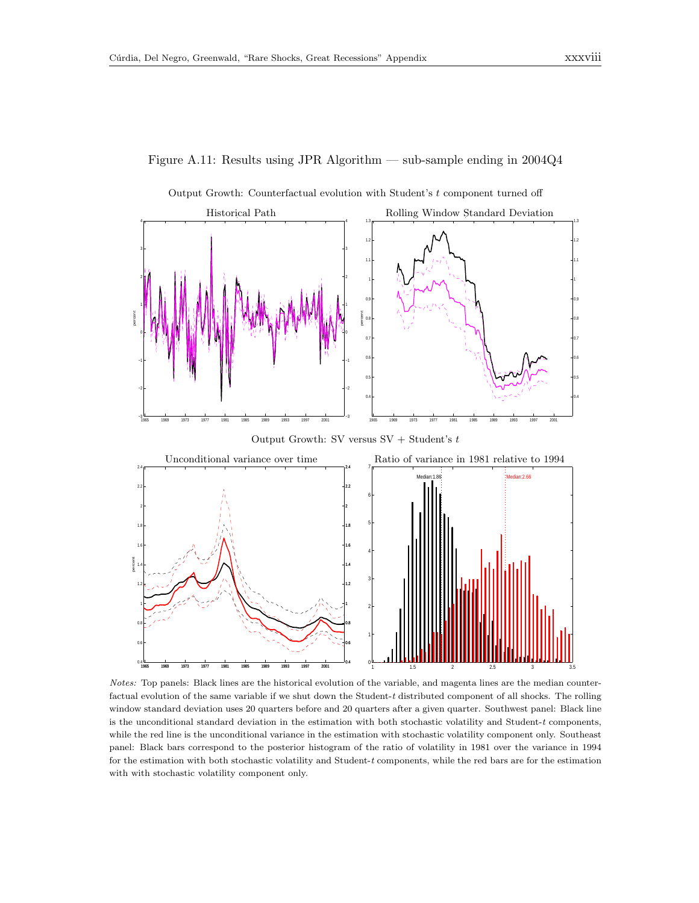Figure A.11: Results using JPR Algorithm — sub-sample ending in 2004Q4

Output Growth: Counterfactual evolution with Student's $t$ component turned off

Historical Path

Rolling Window Standard Deviation

Output Growth: SV versus SV + Student's $t$

Unconditional variance over time

Ratio of variance in 1981 relative to 1994

*Notes:* Top panels: Black lines are the historical evolution of the variable, and magenta lines are the median counterfactual evolution of the same variable if we shut down the Student-$t$ distributed component of all shocks. The rolling window standard deviation uses 20 quarters before and 20 quarters after a given quarter. Southwest panel: Black line is the unconditional standard deviation in the estimation with both stochastic volatility and Student-$t$ components, while the red line is the unconditional variance in the estimation with stochastic volatility component only. Southeast panel: Black bars correspond to the posterior histogram of the ratio of volatility in 1981 over the variance in 1994 for the estimation with both stochastic volatility and Student-$t$ components, while the red bars are for the estimation with with stochastic volatility component only.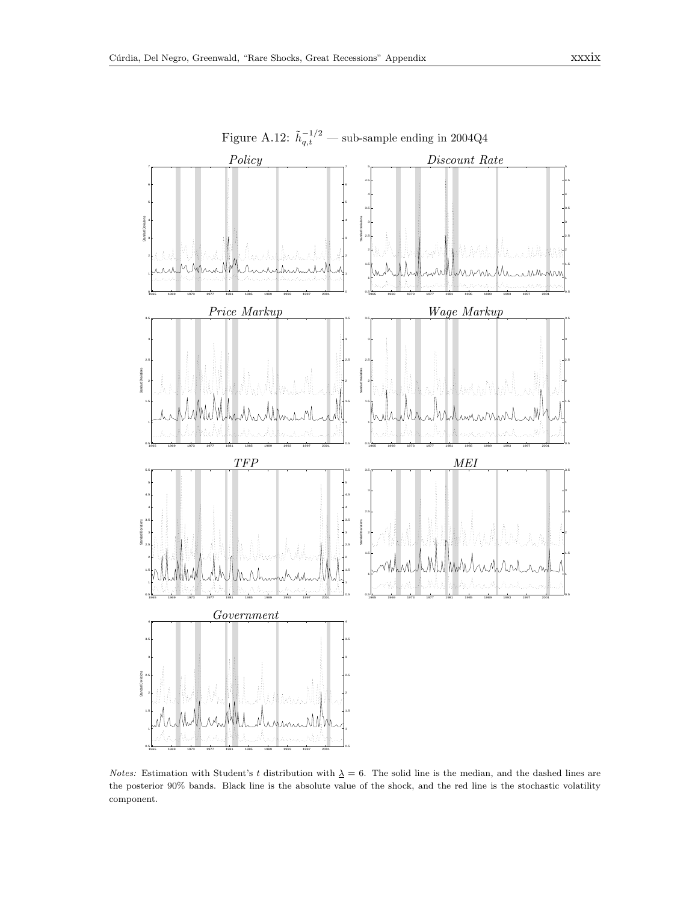Figure A.12: $\tilde{h}_{q,t}^{-1/2}$ — sub-sample ending in 2004Q4

*Notes:* Estimation with Student's $t$ distribution with $\underline{\lambda} = 6$. The solid line is the median, and the dashed lines are the posterior 90% bands. Black line is the absolute value of the shock, and the red line is the stochastic volatility component.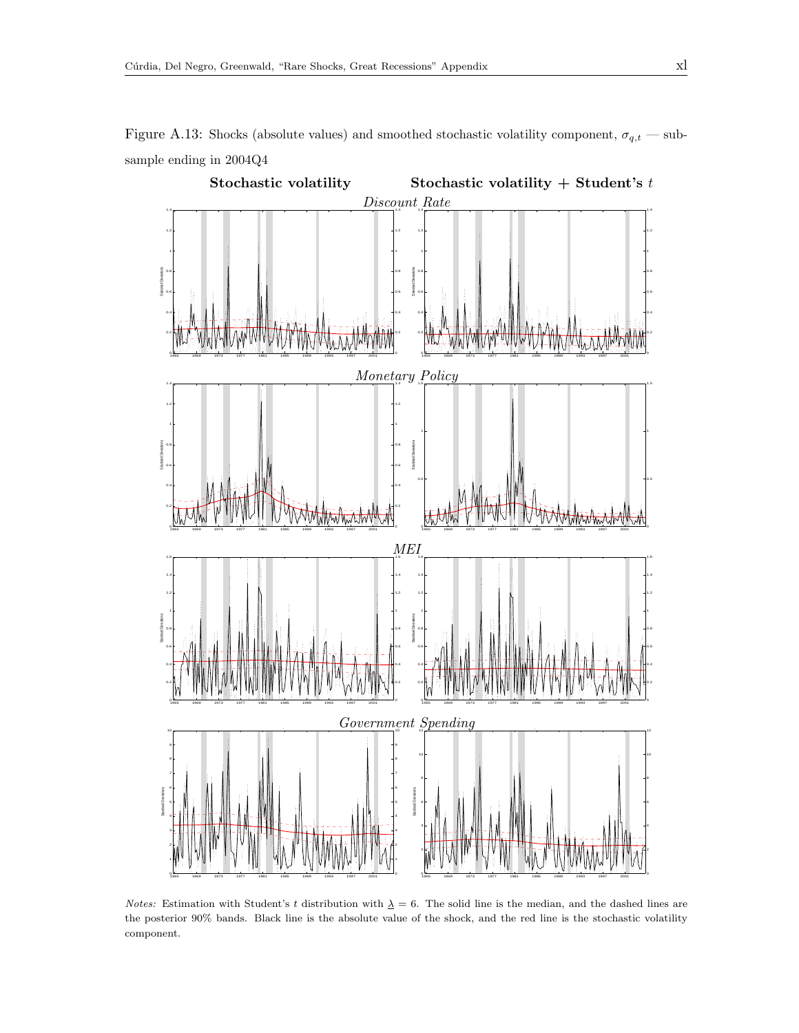Figure A.13: Shocks (absolute values) and smoothed stochastic volatility component, $\sigma_{q,t}$ — subsample ending in 2004Q4

*Notes:* Estimation with Student's $t$ distribution with $\underline{\lambda} = 6$. The solid line is the median, and the dashed lines are the posterior 90% bands. Black line is the absolute value of the shock, and the red line is the stochastic volatility component.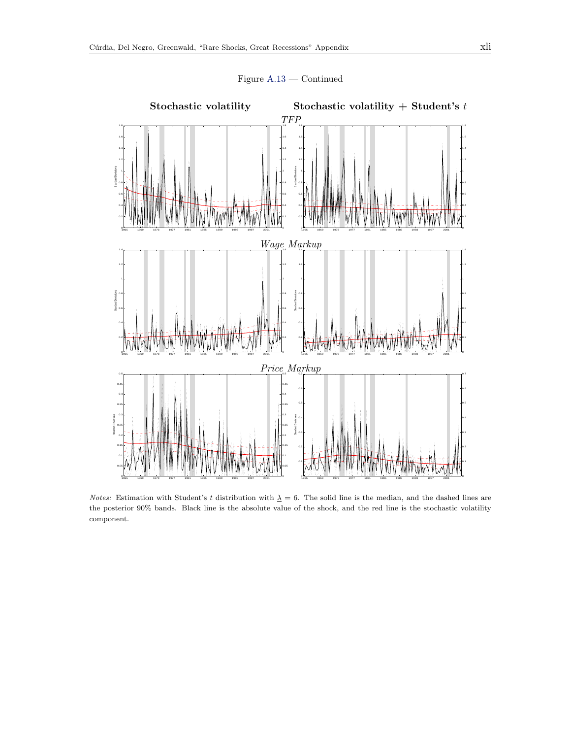Figure A.13 — Continued

**Stochastic volatility** **Stochastic volatility + Student's** $t$

*TFP*

*Wage Markup*

*Price Markup*

*Notes:* Estimation with Student's $t$ distribution with $\underline{\lambda} = 6$. The solid line is the median, and the dashed lines are the posterior 90% bands. Black line is the absolute value of the shock, and the red line is the stochastic volatility component.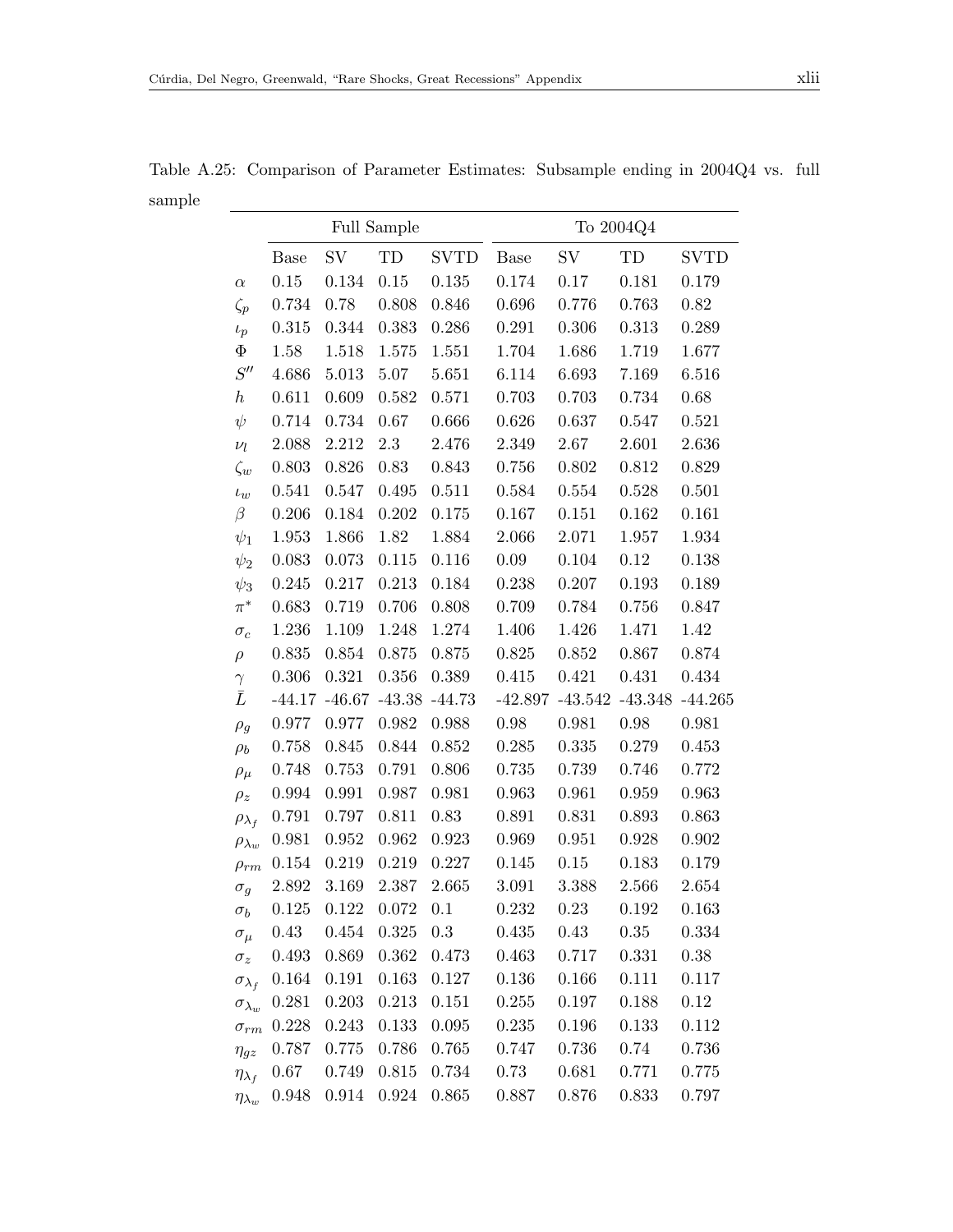Table A.25: Comparison of Parameter Estimates: Subsample ending in 2004Q4 vs. full sample

| | Full Sample | | | | To 2004Q4 | | | |
|---|---|---|---|---|---|---|---|---|
| | Base | SV | TD | SVTD | Base | SV | TD | SVTD |
| $\alpha$ | 0.15 | 0.134 | 0.15 | 0.135 | 0.174 | 0.17 | 0.181 | 0.179 |
| $\zeta_p$ | 0.734 | 0.78 | 0.808 | 0.846 | 0.696 | 0.776 | 0.763 | 0.82 |
| $\iota_p$ | 0.315 | 0.344 | 0.383 | 0.286 | 0.291 | 0.306 | 0.313 | 0.289 |
| $\Phi$ | 1.58 | 1.518 | 1.575 | 1.551 | 1.704 | 1.686 | 1.719 | 1.677 |
| $S''$ | 4.686 | 5.013 | 5.07 | 5.651 | 6.114 | 6.693 | 7.169 | 6.516 |
| $h$ | 0.611 | 0.609 | 0.582 | 0.571 | 0.703 | 0.703 | 0.734 | 0.68 |
| $\psi$ | 0.714 | 0.734 | 0.67 | 0.666 | 0.626 | 0.637 | 0.547 | 0.521 |
| $\nu_l$ | 2.088 | 2.212 | 2.3 | 2.476 | 2.349 | 2.67 | 2.601 | 2.636 |
| $\zeta_w$ | 0.803 | 0.826 | 0.83 | 0.843 | 0.756 | 0.802 | 0.812 | 0.829 |
| $\iota_w$ | 0.541 | 0.547 | 0.495 | 0.511 | 0.584 | 0.554 | 0.528 | 0.501 |
| $\beta$ | 0.206 | 0.184 | 0.202 | 0.175 | 0.167 | 0.151 | 0.162 | 0.161 |
| $\psi_1$ | 1.953 | 1.866 | 1.82 | 1.884 | 2.066 | 2.071 | 1.957 | 1.934 |
| $\psi_2$ | 0.083 | 0.073 | 0.115 | 0.116 | 0.09 | 0.104 | 0.12 | 0.138 |
| $\psi_3$ | 0.245 | 0.217 | 0.213 | 0.184 | 0.238 | 0.207 | 0.193 | 0.189 |
| $\pi^*$ | 0.683 | 0.719 | 0.706 | 0.808 | 0.709 | 0.784 | 0.756 | 0.847 |
| $\sigma_c$ | 1.236 | 1.109 | 1.248 | 1.274 | 1.406 | 1.426 | 1.471 | 1.42 |
| $\rho$ | 0.835 | 0.854 | 0.875 | 0.875 | 0.825 | 0.852 | 0.867 | 0.874 |
| $\gamma$ | 0.306 | 0.321 | 0.356 | 0.389 | 0.415 | 0.421 | 0.431 | 0.434 |
| $\bar{L}$ | -44.17 | -46.67 | -43.38 | -44.73 | -42.897 | -43.542 | -43.348 | -44.265 |
| $\rho_g$ | 0.977 | 0.977 | 0.982 | 0.988 | 0.98 | 0.981 | 0.98 | 0.981 |
| $\rho_b$ | 0.758 | 0.845 | 0.844 | 0.852 | 0.285 | 0.335 | 0.279 | 0.453 |
| $\rho_\mu$ | 0.748 | 0.753 | 0.791 | 0.806 | 0.735 | 0.739 | 0.746 | 0.772 |
| $\rho_z$ | 0.994 | 0.991 | 0.987 | 0.981 | 0.963 | 0.961 | 0.959 | 0.963 |
| $\rho_{\lambda_f}$ | 0.791 | 0.797 | 0.811 | 0.83 | 0.891 | 0.831 | 0.893 | 0.863 |
| $\rho_{\lambda_w}$ | 0.981 | 0.952 | 0.962 | 0.923 | 0.969 | 0.951 | 0.928 | 0.902 |
| $\rho_{rm}$ | 0.154 | 0.219 | 0.219 | 0.227 | 0.145 | 0.15 | 0.183 | 0.179 |
| $\sigma_g$ | 2.892 | 3.169 | 2.387 | 2.665 | 3.091 | 3.388 | 2.566 | 2.654 |
| $\sigma_b$ | 0.125 | 0.122 | 0.072 | 0.1 | 0.232 | 0.23 | 0.192 | 0.163 |
| $\sigma_\mu$ | 0.43 | 0.454 | 0.325 | 0.3 | 0.435 | 0.43 | 0.35 | 0.334 |
| $\sigma_z$ | 0.493 | 0.869 | 0.362 | 0.473 | 0.463 | 0.717 | 0.331 | 0.38 |
| $\sigma_{\lambda_f}$ | 0.164 | 0.191 | 0.163 | 0.127 | 0.136 | 0.166 | 0.111 | 0.117 |
| $\sigma_{\lambda_w}$ | 0.281 | 0.203 | 0.213 | 0.151 | 0.255 | 0.197 | 0.188 | 0.12 |
| $\sigma_{rm}$ | 0.228 | 0.243 | 0.133 | 0.095 | 0.235 | 0.196 | 0.133 | 0.112 |
| $\eta_{gz}$ | 0.787 | 0.775 | 0.786 | 0.765 | 0.747 | 0.736 | 0.74 | 0.736 |
| $\eta_{\lambda_f}$ | 0.67 | 0.749 | 0.815 | 0.734 | 0.73 | 0.681 | 0.771 | 0.775 |
| $\eta_{\lambda_w}$ | 0.948 | 0.914 | 0.924 | 0.865 | 0.887 | 0.876 | 0.833 | 0.797 |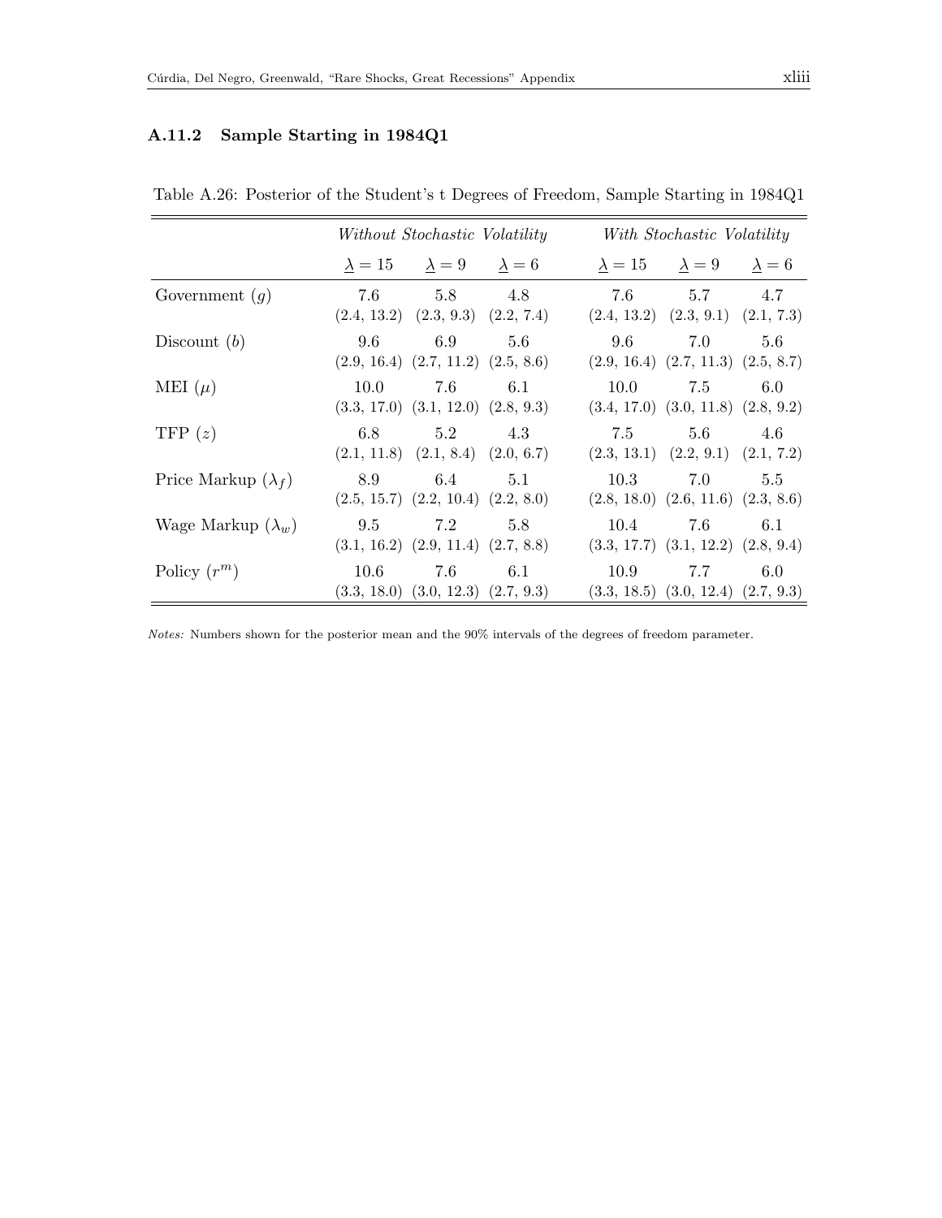### A.11.2 Sample Starting in 1984Q1

Table A.26: Posterior of the Student's t Degrees of Freedom, Sample Starting in 1984Q1

| | *Without Stochastic Volatility* | | | *With Stochastic Volatility* | | |
|---|---|---|---|---|---|---|
| | $\underline{\lambda} = 15$ | $\underline{\lambda} = 9$ | $\underline{\lambda} = 6$ | $\underline{\lambda} = 15$ | $\underline{\lambda} = 9$ | $\underline{\lambda} = 6$ |
| Government ($g$) | 7.6 (2.4, 13.2) | 5.8 (2.3, 9.3) | 4.8 (2.2, 7.4) | 7.6 (2.4, 13.2) | 5.7 (2.3, 9.1) | 4.7 (2.1, 7.3) |
| Discount ($b$) | 9.6 (2.9, 16.4) | 6.9 (2.7, 11.2) | 5.6 (2.5, 8.6) | 9.6 (2.9, 16.4) | 7.0 (2.7, 11.3) | 5.6 (2.5, 8.7) |
| MEI ($\mu$) | 10.0 (3.3, 17.0) | 7.6 (3.1, 12.0) | 6.1 (2.8, 9.3) | 10.0 (3.4, 17.0) | 7.5 (3.0, 11.8) | 6.0 (2.8, 9.2) |
| TFP ($z$) | 6.8 (2.1, 11.8) | 5.2 (2.1, 8.4) | 4.3 (2.0, 6.7) | 7.5 (2.3, 13.1) | 5.6 (2.2, 9.1) | 4.6 (2.1, 7.2) |
| Price Markup ($\lambda_f$) | 8.9 (2.5, 15.7) | 6.4 (2.2, 10.4) | 5.1 (2.2, 8.0) | 10.3 (2.8, 18.0) | 7.0 (2.6, 11.6) | 5.5 (2.3, 8.6) |
| Wage Markup ($\lambda_w$) | 9.5 (3.1, 16.2) | 7.2 (2.9, 11.4) | 5.8 (2.7, 8.8) | 10.4 (3.3, 17.7) | 7.6 (3.1, 12.2) | 6.1 (2.8, 9.4) |
| Policy ($r^m$) | 10.6 (3.3, 18.0) | 7.6 (3.0, 12.3) | 6.1 (2.7, 9.3) | 10.9 (3.3, 18.5) | 7.7 (3.0, 12.4) | 6.0 (2.7, 9.3) |

*Notes:* Numbers shown for the posterior mean and the 90% intervals of the degrees of freedom parameter.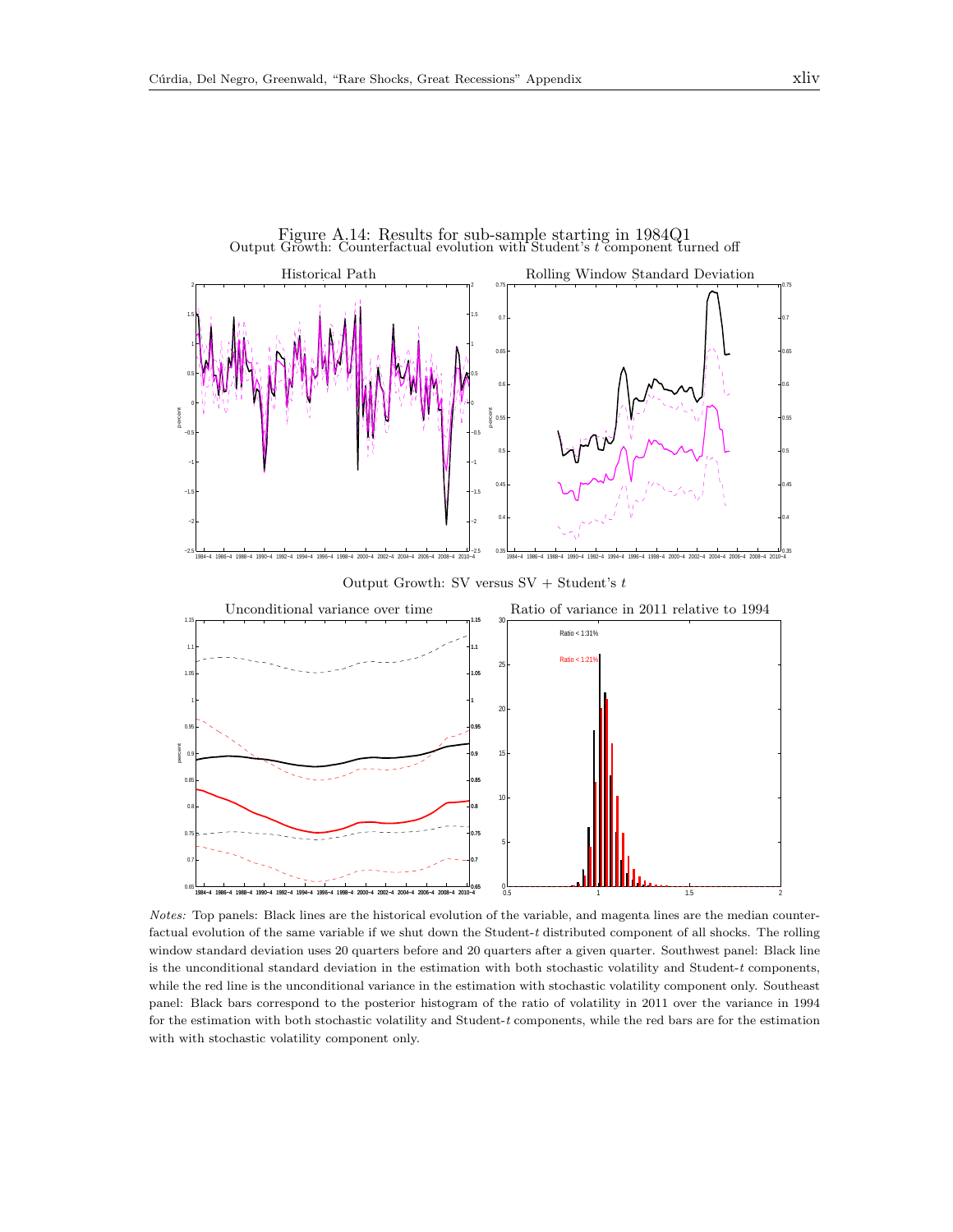Figure A.14: Results for sub-sample starting in 1984Q1

Output Growth: Counterfactual evolution with Student's $t$ component turned off

Output Growth: SV versus SV + Student's $t$

*Notes:* Top panels: Black lines are the historical evolution of the variable, and magenta lines are the median counterfactual evolution of the same variable if we shut down the Student-$t$ distributed component of all shocks. The rolling window standard deviation uses 20 quarters before and 20 quarters after a given quarter. Southwest panel: Black line is the unconditional standard deviation in the estimation with both stochastic volatility and Student-$t$ components, while the red line is the unconditional variance in the estimation with stochastic volatility component only. Southeast panel: Black bars correspond to the posterior histogram of the ratio of volatility in 2011 over the variance in 1994 for the estimation with both stochastic volatility and Student-$t$ components, while the red bars are for the estimation with with stochastic volatility component only.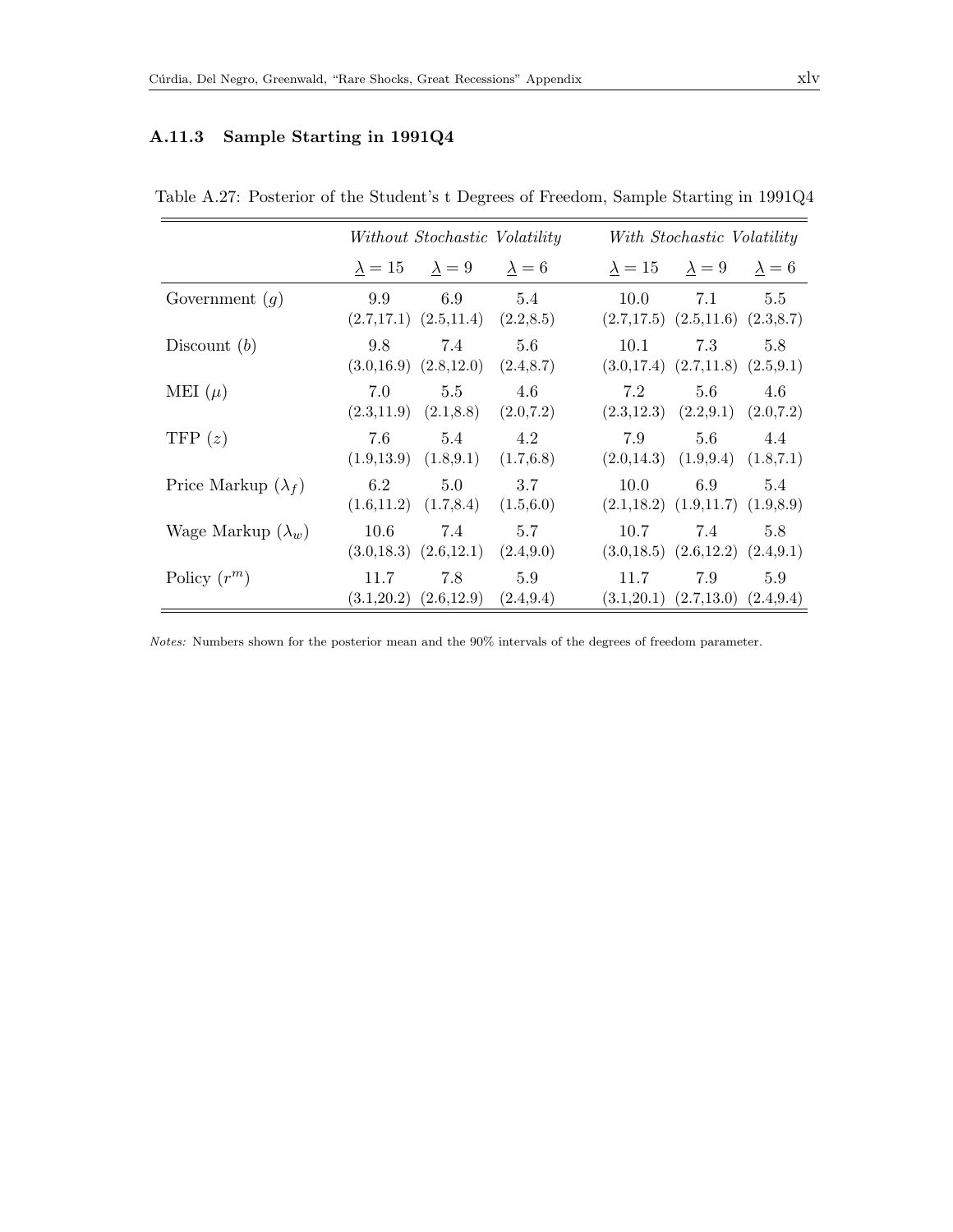### A.11.3 Sample Starting in 1991Q4

Table A.27: Posterior of the Student's t Degrees of Freedom, Sample Starting in 1991Q4

| | *Without Stochastic Volatility* | | | *With Stochastic Volatility* | | |
|---|---|---|---|---|---|---|
| | $\underline{\lambda} = 15$ | $\underline{\lambda} = 9$ | $\underline{\lambda} = 6$ | $\underline{\lambda} = 15$ | $\underline{\lambda} = 9$ | $\underline{\lambda} = 6$ |
| Government ($g$) | 9.9 (2.7,17.1) | 6.9 (2.5,11.4) | 5.4 (2.2,8.5) | 10.0 (2.7,17.5) | 7.1 (2.5,11.6) | 5.5 (2.3,8.7) |
| Discount ($b$) | 9.8 (3.0,16.9) | 7.4 (2.8,12.0) | 5.6 (2.4,8.7) | 10.1 (3.0,17.4) | 7.3 (2.7,11.8) | 5.8 (2.5,9.1) |
| MEI ($\mu$) | 7.0 (2.3,11.9) | 5.5 (2.1,8.8) | 4.6 (2.0,7.2) | 7.2 (2.3,12.3) | 5.6 (2.2,9.1) | 4.6 (2.0,7.2) |
| TFP ($z$) | 7.6 (1.9,13.9) | 5.4 (1.8,9.1) | 4.2 (1.7,6.8) | 7.9 (2.0,14.3) | 5.6 (1.9,9.4) | 4.4 (1.8,7.1) |
| Price Markup ($\lambda_f$) | 6.2 (1.6,11.2) | 5.0 (1.7,8.4) | 3.7 (1.5,6.0) | 10.0 (2.1,18.2) | 6.9 (1.9,11.7) | 5.4 (1.9,8.9) |
| Wage Markup ($\lambda_w$) | 10.6 (3.0,18.3) | 7.4 (2.6,12.1) | 5.7 (2.4,9.0) | 10.7 (3.0,18.5) | 7.4 (2.6,12.2) | 5.8 (2.4,9.1) |
| Policy ($r^m$) | 11.7 (3.1,20.2) | 7.8 (2.6,12.9) | 5.9 (2.4,9.4) | 11.7 (3.1,20.1) | 7.9 (2.7,13.0) | 5.9 (2.4,9.4) |

*Notes:* Numbers shown for the posterior mean and the 90% intervals of the degrees of freedom parameter.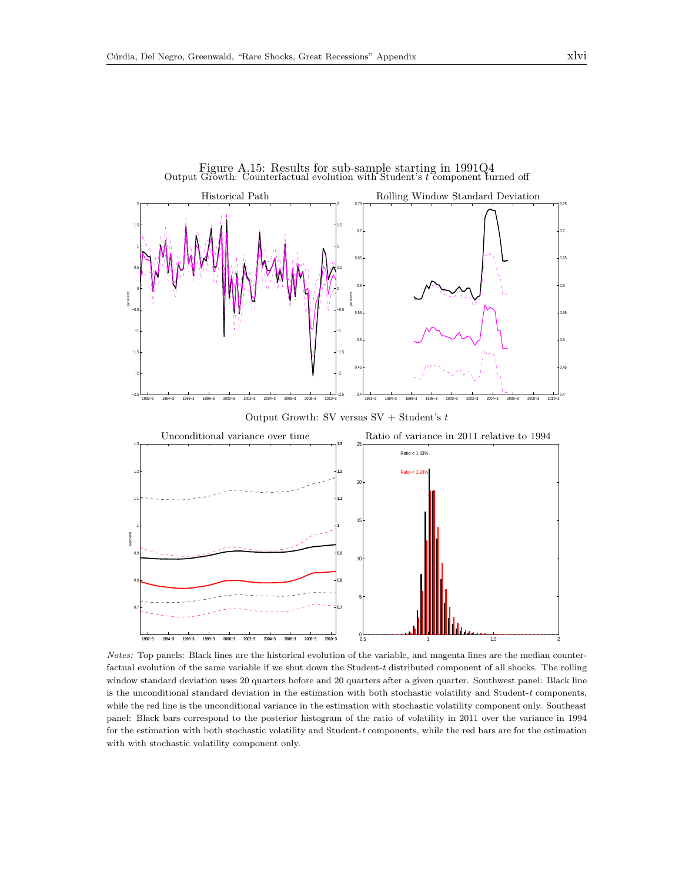Figure A.15: Results for sub-sample starting in 1991Q4

Output Growth: Counterfactual evolution with Student's $t$ component turned off

Historical Path

Rolling Window Standard Deviation

Output Growth: SV versus SV + Student's $t$

Unconditional variance over time

Ratio of variance in 2011 relative to 1994

Ratio < 1:33%

Ratio < 1:24%

*Notes:* Top panels: Black lines are the historical evolution of the variable, and magenta lines are the median counterfactual evolution of the same variable if we shut down the Student-$t$ distributed component of all shocks. The rolling window standard deviation uses 20 quarters before and 20 quarters after a given quarter. Southwest panel: Black line is the unconditional standard deviation in the estimation with both stochastic volatility and Student-$t$ components, while the red line is the unconditional variance in the estimation with stochastic volatility component only. Southeast panel: Black bars correspond to the posterior histogram of the ratio of volatility in 2011 over the variance in 1994 for the estimation with both stochastic volatility and Student-$t$ components, while the red bars are for the estimation with with stochastic volatility component only.